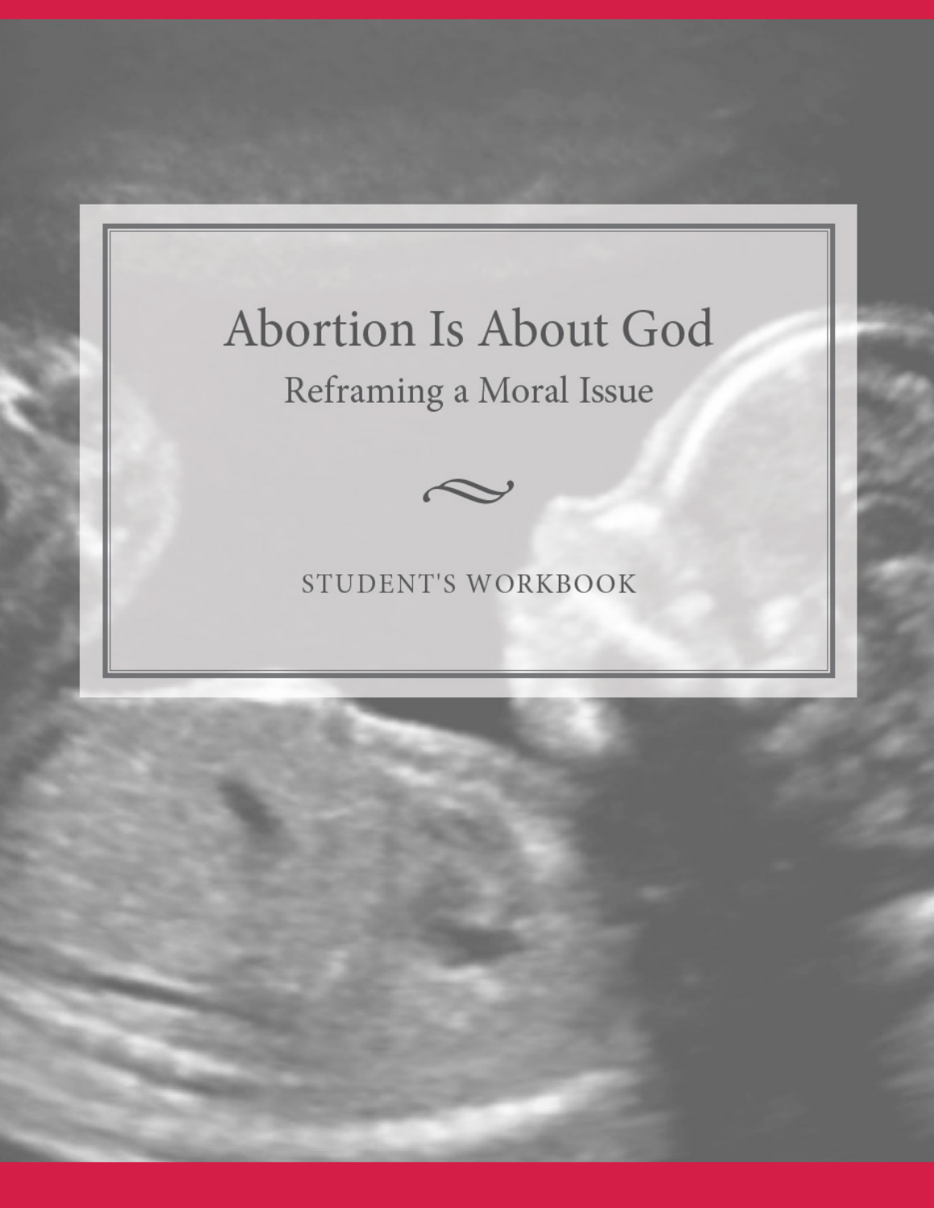# Abortion Is About God

## Reframing a Moral Issue

STUDENT'S WORKBOOK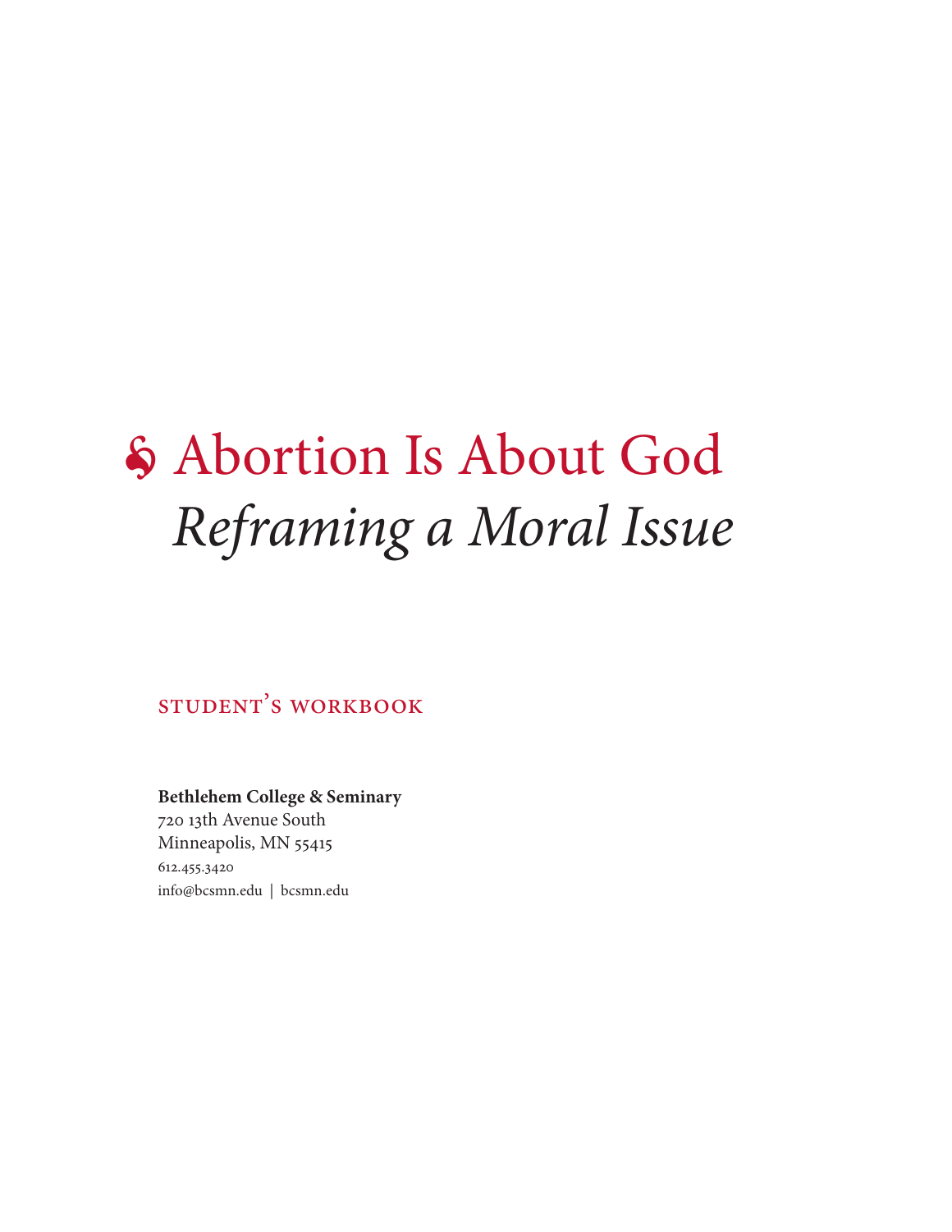# Abortion Is About God

## *Reframing a Moral Issue*

STUDENT'S WORKBOOK

**Bethlehem College & Seminary**
720 13th Avenue South
Minneapolis, MN 55415
612.455.3420
info@bcsmn.edu | bcsmn.edu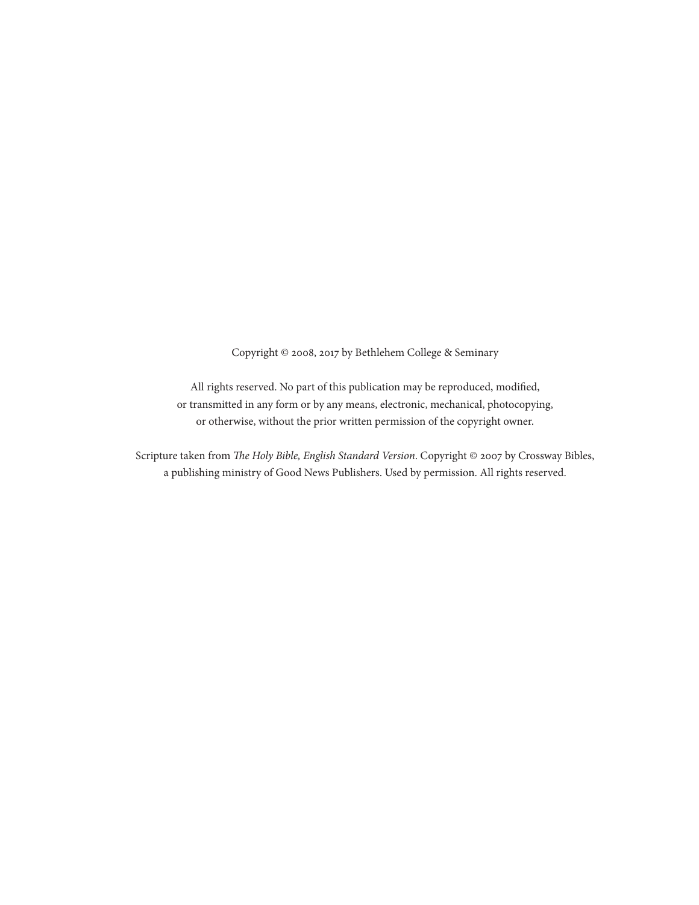Copyright © 2008, 2017 by Bethlehem College & Seminary

All rights reserved. No part of this publication may be reproduced, modified, or transmitted in any form or by any means, electronic, mechanical, photocopying, or otherwise, without the prior written permission of the copyright owner.

Scripture taken from *The Holy Bible, English Standard Version*. Copyright © 2007 by Crossway Bibles, a publishing ministry of Good News Publishers. Used by permission. All rights reserved.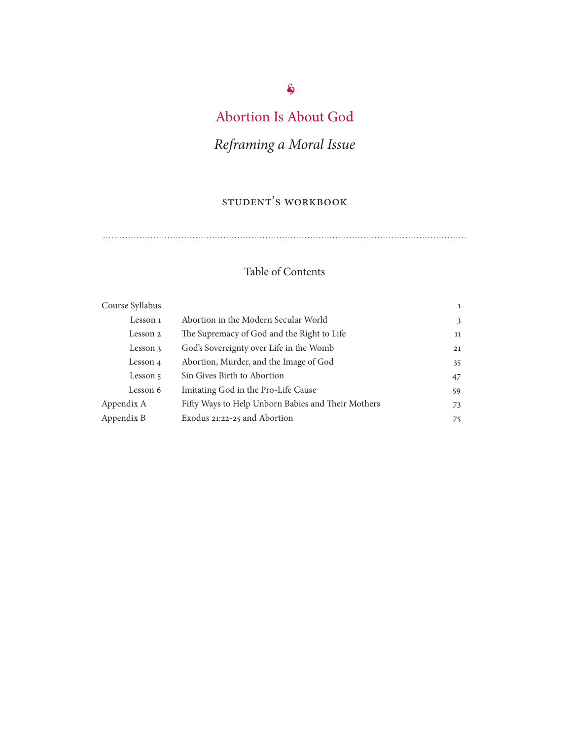# Abortion Is About God

## *Reframing a Moral Issue*

STUDENT'S WORKBOOK

## Table of Contents

| | | |
|---|---|---|
| Course Syllabus | | 1 |
| Lesson 1 | Abortion in the Modern Secular World | 3 |
| Lesson 2 | The Supremacy of God and the Right to Life | 11 |
| Lesson 3 | God's Sovereignty over Life in the Womb | 21 |
| Lesson 4 | Abortion, Murder, and the Image of God | 35 |
| Lesson 5 | Sin Gives Birth to Abortion | 47 |
| Lesson 6 | Imitating God in the Pro-Life Cause | 59 |
| Appendix A | Fifty Ways to Help Unborn Babies and Their Mothers | 73 |
| Appendix B | Exodus 21:22-25 and Abortion | 75 |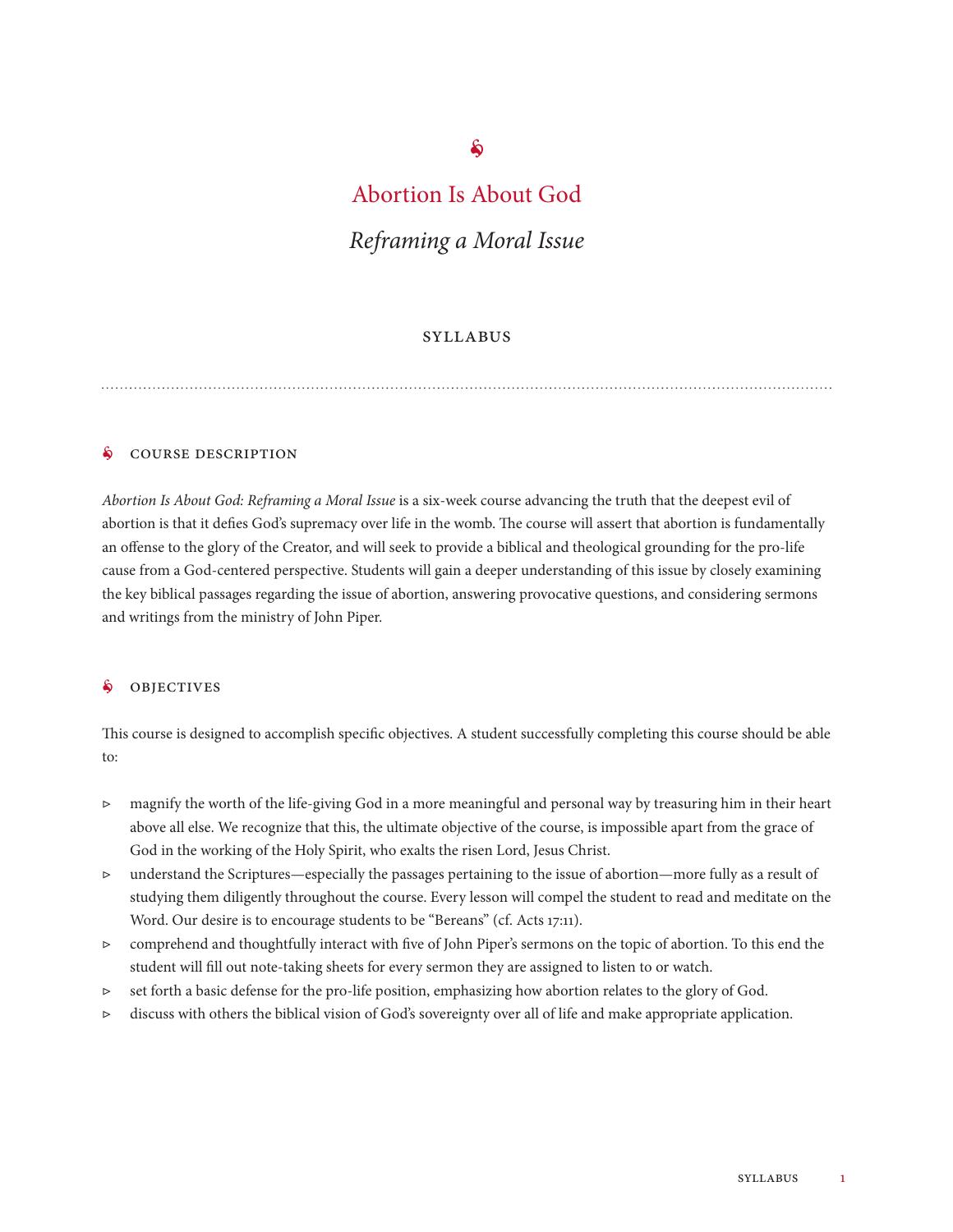# Abortion Is About God

## *Reframing a Moral Issue*

### SYLLABUS

---

### COURSE DESCRIPTION

*Abortion Is About God: Reframing a Moral Issue* is a six-week course advancing the truth that the deepest evil of abortion is that it defies God's supremacy over life in the womb. The course will assert that abortion is fundamentally an offense to the glory of the Creator, and will seek to provide a biblical and theological grounding for the pro-life cause from a God-centered perspective. Students will gain a deeper understanding of this issue by closely examining the key biblical passages regarding the issue of abortion, answering provocative questions, and considering sermons and writings from the ministry of John Piper.

### OBJECTIVES

This course is designed to accomplish specific objectives. A student successfully completing this course should be able to:

- magnify the worth of the life-giving God in a more meaningful and personal way by treasuring him in their heart above all else. We recognize that this, the ultimate objective of the course, is impossible apart from the grace of God in the working of the Holy Spirit, who exalts the risen Lord, Jesus Christ.
- understand the Scriptures—especially the passages pertaining to the issue of abortion—more fully as a result of studying them diligently throughout the course. Every lesson will compel the student to read and meditate on the Word. Our desire is to encourage students to be "Bereans" (cf. Acts 17:11).
- comprehend and thoughtfully interact with five of John Piper's sermons on the topic of abortion. To this end the student will fill out note-taking sheets for every sermon they are assigned to listen to or watch.
- set forth a basic defense for the pro-life position, emphasizing how abortion relates to the glory of God.
- discuss with others the biblical vision of God's sovereignty over all of life and make appropriate application.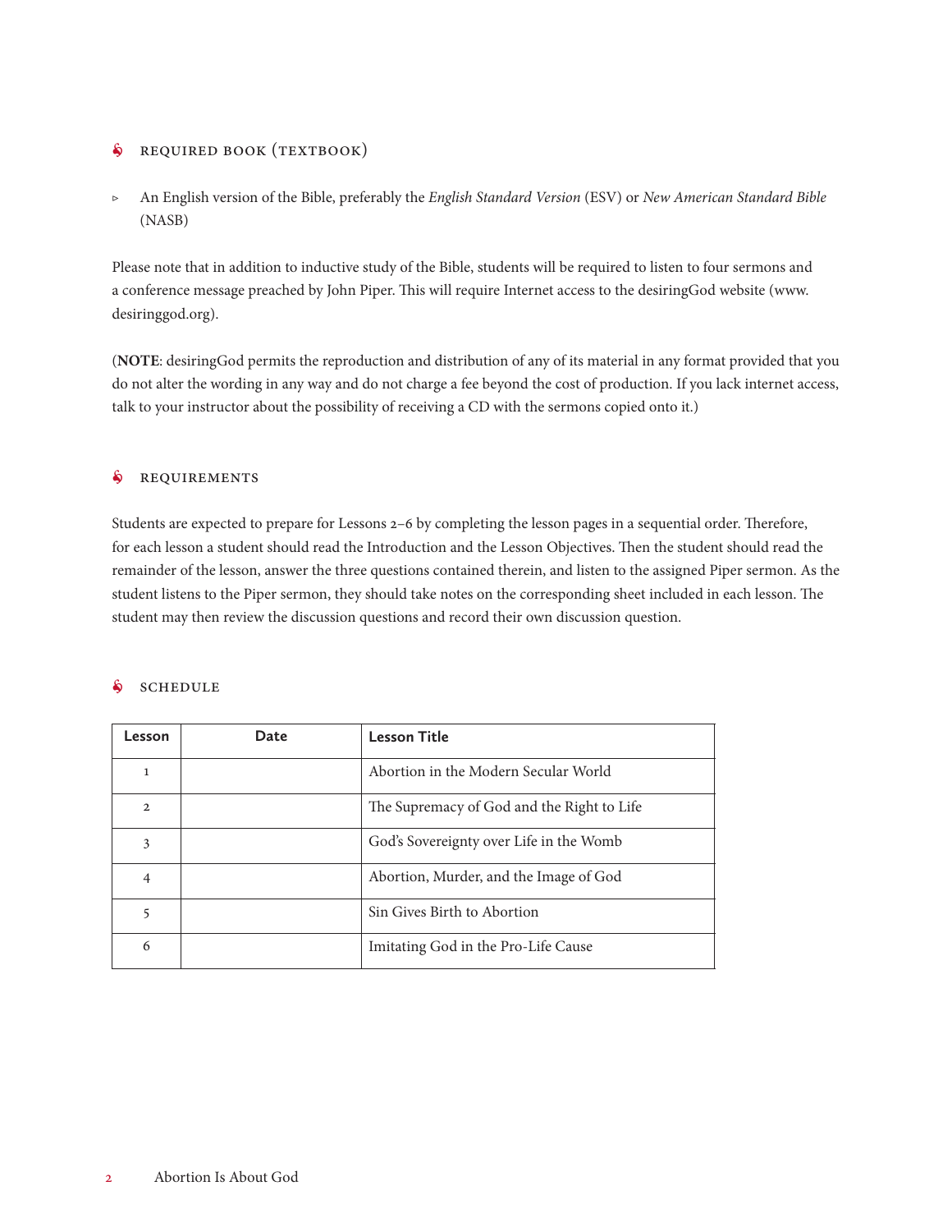## REQUIRED BOOK (TEXTBOOK)

- An English version of the Bible, preferably the *English Standard Version* (ESV) or *New American Standard Bible* (NASB)

Please note that in addition to inductive study of the Bible, students will be required to listen to four sermons and a conference message preached by John Piper. This will require Internet access to the desiringGod website (www.desiringgod.org).

(**NOTE**: desiringGod permits the reproduction and distribution of any of its material in any format provided that you do not alter the wording in any way and do not charge a fee beyond the cost of production. If you lack internet access, talk to your instructor about the possibility of receiving a CD with the sermons copied onto it.)

## REQUIREMENTS

Students are expected to prepare for Lessons 2–6 by completing the lesson pages in a sequential order. Therefore, for each lesson a student should read the Introduction and the Lesson Objectives. Then the student should read the remainder of the lesson, answer the three questions contained therein, and listen to the assigned Piper sermon. As the student listens to the Piper sermon, they should take notes on the corresponding sheet included in each lesson. The student may then review the discussion questions and record their own discussion question.

## SCHEDULE

| Lesson | Date | Lesson Title |
| --- | --- | --- |
| 1 | | Abortion in the Modern Secular World |
| 2 | | The Supremacy of God and the Right to Life |
| 3 | | God's Sovereignty over Life in the Womb |
| 4 | | Abortion, Murder, and the Image of God |
| 5 | | Sin Gives Birth to Abortion |
| 6 | | Imitating God in the Pro-Life Cause |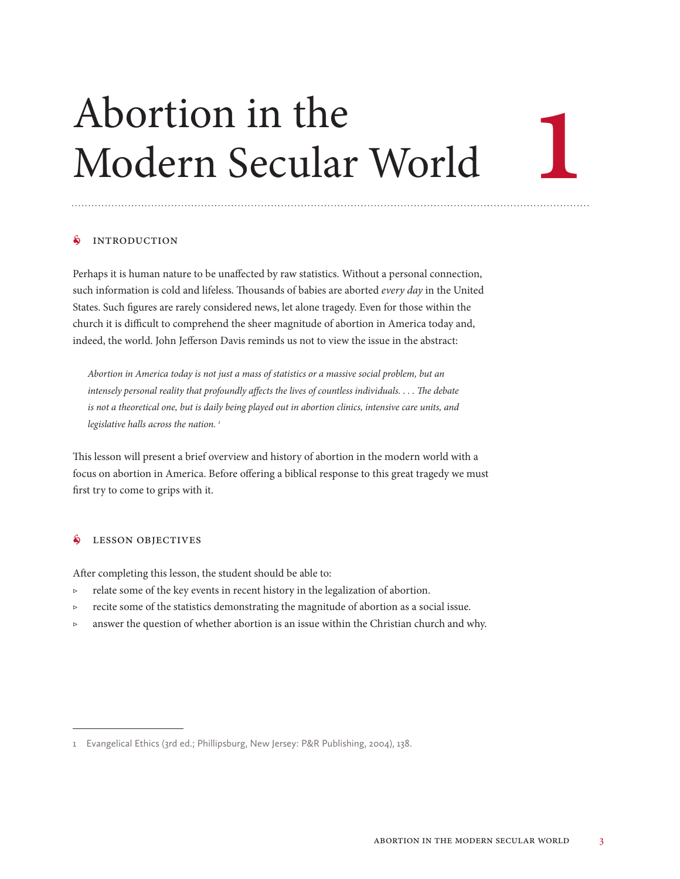# Abortion in the Modern Secular World

# 1

## INTRODUCTION

Perhaps it is human nature to be unaffected by raw statistics. Without a personal connection, such information is cold and lifeless. Thousands of babies are aborted *every day* in the United States. Such figures are rarely considered news, let alone tragedy. Even for those within the church it is difficult to comprehend the sheer magnitude of abortion in America today and, indeed, the world. John Jefferson Davis reminds us not to view the issue in the abstract:

> *Abortion in America today is not just a mass of statistics or a massive social problem, but an intensely personal reality that profoundly affects the lives of countless individuals. . . . The debate is not a theoretical one, but is daily being played out in abortion clinics, intensive care units, and legislative halls across the nation.* [1]

This lesson will present a brief overview and history of abortion in the modern world with a focus on abortion in America. Before offering a biblical response to this great tragedy we must first try to come to grips with it.

## LESSON OBJECTIVES

After completing this lesson, the student should be able to:

- relate some of the key events in recent history in the legalization of abortion.
- recite some of the statistics demonstrating the magnitude of abortion as a social issue.
- answer the question of whether abortion is an issue within the Christian church and why.

---

1 Evangelical Ethics (3rd ed.; Phillipsburg, New Jersey: P&R Publishing, 2004), 138.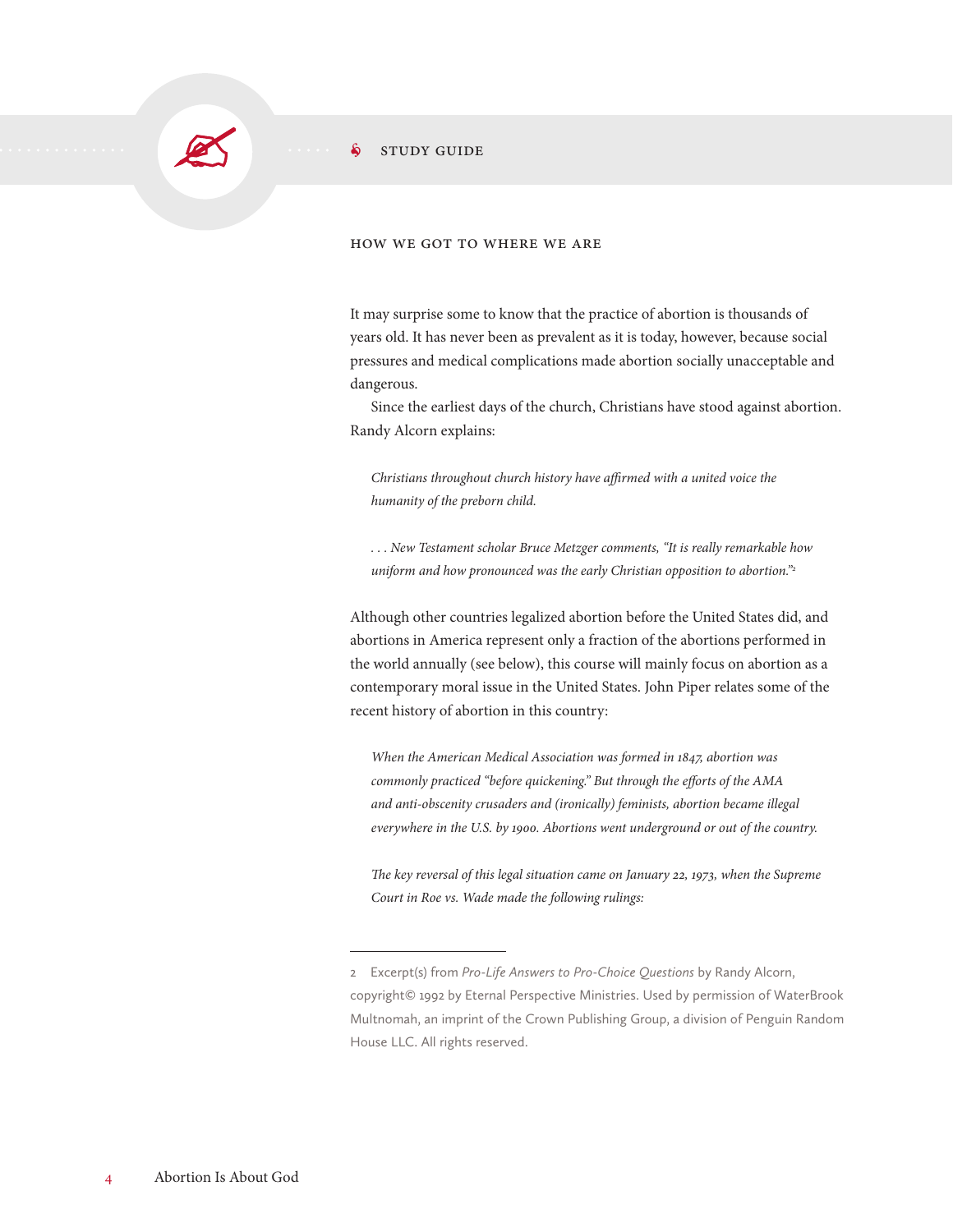## STUDY GUIDE

### HOW WE GOT TO WHERE WE ARE

It may surprise some to know that the practice of abortion is thousands of years old. It has never been as prevalent as it is today, however, because social pressures and medical complications made abortion socially unacceptable and dangerous.

Since the earliest days of the church, Christians have stood against abortion. Randy Alcorn explains:

> *Christians throughout church history have affirmed with a united voice the humanity of the preborn child.*
>
> *. . . New Testament scholar Bruce Metzger comments, "It is really remarkable how uniform and how pronounced was the early Christian opposition to abortion."*[2]

Although other countries legalized abortion before the United States did, and abortions in America represent only a fraction of the abortions performed in the world annually (see below), this course will mainly focus on abortion as a contemporary moral issue in the United States. John Piper relates some of the recent history of abortion in this country:

> *When the American Medical Association was formed in 1847, abortion was commonly practiced "before quickening." But through the efforts of the AMA and anti-obscenity crusaders and (ironically) feminists, abortion became illegal everywhere in the U.S. by 1900. Abortions went underground or out of the country.*
>
> *The key reversal of this legal situation came on January 22, 1973, when the Supreme Court in Roe vs. Wade made the following rulings:*

---

2 Excerpt(s) from *Pro-Life Answers to Pro-Choice Questions* by Randy Alcorn, copyright© 1992 by Eternal Perspective Ministries. Used by permission of WaterBrook Multnomah, an imprint of the Crown Publishing Group, a division of Penguin Random House LLC. All rights reserved.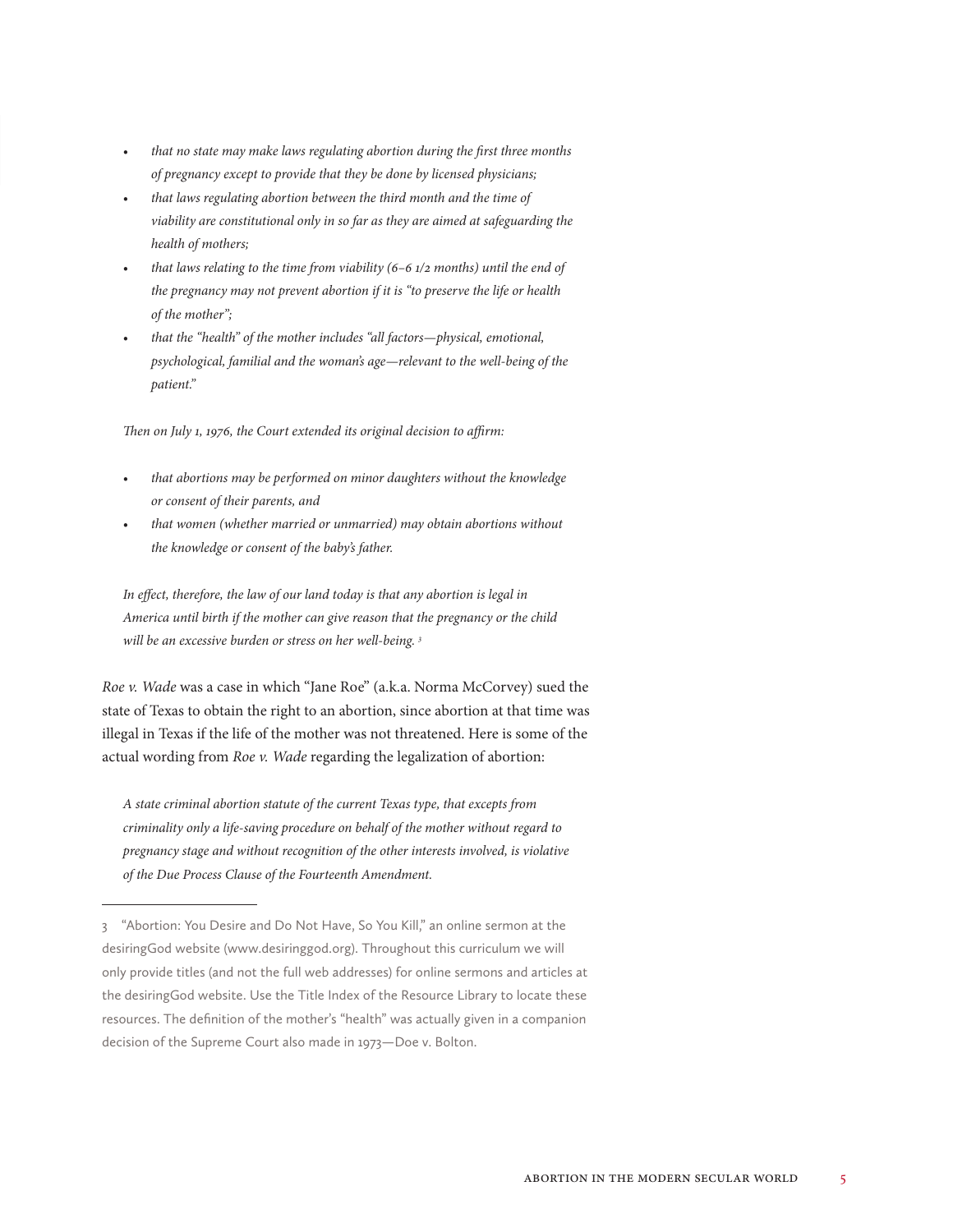- *that no state may make laws regulating abortion during the first three months of pregnancy except to provide that they be done by licensed physicians;*
- *that laws regulating abortion between the third month and the time of viability are constitutional only in so far as they are aimed at safeguarding the health of mothers;*
- *that laws relating to the time from viability (6–6 1/2 months) until the end of the pregnancy may not prevent abortion if it is "to preserve the life or health of the mother";*
- *that the "health" of the mother includes "all factors—physical, emotional, psychological, familial and the woman's age—relevant to the well-being of the patient."*

*Then on July 1, 1976, the Court extended its original decision to affirm:*

- *that abortions may be performed on minor daughters without the knowledge or consent of their parents, and*
- *that women (whether married or unmarried) may obtain abortions without the knowledge or consent of the baby's father.*

*In effect, therefore, the law of our land today is that any abortion is legal in America until birth if the mother can give reason that the pregnancy or the child will be an excessive burden or stress on her well-being.* [3]

*Roe v. Wade* was a case in which "Jane Roe" (a.k.a. Norma McCorvey) sued the state of Texas to obtain the right to an abortion, since abortion at that time was illegal in Texas if the life of the mother was not threatened. Here is some of the actual wording from *Roe v. Wade* regarding the legalization of abortion:

*A state criminal abortion statute of the current Texas type, that excepts from criminality only a life-saving procedure on behalf of the mother without regard to pregnancy stage and without recognition of the other interests involved, is violative of the Due Process Clause of the Fourteenth Amendment.*

---

3 "Abortion: You Desire and Do Not Have, So You Kill," an online sermon at the desiringGod website (www.desiringgod.org). Throughout this curriculum we will only provide titles (and not the full web addresses) for online sermons and articles at the desiringGod website. Use the Title Index of the Resource Library to locate these resources. The definition of the mother's "health" was actually given in a companion decision of the Supreme Court also made in 1973—Doe v. Bolton.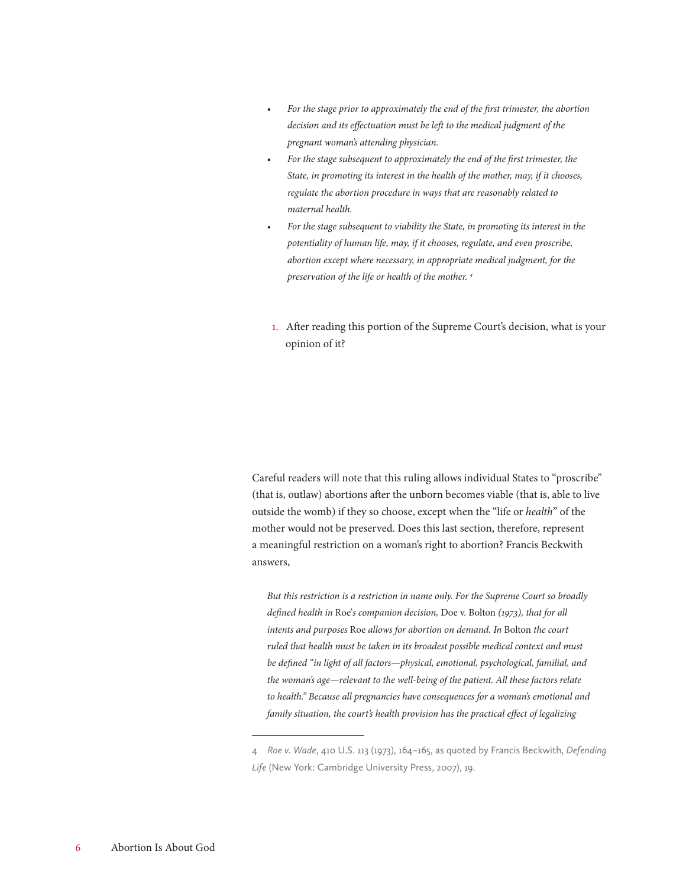- *For the stage prior to approximately the end of the first trimester, the abortion decision and its effectuation must be left to the medical judgment of the pregnant woman's attending physician.*
- *For the stage subsequent to approximately the end of the first trimester, the State, in promoting its interest in the health of the mother, may, if it chooses, regulate the abortion procedure in ways that are reasonably related to maternal health.*
- *For the stage subsequent to viability the State, in promoting its interest in the potentiality of human life, may, if it chooses, regulate, and even proscribe, abortion except where necessary, in appropriate medical judgment, for the preservation of the life or health of the mother.* [4]

1. After reading this portion of the Supreme Court's decision, what is your opinion of it?

Careful readers will note that this ruling allows individual States to "proscribe" (that is, outlaw) abortions after the unborn becomes viable (that is, able to live outside the womb) if they so choose, except when the "life or *health*" of the mother would not be preserved. Does this last section, therefore, represent a meaningful restriction on a woman's right to abortion? Francis Beckwith answers,

> *But this restriction is a restriction in name only. For the Supreme Court so broadly defined health in* Roe's *companion decision,* Doe v. Bolton *(1973), that for all intents and purposes* Roe *allows for abortion on demand. In* Bolton *the court ruled that health must be taken in its broadest possible medical context and must be defined "in light of all factors—physical, emotional, psychological, familial, and the woman's age—relevant to the well-being of the patient. All these factors relate to health." Because all pregnancies have consequences for a woman's emotional and family situation, the court's health provision has the practical effect of legalizing*

---

4 *Roe v. Wade*, 410 U.S. 113 (1973), 164–165, as quoted by Francis Beckwith, *Defending Life* (New York: Cambridge University Press, 2007), 19.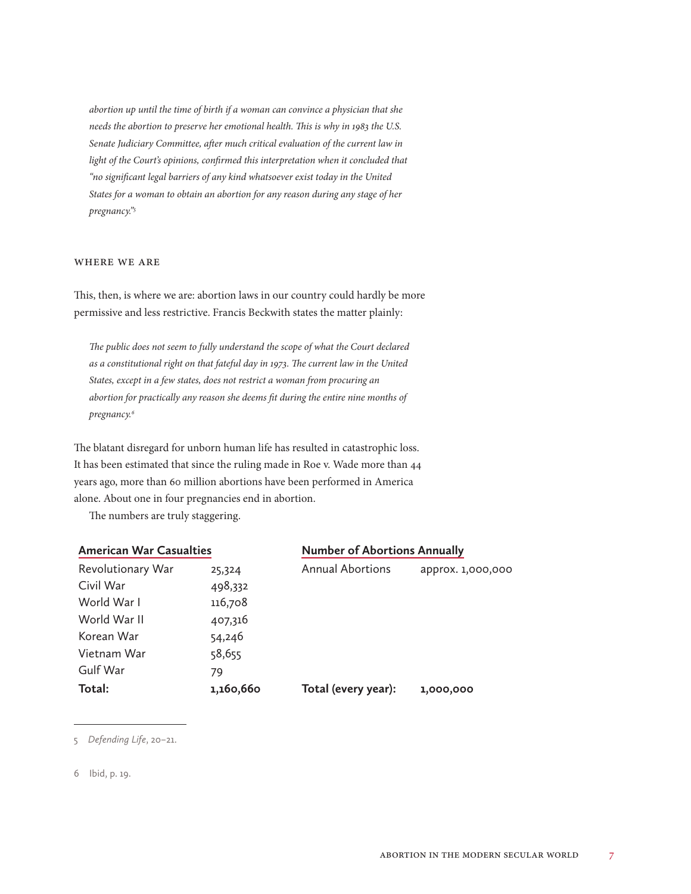*abortion up until the time of birth if a woman can convince a physician that she needs the abortion to preserve her emotional health. This is why in 1983 the U.S. Senate Judiciary Committee, after much critical evaluation of the current law in light of the Court's opinions, confirmed this interpretation when it concluded that "no significant legal barriers of any kind whatsoever exist today in the United States for a woman to obtain an abortion for any reason during any stage of her pregnancy."*[5]

## WHERE WE ARE

This, then, is where we are: abortion laws in our country could hardly be more permissive and less restrictive. Francis Beckwith states the matter plainly:

> *The public does not seem to fully understand the scope of what the Court declared as a constitutional right on that fateful day in 1973. The current law in the United States, except in a few states, does not restrict a woman from procuring an abortion for practically any reason she deems fit during the entire nine months of pregnancy.*[6]

The blatant disregard for unborn human life has resulted in catastrophic loss. It has been estimated that since the ruling made in Roe v. Wade more than 44 years ago, more than 60 million abortions have been performed in America alone. About one in four pregnancies end in abortion.

The numbers are truly staggering.

| **American War Casualties** | | **Number of Abortions Annually** | |
|---|---|---|---|
| Revolutionary War | 25,324 | Annual Abortions | approx. 1,000,000 |
| Civil War | 498,332 | | |
| World War I | 116,708 | | |
| World War II | 407,316 | | |
| Korean War | 54,246 | | |
| Vietnam War | 58,655 | | |
| Gulf War | 79 | | |
| **Total:** | **1,160,660** | **Total (every year):** | **1,000,000** |

5 *Defending Life*, 20–21.

6 Ibid, p. 19.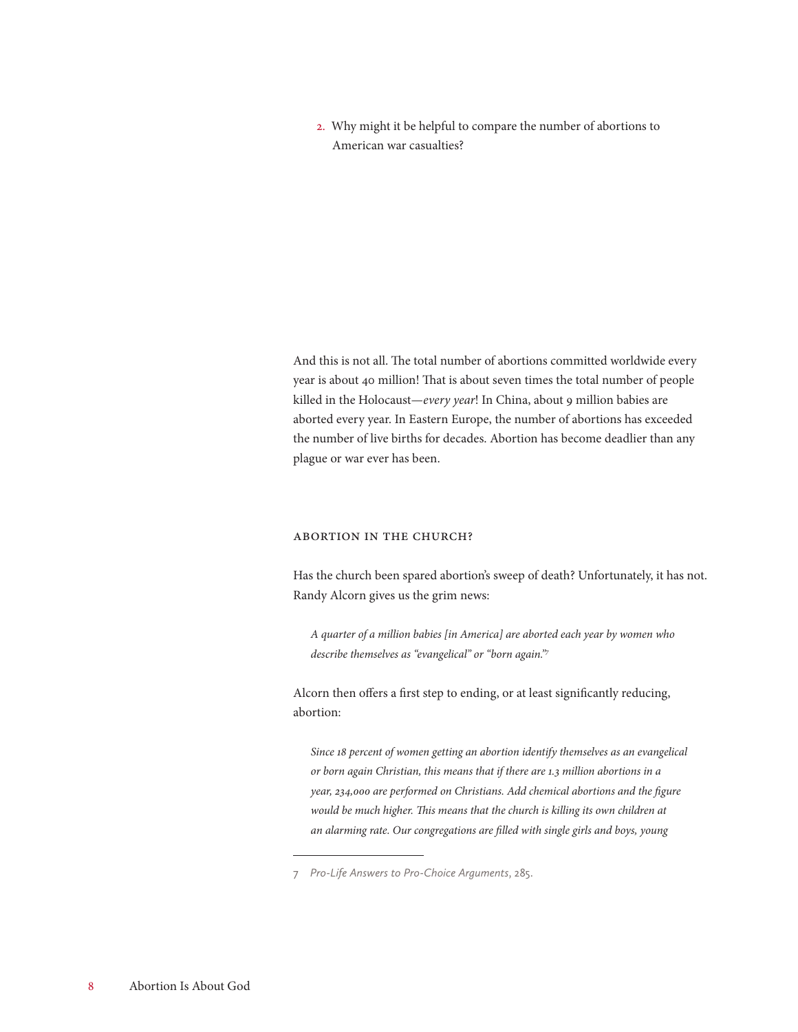2. Why might it be helpful to compare the number of abortions to American war casualties?

And this is not all. The total number of abortions committed worldwide every year is about 40 million! That is about seven times the total number of people killed in the Holocaust—*every year*! In China, about 9 million babies are aborted every year. In Eastern Europe, the number of abortions has exceeded the number of live births for decades. Abortion has become deadlier than any plague or war ever has been.

### Abortion in the Church?

Has the church been spared abortion's sweep of death? Unfortunately, it has not. Randy Alcorn gives us the grim news:

> *A quarter of a million babies [in America] are aborted each year by women who describe themselves as "evangelical" or "born again."*[7]

Alcorn then offers a first step to ending, or at least significantly reducing, abortion:

> *Since 18 percent of women getting an abortion identify themselves as an evangelical or born again Christian, this means that if there are 1.3 million abortions in a year, 234,000 are performed on Christians. Add chemical abortions and the figure would be much higher. This means that the church is killing its own children at an alarming rate. Our congregations are filled with single girls and boys, young*

---

7 *Pro-Life Answers to Pro-Choice Arguments*, 285.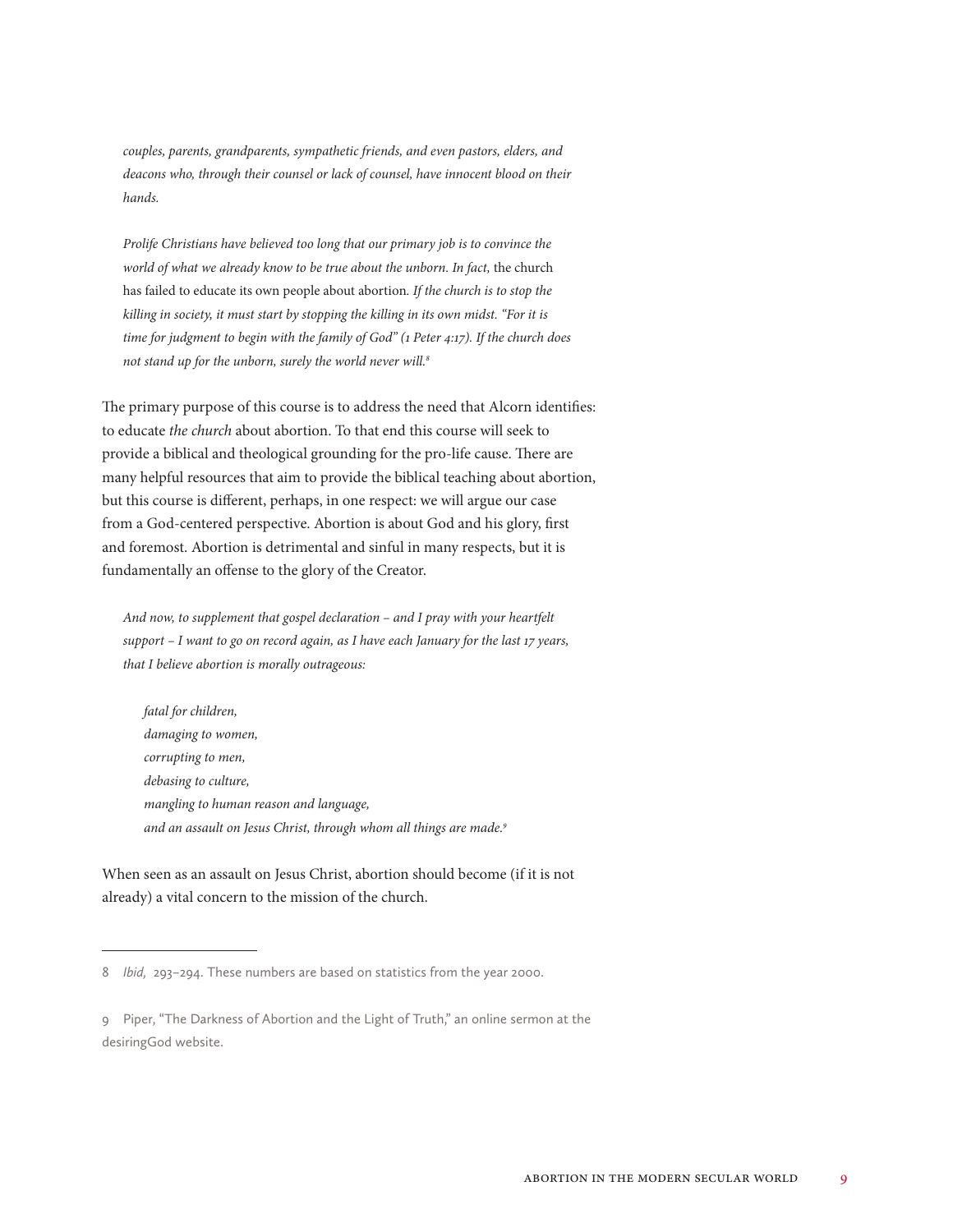> *couples, parents, grandparents, sympathetic friends, and even pastors, elders, and deacons who, through their counsel or lack of counsel, have innocent blood on their hands.*
>
> *Prolife Christians have believed too long that our primary job is to convince the world of what we already know to be true about the unborn. In fact,* the church has failed to educate its own people about abortion*. If the church is to stop the killing in society, it must start by stopping the killing in its own midst. "For it is time for judgment to begin with the family of God" (1 Peter 4:17). If the church does not stand up for the unborn, surely the world never will.*[8]

The primary purpose of this course is to address the need that Alcorn identifies: to educate *the church* about abortion. To that end this course will seek to provide a biblical and theological grounding for the pro-life cause. There are many helpful resources that aim to provide the biblical teaching about abortion, but this course is different, perhaps, in one respect: we will argue our case from a God-centered perspective. Abortion is about God and his glory, first and foremost. Abortion is detrimental and sinful in many respects, but it is fundamentally an offense to the glory of the Creator.

> *And now, to supplement that gospel declaration – and I pray with your heartfelt support – I want to go on record again, as I have each January for the last 17 years, that I believe abortion is morally outrageous:*
>
> *fatal for children,*
> *damaging to women,*
> *corrupting to men,*
> *debasing to culture,*
> *mangling to human reason and language,*
> *and an assault on Jesus Christ, through whom all things are made.*[9]

When seen as an assault on Jesus Christ, abortion should become (if it is not already) a vital concern to the mission of the church.

---

8 *Ibid,* 293–294. These numbers are based on statistics from the year 2000.

9 Piper, "The Darkness of Abortion and the Light of Truth," an online sermon at the desiringGod website.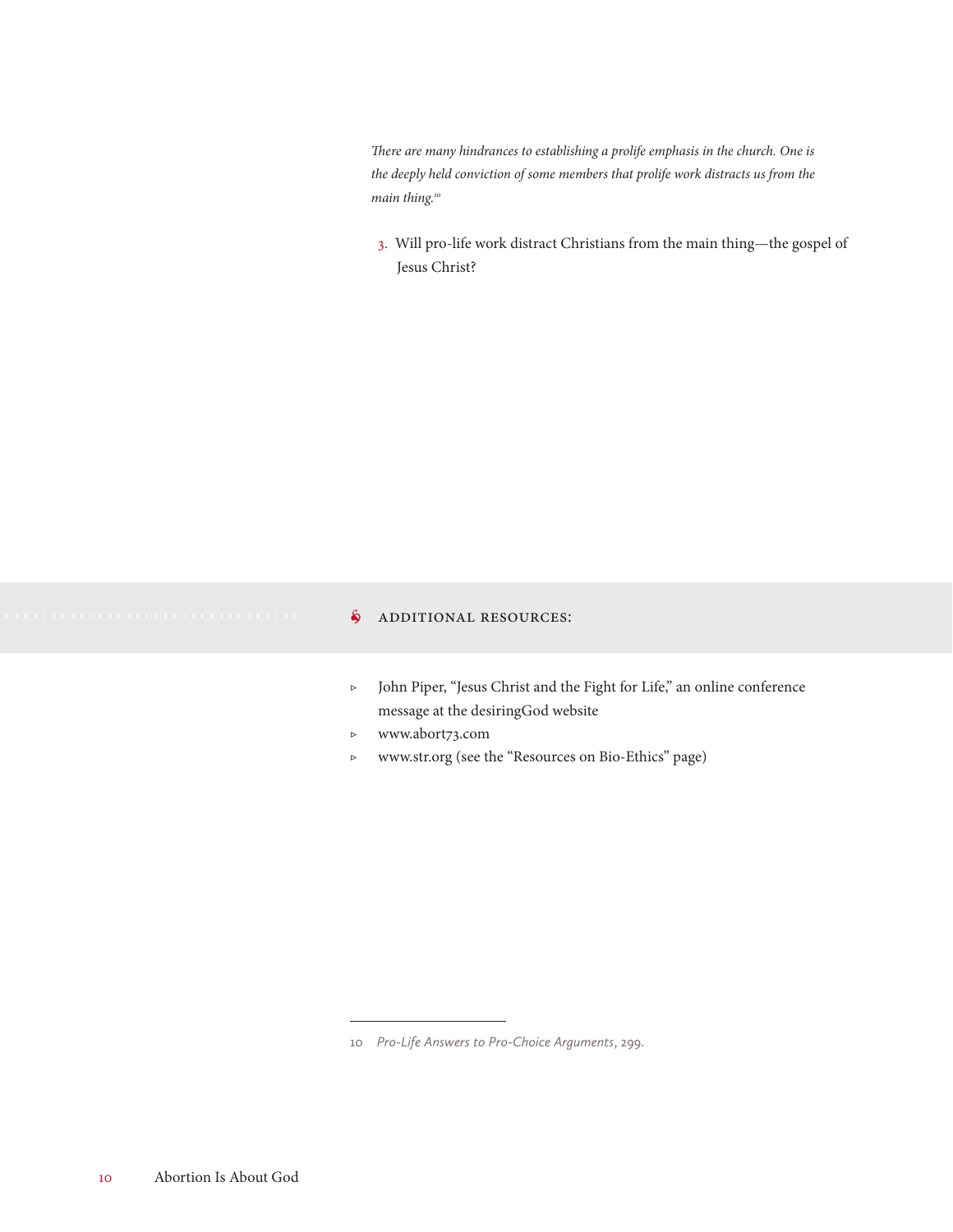*There are many hindrances to establishing a prolife emphasis in the church. One is the deeply held conviction of some members that prolife work distracts us from the main thing.*[10]

3. Will pro-life work distract Christians from the main thing—the gospel of Jesus Christ?

## ADDITIONAL RESOURCES:

- John Piper, "Jesus Christ and the Fight for Life," an online conference message at the desiringGod website
- www.abort73.com
- www.str.org (see the "Resources on Bio-Ethics" page)

---

10 *Pro-Life Answers to Pro-Choice Arguments*, 299.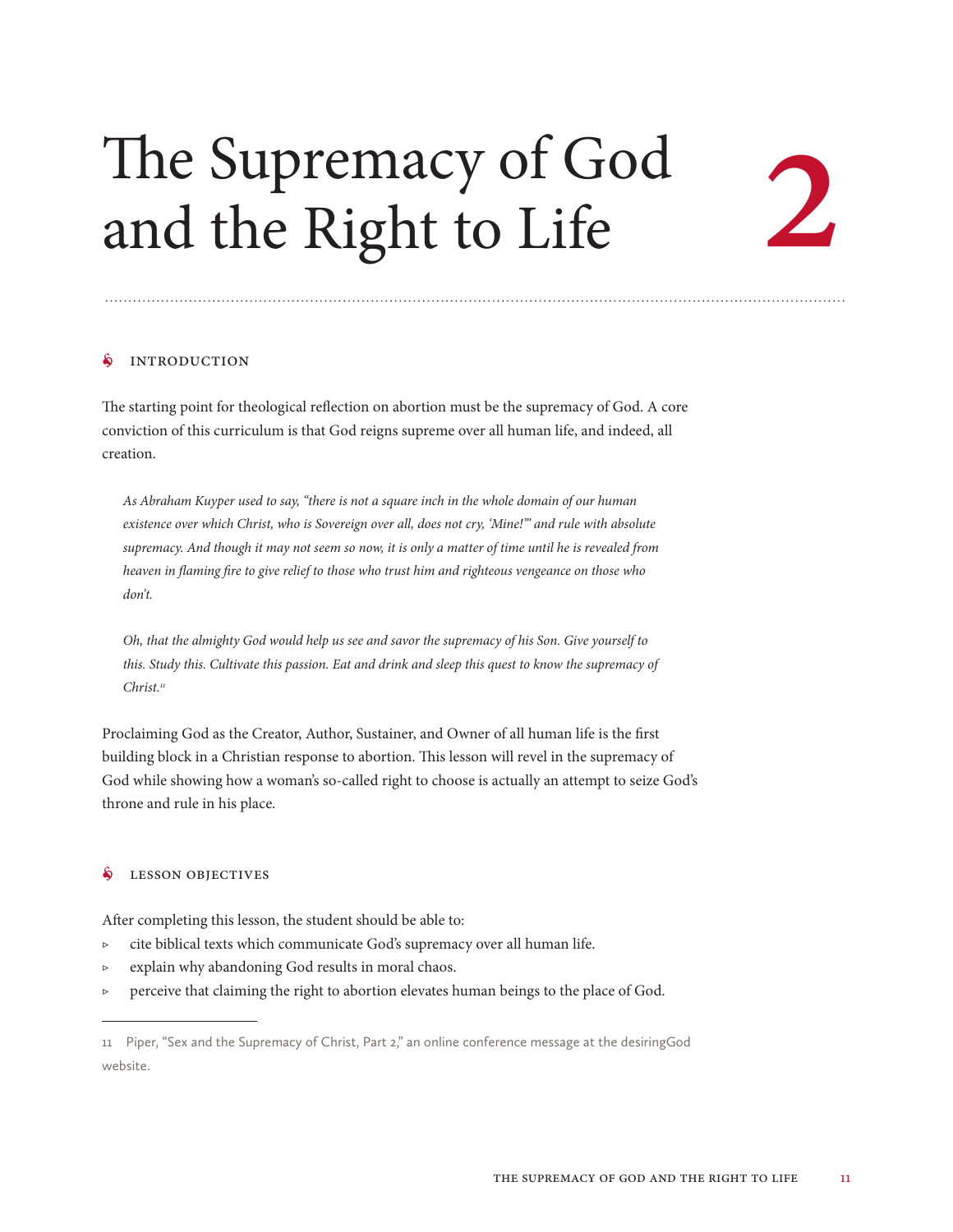# The Supremacy of God and the Right to Life

# 2

## Introduction

The starting point for theological reflection on abortion must be the supremacy of God. A core conviction of this curriculum is that God reigns supreme over all human life, and indeed, all creation.

> *As Abraham Kuyper used to say, "there is not a square inch in the whole domain of our human existence over which Christ, who is Sovereign over all, does not cry, 'Mine!'" and rule with absolute supremacy. And though it may not seem so now, it is only a matter of time until he is revealed from heaven in flaming fire to give relief to those who trust him and righteous vengeance on those who don't.*
>
> *Oh, that the almighty God would help us see and savor the supremacy of his Son. Give yourself to this. Study this. Cultivate this passion. Eat and drink and sleep this quest to know the supremacy of Christ.*[11]

Proclaiming God as the Creator, Author, Sustainer, and Owner of all human life is the first building block in a Christian response to abortion. This lesson will revel in the supremacy of God while showing how a woman's so-called right to choose is actually an attempt to seize God's throne and rule in his place.

## Lesson Objectives

After completing this lesson, the student should be able to:

- cite biblical texts which communicate God's supremacy over all human life.
- explain why abandoning God results in moral chaos.
- perceive that claiming the right to abortion elevates human beings to the place of God.

---

11 Piper, "Sex and the Supremacy of Christ, Part 2," an online conference message at the desiringGod website.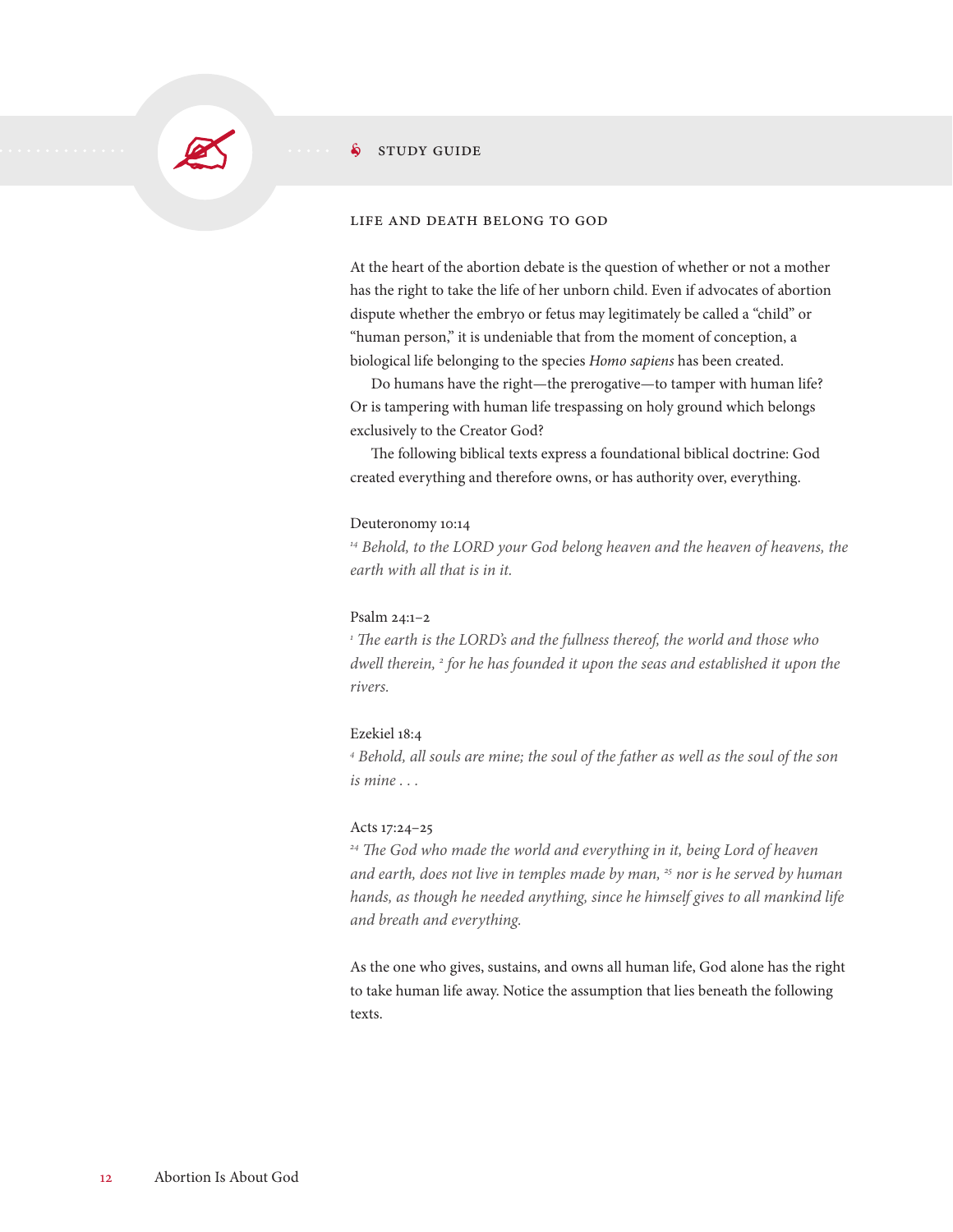## STUDY GUIDE

### LIFE AND DEATH BELONG TO GOD

At the heart of the abortion debate is the question of whether or not a mother has the right to take the life of her unborn child. Even if advocates of abortion dispute whether the embryo or fetus may legitimately be called a "child" or "human person," it is undeniable that from the moment of conception, a biological life belonging to the species *Homo sapiens* has been created.

Do humans have the right—the prerogative—to tamper with human life? Or is tampering with human life trespassing on holy ground which belongs exclusively to the Creator God?

The following biblical texts express a foundational biblical doctrine: God created everything and therefore owns, or has authority over, everything.

Deuteronomy 10:14

*[14] Behold, to the LORD your God belong heaven and the heaven of heavens, the earth with all that is in it.*

Psalm 24:1–2

*[1] The earth is the LORD's and the fullness thereof, the world and those who dwell therein, [2] for he has founded it upon the seas and established it upon the rivers.*

Ezekiel 18:4

*[4] Behold, all souls are mine; the soul of the father as well as the soul of the son is mine . . .*

Acts 17:24–25

*[24] The God who made the world and everything in it, being Lord of heaven and earth, does not live in temples made by man, [25] nor is he served by human hands, as though he needed anything, since he himself gives to all mankind life and breath and everything.*

As the one who gives, sustains, and owns all human life, God alone has the right to take human life away. Notice the assumption that lies beneath the following texts.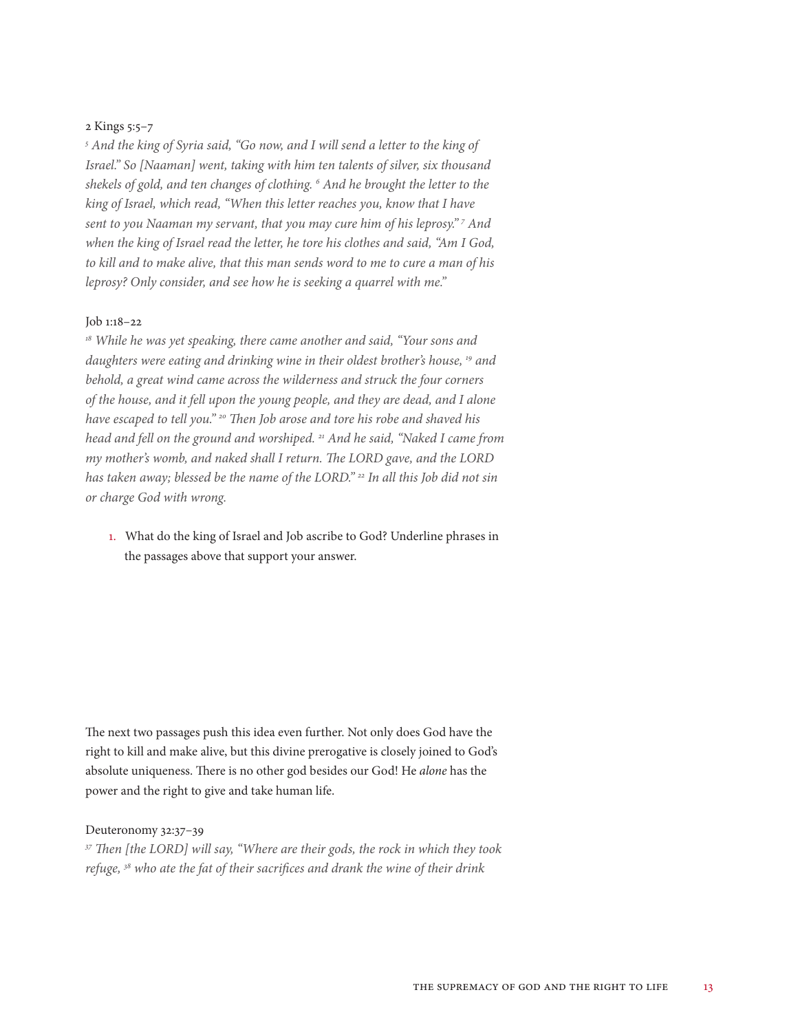2 Kings 5:5–7

*[5] And the king of Syria said, "Go now, and I will send a letter to the king of Israel." So [Naaman] went, taking with him ten talents of silver, six thousand shekels of gold, and ten changes of clothing. [6] And he brought the letter to the king of Israel, which read, "When this letter reaches you, know that I have sent to you Naaman my servant, that you may cure him of his leprosy." [7] And when the king of Israel read the letter, he tore his clothes and said, "Am I God, to kill and to make alive, that this man sends word to me to cure a man of his leprosy? Only consider, and see how he is seeking a quarrel with me."*

Job 1:18–22

*[18] While he was yet speaking, there came another and said, "Your sons and daughters were eating and drinking wine in their oldest brother's house, [19] and behold, a great wind came across the wilderness and struck the four corners of the house, and it fell upon the young people, and they are dead, and I alone have escaped to tell you." [20] Then Job arose and tore his robe and shaved his head and fell on the ground and worshiped. [21] And he said, "Naked I came from my mother's womb, and naked shall I return. The LORD gave, and the LORD has taken away; blessed be the name of the LORD." [22] In all this Job did not sin or charge God with wrong.*

1. What do the king of Israel and Job ascribe to God? Underline phrases in the passages above that support your answer.

The next two passages push this idea even further. Not only does God have the right to kill and make alive, but this divine prerogative is closely joined to God's absolute uniqueness. There is no other god besides our God! He *alone* has the power and the right to give and take human life.

Deuteronomy 32:37–39

*[37] Then [the LORD] will say, "Where are their gods, the rock in which they took refuge, [38] who ate the fat of their sacrifices and drank the wine of their drink*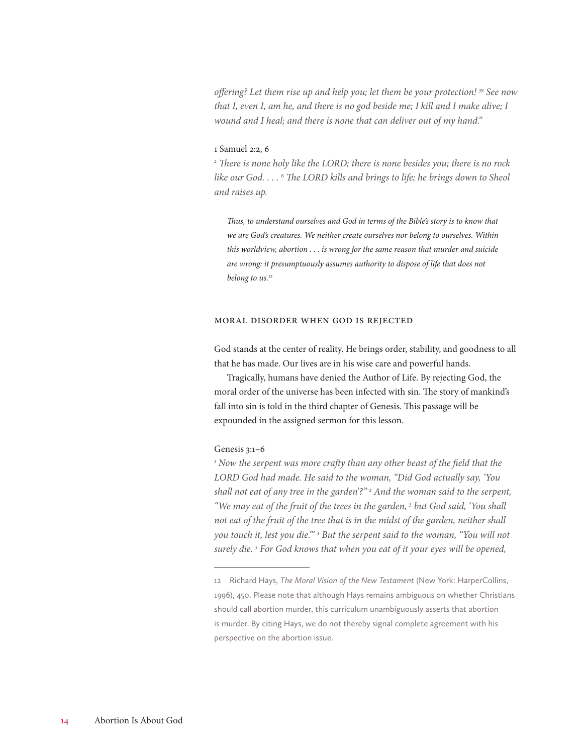*offering? Let them rise up and help you; let them be your protection! [39] See now that I, even I, am he, and there is no god beside me; I kill and I make alive; I wound and I heal; and there is none that can deliver out of my hand."*

1 Samuel 2:2, 6

*[2] There is none holy like the LORD; there is none besides you; there is no rock like our God. . . . [6] The LORD kills and brings to life; he brings down to Sheol and raises up.*

> *Thus, to understand ourselves and God in terms of the Bible's story is to know that we are God's creatures. We neither create ourselves nor belong to ourselves. Within this worldview, abortion . . . is wrong for the same reason that murder and suicide are wrong: it presumptuously assumes authority to dispose of life that does not belong to us.*[12]

## Moral Disorder When God Is Rejected

God stands at the center of reality. He brings order, stability, and goodness to all that he has made. Our lives are in his wise care and powerful hands.

Tragically, humans have denied the Author of Life. By rejecting God, the moral order of the universe has been infected with sin. The story of mankind's fall into sin is told in the third chapter of Genesis. This passage will be expounded in the assigned sermon for this lesson.

Genesis 3:1–6

*[1] Now the serpent was more crafty than any other beast of the field that the LORD God had made. He said to the woman, "Did God actually say, 'You shall not eat of any tree in the garden'?" [2] And the woman said to the serpent, "We may eat of the fruit of the trees in the garden, [3] but God said, 'You shall not eat of the fruit of the tree that is in the midst of the garden, neither shall you touch it, lest you die.'" [4] But the serpent said to the woman, "You will not surely die. [5] For God knows that when you eat of it your eyes will be opened,*

---

12 Richard Hays, *The Moral Vision of the New Testament* (New York: HarperCollins, 1996), 450. Please note that although Hays remains ambiguous on whether Christians should call abortion murder, this curriculum unambiguously asserts that abortion is murder. By citing Hays, we do not thereby signal complete agreement with his perspective on the abortion issue.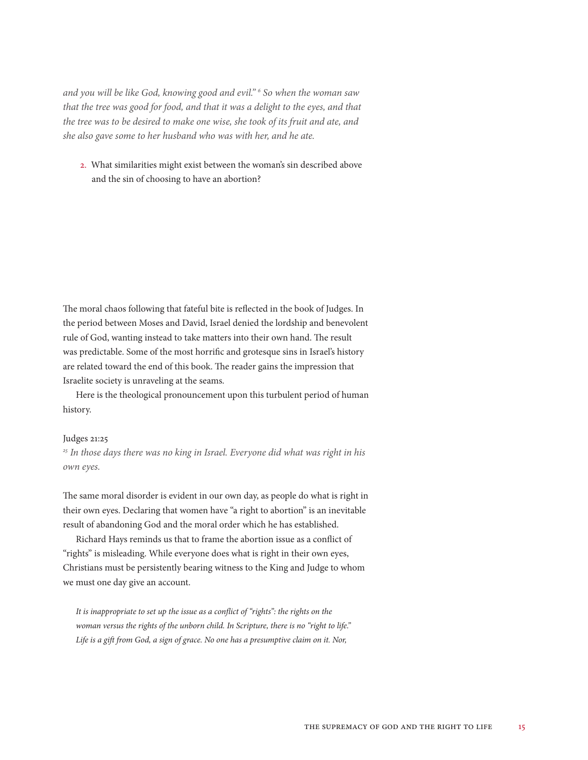*and you will be like God, knowing good and evil."* [6] *So when the woman saw that the tree was good for food, and that it was a delight to the eyes, and that the tree was to be desired to make one wise, she took of its fruit and ate, and she also gave some to her husband who was with her, and he ate.*

2. What similarities might exist between the woman's sin described above and the sin of choosing to have an abortion?

The moral chaos following that fateful bite is reflected in the book of Judges. In the period between Moses and David, Israel denied the lordship and benevolent rule of God, wanting instead to take matters into their own hand. The result was predictable. Some of the most horrific and grotesque sins in Israel's history are related toward the end of this book. The reader gains the impression that Israelite society is unraveling at the seams.

Here is the theological pronouncement upon this turbulent period of human history.

Judges 21:25
[25] *In those days there was no king in Israel. Everyone did what was right in his own eyes.*

The same moral disorder is evident in our own day, as people do what is right in their own eyes. Declaring that women have "a right to abortion" is an inevitable result of abandoning God and the moral order which he has established.

Richard Hays reminds us that to frame the abortion issue as a conflict of "rights" is misleading. While everyone does what is right in their own eyes, Christians must be persistently bearing witness to the King and Judge to whom we must one day give an account.

> *It is inappropriate to set up the issue as a conflict of "rights": the rights on the woman versus the rights of the unborn child. In Scripture, there is no "right to life." Life is a gift from God, a sign of grace. No one has a presumptive claim on it. Nor,*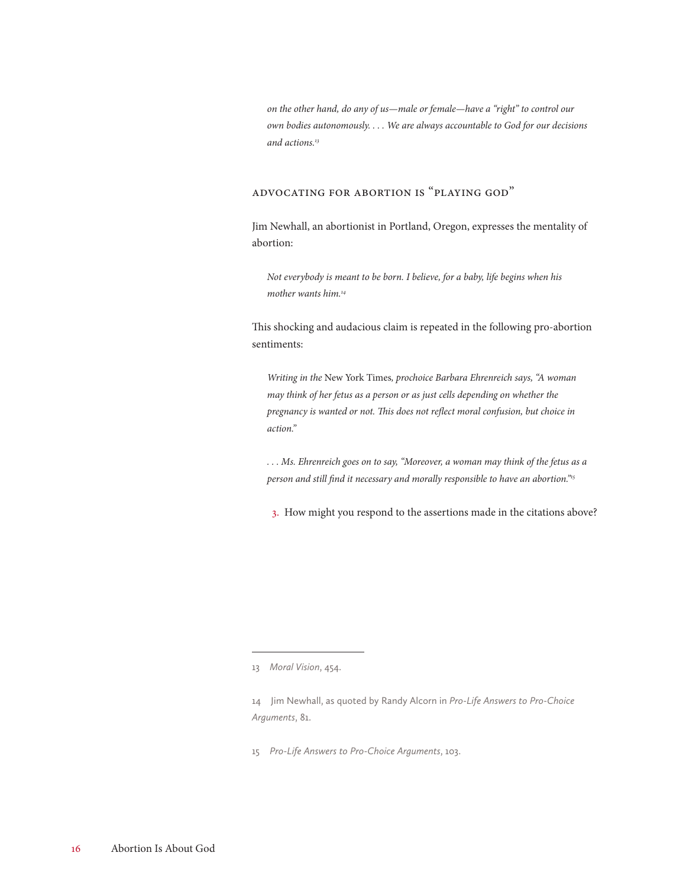*on the other hand, do any of us—male or female—have a "right" to control our own bodies autonomously. . . . We are always accountable to God for our decisions and actions.*[13]

## ADVOCATING FOR ABORTION IS "PLAYING GOD"

Jim Newhall, an abortionist in Portland, Oregon, expresses the mentality of abortion:

> *Not everybody is meant to be born. I believe, for a baby, life begins when his mother wants him.*[14]

This shocking and audacious claim is repeated in the following pro-abortion sentiments:

> *Writing in the* New York Times*, prochoice Barbara Ehrenreich says, "A woman may think of her fetus as a person or as just cells depending on whether the pregnancy is wanted or not. This does not reflect moral confusion, but choice in action."*
>
> *. . . Ms. Ehrenreich goes on to say, "Moreover, a woman may think of the fetus as a person and still find it necessary and morally responsible to have an abortion."*[15]

3. How might you respond to the assertions made in the citations above?

---

13 *Moral Vision*, 454.

14 Jim Newhall, as quoted by Randy Alcorn in *Pro-Life Answers to Pro-Choice Arguments*, 81.

15 *Pro-Life Answers to Pro-Choice Arguments*, 103.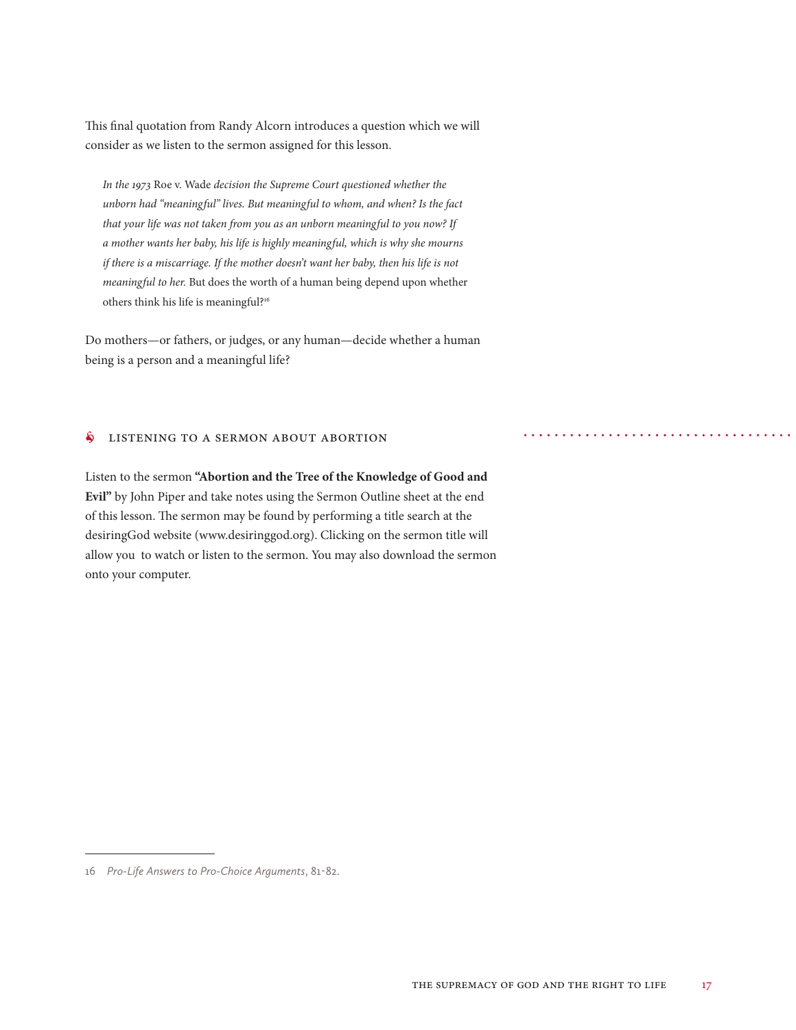This final quotation from Randy Alcorn introduces a question which we will consider as we listen to the sermon assigned for this lesson.

> *In the 1973* Roe v. Wade *decision the Supreme Court questioned whether the unborn had "meaningful" lives. But meaningful to whom, and when? Is the fact that your life was not taken from you as an unborn meaningful to you now? If a mother wants her baby, his life is highly meaningful, which is why she mourns if there is a miscarriage. If the mother doesn't want her baby, then his life is not meaningful to her.* But does the worth of a human being depend upon whether others think his life is meaningful?[16]

Do mothers—or fathers, or judges, or any human—decide whether a human being is a person and a meaningful life?

## LISTENING TO A SERMON ABOUT ABORTION

Listen to the sermon **"Abortion and the Tree of the Knowledge of Good and Evil"** by John Piper and take notes using the Sermon Outline sheet at the end of this lesson. The sermon may be found by performing a title search at the desiringGod website (www.desiringgod.org). Clicking on the sermon title will allow you to watch or listen to the sermon. You may also download the sermon onto your computer.

---

16 *Pro-Life Answers to Pro-Choice Arguments*, 81-82.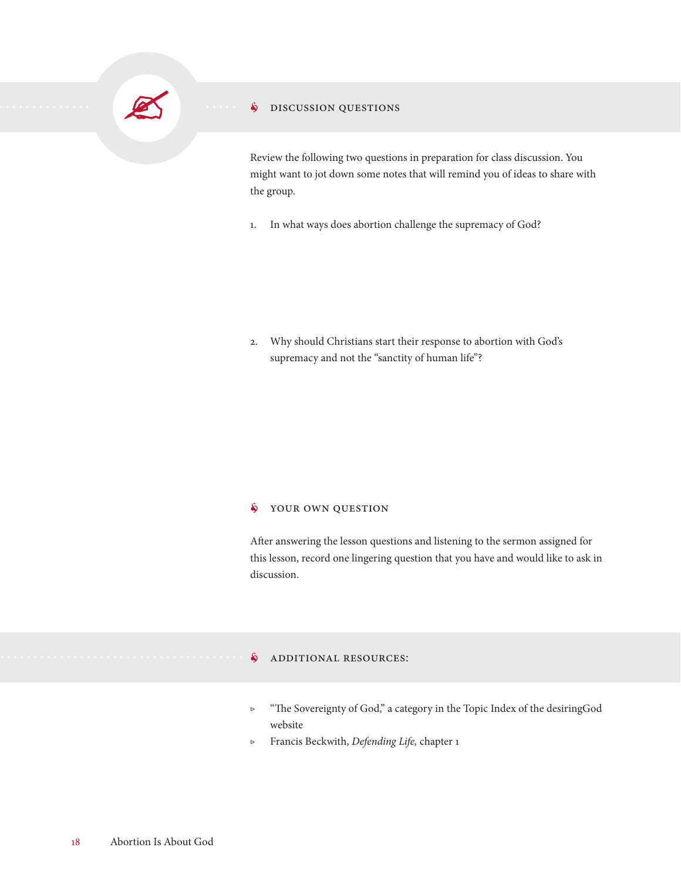## DISCUSSION QUESTIONS

Review the following two questions in preparation for class discussion. You might want to jot down some notes that will remind you of ideas to share with the group.

1. In what ways does abortion challenge the supremacy of God?

2. Why should Christians start their response to abortion with God's supremacy and not the "sanctity of human life"?

## YOUR OWN QUESTION

After answering the lesson questions and listening to the sermon assigned for this lesson, record one lingering question that you have and would like to ask in discussion.

## ADDITIONAL RESOURCES:

- "The Sovereignty of God," a category in the Topic Index of the desiringGod website
- Francis Beckwith, *Defending Life,* chapter 1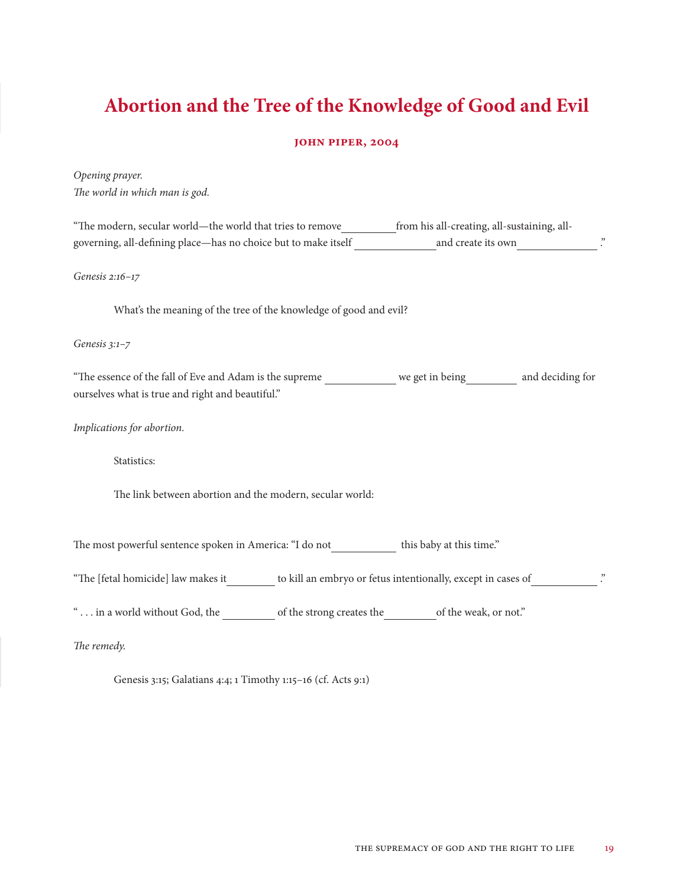# Abortion and the Tree of the Knowledge of Good and Evil

**JOHN PIPER, 2004**

*Opening prayer.*
*The world in which man is god.*

"The modern, secular world—the world that tries to remove__________from his all-creating, all-sustaining, all-governing, all-defining place—has no choice but to make itself ______________and create its own______________."

*Genesis 2:16–17*

What's the meaning of the tree of the knowledge of good and evil?

*Genesis 3:1–7*

"The essence of the fall of Eve and Adam is the supreme _____________ we get in being_________ and deciding for ourselves what is true and right and beautiful."

*Implications for abortion.*

Statistics:

The link between abortion and the modern, secular world:

The most powerful sentence spoken in America: "I do not____________ this baby at this time."

"The [fetal homicide] law makes it_________ to kill an embryo or fetus intentionally, except in cases of____________."

" . . . in a world without God, the __________ of the strong creates the__________of the weak, or not."

*The remedy.*

Genesis 3:15; Galatians 4:4; 1 Timothy 1:15–16 (cf. Acts 9:1)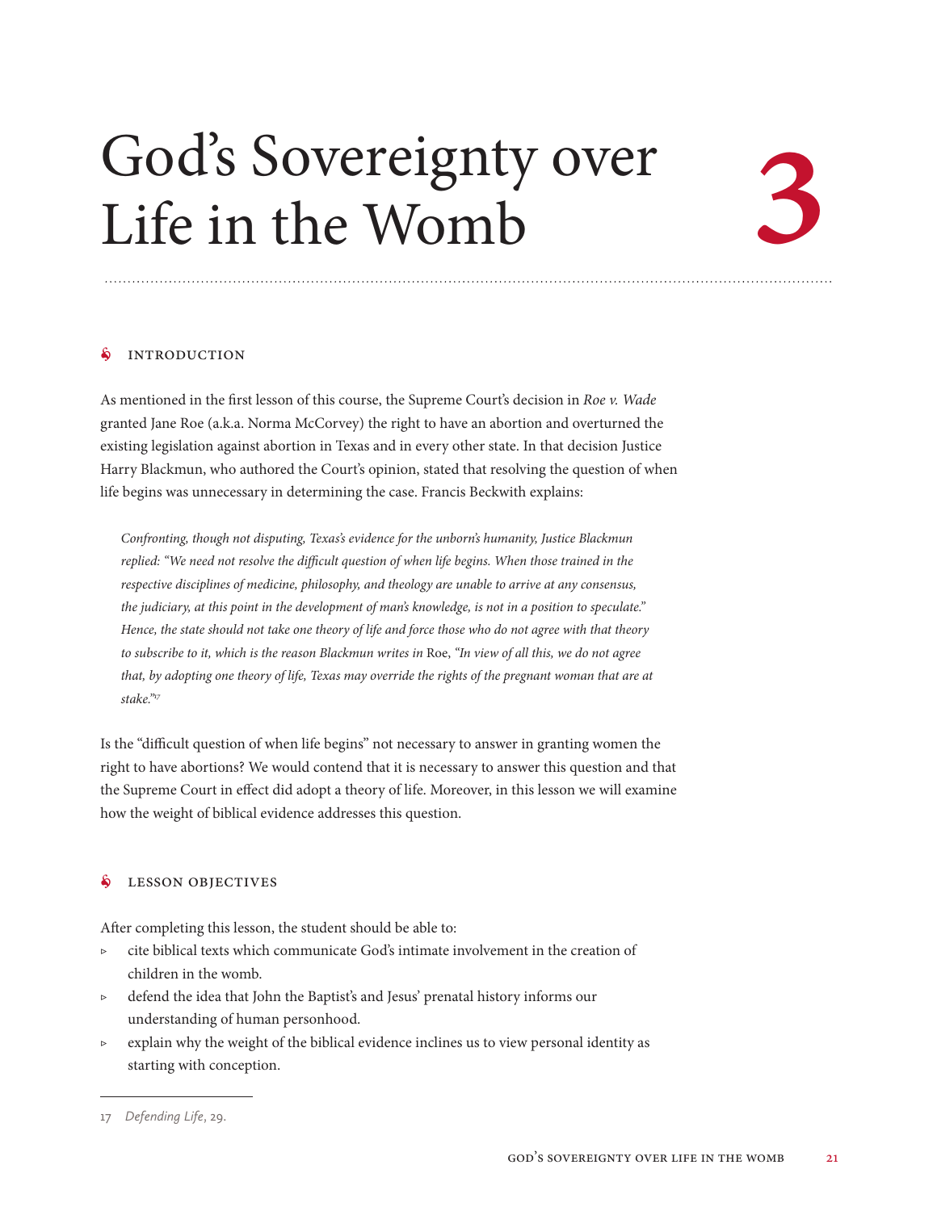# God's Sovereignty over Life in the Womb

# 3

## INTRODUCTION

As mentioned in the first lesson of this course, the Supreme Court's decision in *Roe v. Wade* granted Jane Roe (a.k.a. Norma McCorvey) the right to have an abortion and overturned the existing legislation against abortion in Texas and in every other state. In that decision Justice Harry Blackmun, who authored the Court's opinion, stated that resolving the question of when life begins was unnecessary in determining the case. Francis Beckwith explains:

> *Confronting, though not disputing, Texas's evidence for the unborn's humanity, Justice Blackmun replied: "We need not resolve the difficult question of when life begins. When those trained in the respective disciplines of medicine, philosophy, and theology are unable to arrive at any consensus, the judiciary, at this point in the development of man's knowledge, is not in a position to speculate." Hence, the state should not take one theory of life and force those who do not agree with that theory to subscribe to it, which is the reason Blackmun writes in* Roe, *"In view of all this, we do not agree that, by adopting one theory of life, Texas may override the rights of the pregnant woman that are at stake."*[17]

Is the "difficult question of when life begins" not necessary to answer in granting women the right to have abortions? We would contend that it is necessary to answer this question and that the Supreme Court in effect did adopt a theory of life. Moreover, in this lesson we will examine how the weight of biblical evidence addresses this question.

## LESSON OBJECTIVES

After completing this lesson, the student should be able to:

- cite biblical texts which communicate God's intimate involvement in the creation of children in the womb.
- defend the idea that John the Baptist's and Jesus' prenatal history informs our understanding of human personhood.
- explain why the weight of the biblical evidence inclines us to view personal identity as starting with conception.

---

17 *Defending Life*, 29.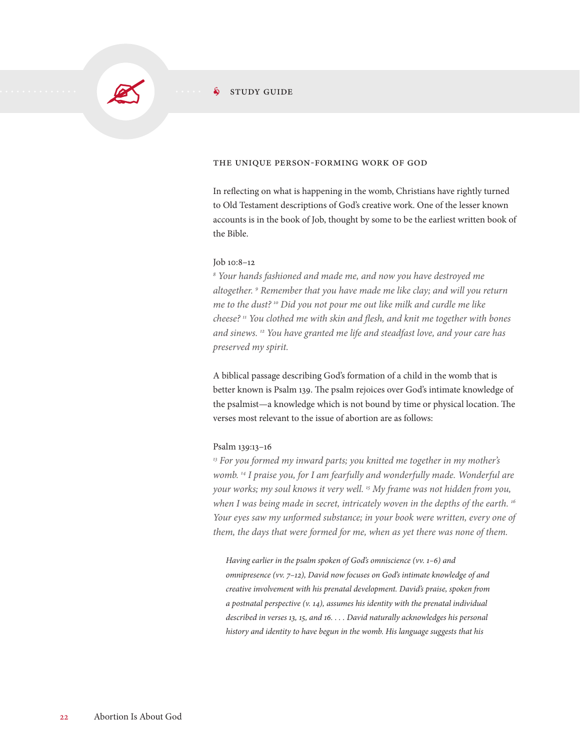STUDY GUIDE

### THE UNIQUE PERSON-FORMING WORK OF GOD

In reflecting on what is happening in the womb, Christians have rightly turned to Old Testament descriptions of God's creative work. One of the lesser known accounts is in the book of Job, thought by some to be the earliest written book of the Bible.

Job 10:8–12

*[8] Your hands fashioned and made me, and now you have destroyed me altogether. [9] Remember that you have made me like clay; and will you return me to the dust? [10] Did you not pour me out like milk and curdle me like cheese? [11] You clothed me with skin and flesh, and knit me together with bones and sinews. [12] You have granted me life and steadfast love, and your care has preserved my spirit.*

A biblical passage describing God's formation of a child in the womb that is better known is Psalm 139. The psalm rejoices over God's intimate knowledge of the psalmist—a knowledge which is not bound by time or physical location. The verses most relevant to the issue of abortion are as follows:

Psalm 139:13–16

*[13] For you formed my inward parts; you knitted me together in my mother's womb. [14] I praise you, for I am fearfully and wonderfully made. Wonderful are your works; my soul knows it very well. [15] My frame was not hidden from you, when I was being made in secret, intricately woven in the depths of the earth. [16] Your eyes saw my unformed substance; in your book were written, every one of them, the days that were formed for me, when as yet there was none of them.*

> *Having earlier in the psalm spoken of God's omniscience (vv. 1–6) and omnipresence (vv. 7–12), David now focuses on God's intimate knowledge of and creative involvement with his prenatal development. David's praise, spoken from a postnatal perspective (v. 14), assumes his identity with the prenatal individual described in verses 13, 15, and 16. . . . David naturally acknowledges his personal history and identity to have begun in the womb. His language suggests that his*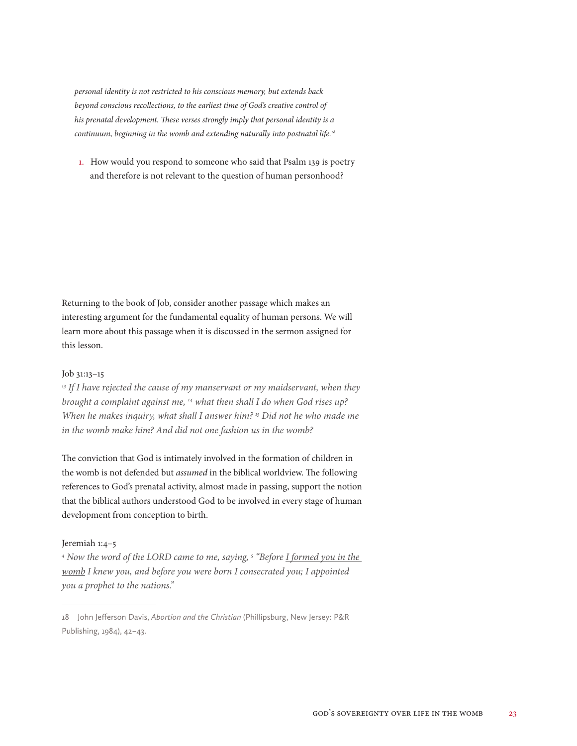*personal identity is not restricted to his conscious memory, but extends back beyond conscious recollections, to the earliest time of God's creative control of his prenatal development. These verses strongly imply that personal identity is a continuum, beginning in the womb and extending naturally into postnatal life.*[18]

1. How would you respond to someone who said that Psalm 139 is poetry and therefore is not relevant to the question of human personhood?

Returning to the book of Job, consider another passage which makes an interesting argument for the fundamental equality of human persons. We will learn more about this passage when it is discussed in the sermon assigned for this lesson.

Job 31:13–15

*[13] If I have rejected the cause of my manservant or my maidservant, when they brought a complaint against me, [14] what then shall I do when God rises up? When he makes inquiry, what shall I answer him? [15] Did not he who made me in the womb make him? And did not one fashion us in the womb?*

The conviction that God is intimately involved in the formation of children in the womb is not defended but *assumed* in the biblical worldview. The following references to God's prenatal activity, almost made in passing, support the notion that the biblical authors understood God to be involved in every stage of human development from conception to birth.

Jeremiah 1:4–5

*[4] Now the word of the LORD came to me, saying, [5] "Before <u>I formed you in the womb</u> I knew you, and before you were born I consecrated you; I appointed you a prophet to the nations."*

---

18 John Jefferson Davis, *Abortion and the Christian* (Phillipsburg, New Jersey: P&R Publishing, 1984), 42–43.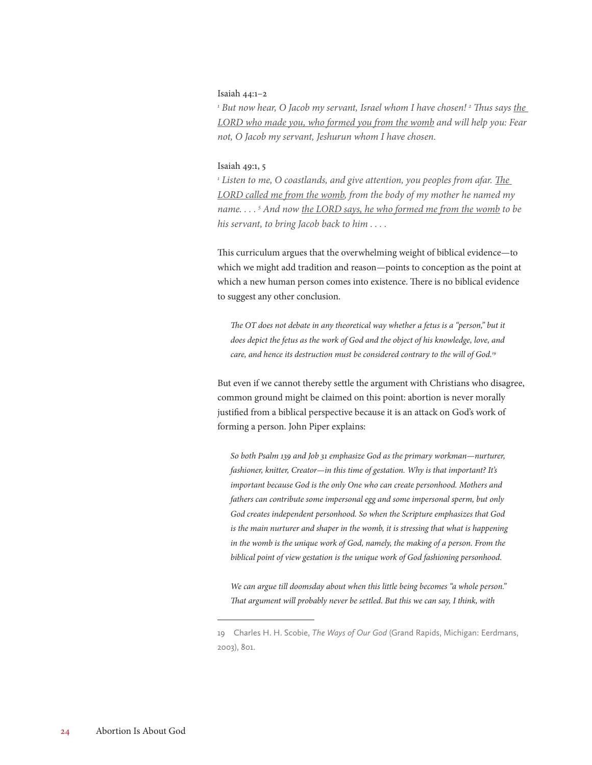Isaiah 44:1–2

*[1] But now hear, O Jacob my servant, Israel whom I have chosen! [2] Thus says <u>the LORD who made you, who formed you from the womb</u> and will help you: Fear not, O Jacob my servant, Jeshurun whom I have chosen.*

Isaiah 49:1, 5

*[1] Listen to me, O coastlands, and give attention, you peoples from afar. <u>The LORD called me from the womb</u>, from the body of my mother he named my name. . . . [5] And now <u>the LORD says, he who formed me from the womb</u> to be his servant, to bring Jacob back to him . . . .*

This curriculum argues that the overwhelming weight of biblical evidence—to which we might add tradition and reason—points to conception as the point at which a new human person comes into existence. There is no biblical evidence to suggest any other conclusion.

> *The OT does not debate in any theoretical way whether a fetus is a "person," but it does depict the fetus as the work of God and the object of his knowledge, love, and care, and hence its destruction must be considered contrary to the will of God.*[19]

But even if we cannot thereby settle the argument with Christians who disagree, common ground might be claimed on this point: abortion is never morally justified from a biblical perspective because it is an attack on God's work of forming a person. John Piper explains:

> *So both Psalm 139 and Job 31 emphasize God as the primary workman—nurturer, fashioner, knitter, Creator—in this time of gestation. Why is that important? It's important because God is the only One who can create personhood. Mothers and fathers can contribute some impersonal egg and some impersonal sperm, but only God creates independent personhood. So when the Scripture emphasizes that God is the main nurturer and shaper in the womb, it is stressing that what is happening in the womb is the unique work of God, namely, the making of a person. From the biblical point of view gestation is the unique work of God fashioning personhood.*
>
> *We can argue till doomsday about when this little being becomes "a whole person." That argument will probably never be settled. But this we can say, I think, with*

---

19 Charles H. H. Scobie, *The Ways of Our God* (Grand Rapids, Michigan: Eerdmans, 2003), 801.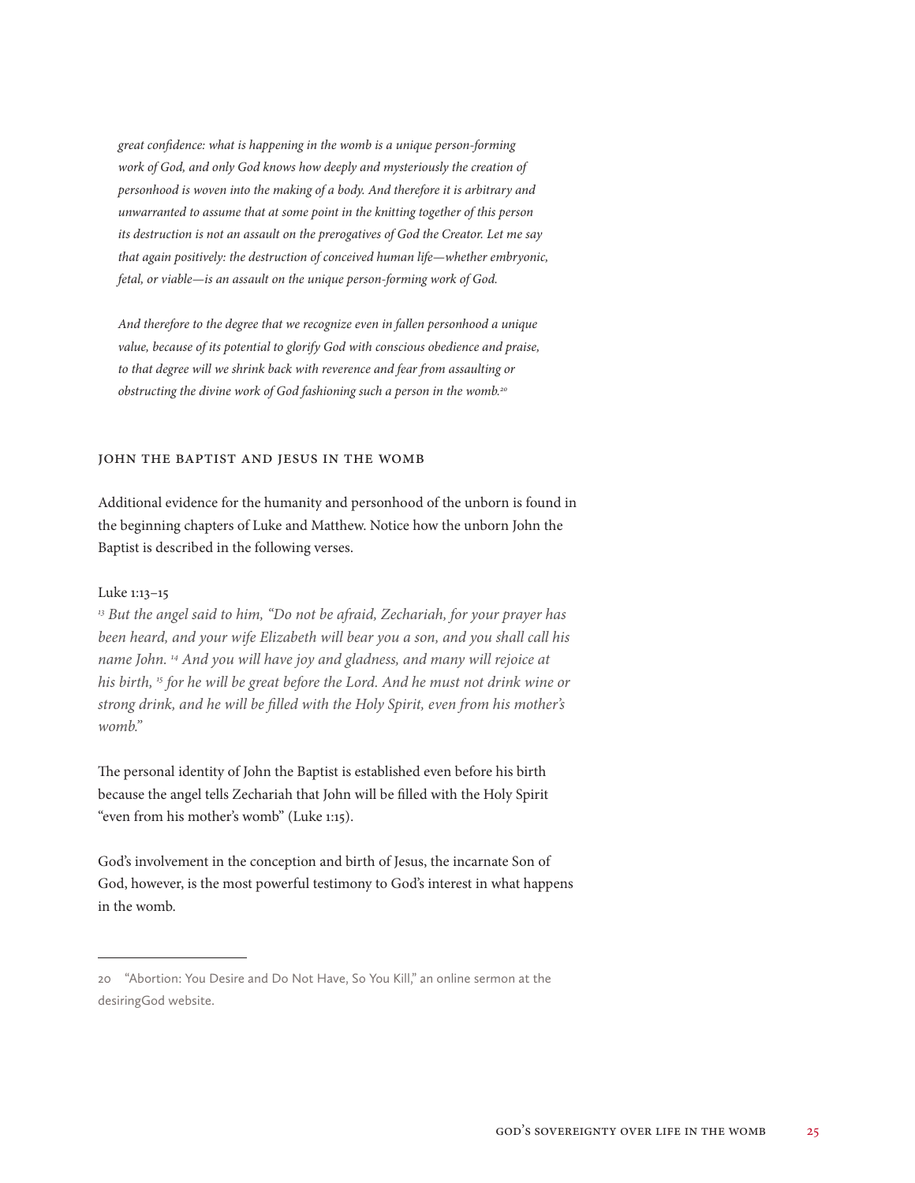*great confidence: what is happening in the womb is a unique person-forming work of God, and only God knows how deeply and mysteriously the creation of personhood is woven into the making of a body. And therefore it is arbitrary and unwarranted to assume that at some point in the knitting together of this person its destruction is not an assault on the prerogatives of God the Creator. Let me say that again positively: the destruction of conceived human life—whether embryonic, fetal, or viable—is an assault on the unique person-forming work of God.*

*And therefore to the degree that we recognize even in fallen personhood a unique value, because of its potential to glorify God with conscious obedience and praise, to that degree will we shrink back with reverence and fear from assaulting or obstructing the divine work of God fashioning such a person in the womb.*[20]

### John the Baptist and Jesus in the Womb

Additional evidence for the humanity and personhood of the unborn is found in the beginning chapters of Luke and Matthew. Notice how the unborn John the Baptist is described in the following verses.

Luke 1:13–15

*[13] But the angel said to him, "Do not be afraid, Zechariah, for your prayer has been heard, and your wife Elizabeth will bear you a son, and you shall call his name John. [14] And you will have joy and gladness, and many will rejoice at his birth, [15] for he will be great before the Lord. And he must not drink wine or strong drink, and he will be filled with the Holy Spirit, even from his mother's womb."*

The personal identity of John the Baptist is established even before his birth because the angel tells Zechariah that John will be filled with the Holy Spirit "even from his mother's womb" (Luke 1:15).

God's involvement in the conception and birth of Jesus, the incarnate Son of God, however, is the most powerful testimony to God's interest in what happens in the womb.

---

20 "Abortion: You Desire and Do Not Have, So You Kill," an online sermon at the desiringGod website.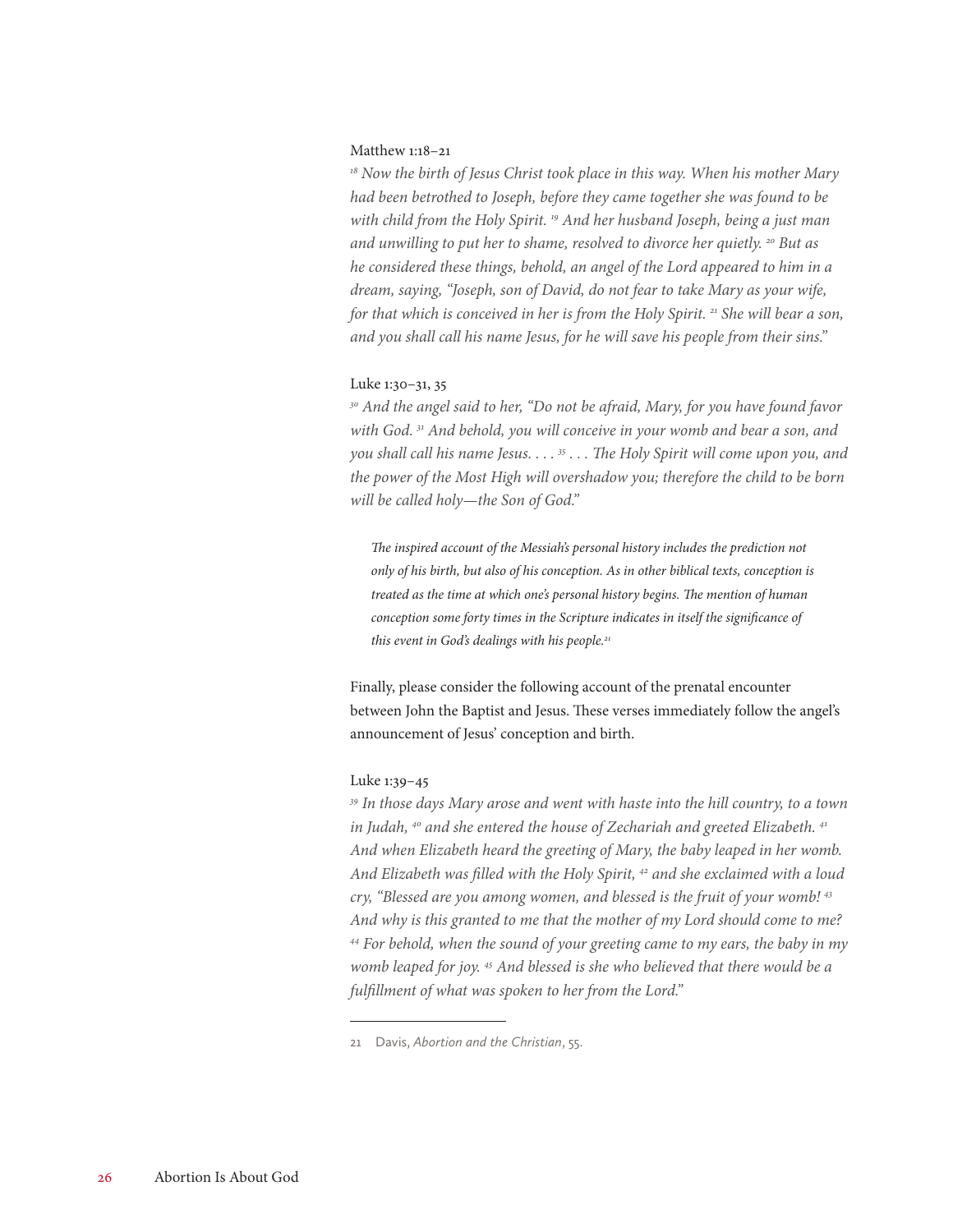Matthew 1:18–21

*[18] Now the birth of Jesus Christ took place in this way. When his mother Mary had been betrothed to Joseph, before they came together she was found to be with child from the Holy Spirit. [19] And her husband Joseph, being a just man and unwilling to put her to shame, resolved to divorce her quietly. [20] But as he considered these things, behold, an angel of the Lord appeared to him in a dream, saying, "Joseph, son of David, do not fear to take Mary as your wife, for that which is conceived in her is from the Holy Spirit. [21] She will bear a son, and you shall call his name Jesus, for he will save his people from their sins."*

Luke 1:30–31, 35

*[30] And the angel said to her, "Do not be afraid, Mary, for you have found favor with God. [31] And behold, you will conceive in your womb and bear a son, and you shall call his name Jesus. . . . [35] . . . The Holy Spirit will come upon you, and the power of the Most High will overshadow you; therefore the child to be born will be called holy—the Son of God."*

> *The inspired account of the Messiah's personal history includes the prediction not only of his birth, but also of his conception. As in other biblical texts, conception is treated as the time at which one's personal history begins. The mention of human conception some forty times in the Scripture indicates in itself the significance of this event in God's dealings with his people.*[21]

Finally, please consider the following account of the prenatal encounter between John the Baptist and Jesus. These verses immediately follow the angel's announcement of Jesus' conception and birth.

Luke 1:39–45

*[39] In those days Mary arose and went with haste into the hill country, to a town in Judah, [40] and she entered the house of Zechariah and greeted Elizabeth. [41] And when Elizabeth heard the greeting of Mary, the baby leaped in her womb. And Elizabeth was filled with the Holy Spirit, [42] and she exclaimed with a loud cry, "Blessed are you among women, and blessed is the fruit of your womb! [43] And why is this granted to me that the mother of my Lord should come to me? [44] For behold, when the sound of your greeting came to my ears, the baby in my womb leaped for joy. [45] And blessed is she who believed that there would be a fulfillment of what was spoken to her from the Lord."*

---

21 Davis, *Abortion and the Christian*, 55.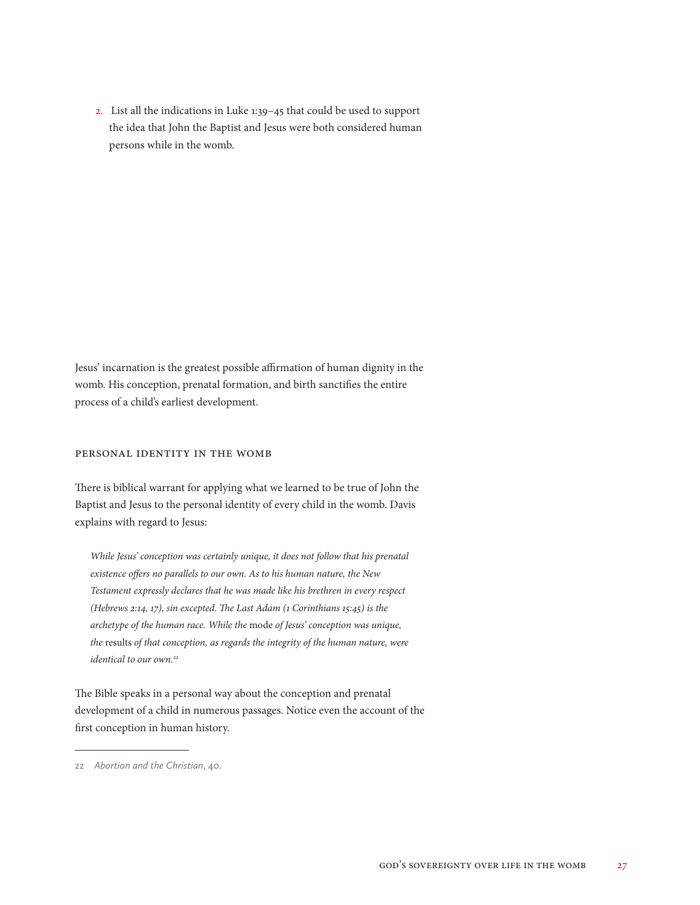2. List all the indications in Luke 1:39–45 that could be used to support the idea that John the Baptist and Jesus were both considered human persons while in the womb.

Jesus' incarnation is the greatest possible affirmation of human dignity in the womb. His conception, prenatal formation, and birth sanctifies the entire process of a child's earliest development.

## PERSONAL IDENTITY IN THE WOMB

There is biblical warrant for applying what we learned to be true of John the Baptist and Jesus to the personal identity of every child in the womb. Davis explains with regard to Jesus:

> *While Jesus' conception was certainly unique, it does not follow that his prenatal existence offers no parallels to our own. As to his human nature, the New Testament expressly declares that he was made like his brethren in every respect (Hebrews 2:14, 17), sin excepted. The Last Adam (1 Corinthians 15:45) is the archetype of the human race. While the* mode *of Jesus' conception was unique, the* results *of that conception, as regards the integrity of the human nature, were identical to our own.*[22]

The Bible speaks in a personal way about the conception and prenatal development of a child in numerous passages. Notice even the account of the first conception in human history.

---

22 *Abortion and the Christian*, 40.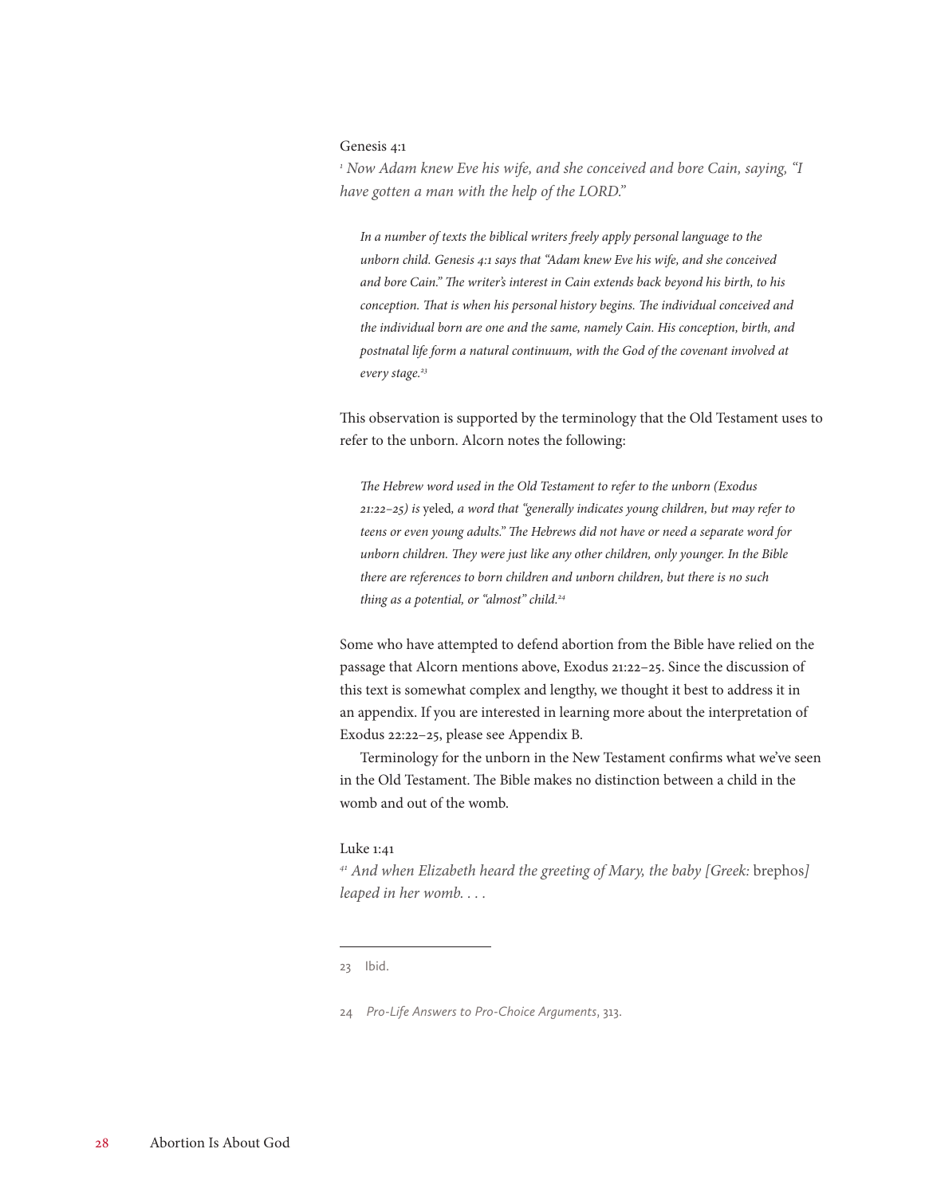Genesis 4:1

*[1] Now Adam knew Eve his wife, and she conceived and bore Cain, saying, "I have gotten a man with the help of the LORD."*

> *In a number of texts the biblical writers freely apply personal language to the unborn child. Genesis 4:1 says that "Adam knew Eve his wife, and she conceived and bore Cain." The writer's interest in Cain extends back beyond his birth, to his conception. That is when his personal history begins. The individual conceived and the individual born are one and the same, namely Cain. His conception, birth, and postnatal life form a natural continuum, with the God of the covenant involved at every stage.*[23]

This observation is supported by the terminology that the Old Testament uses to refer to the unborn. Alcorn notes the following:

> *The Hebrew word used in the Old Testament to refer to the unborn (Exodus 21:22–25) is* yeled*, a word that "generally indicates young children, but may refer to teens or even young adults." The Hebrews did not have or need a separate word for unborn children. They were just like any other children, only younger. In the Bible there are references to born children and unborn children, but there is no such thing as a potential, or "almost" child.*[24]

Some who have attempted to defend abortion from the Bible have relied on the passage that Alcorn mentions above, Exodus 21:22–25. Since the discussion of this text is somewhat complex and lengthy, we thought it best to address it in an appendix. If you are interested in learning more about the interpretation of Exodus 22:22–25, please see Appendix B.

Terminology for the unborn in the New Testament confirms what we've seen in the Old Testament. The Bible makes no distinction between a child in the womb and out of the womb.

Luke 1:41

*[41] And when Elizabeth heard the greeting of Mary, the baby [Greek:* brephos*] leaped in her womb. . . .*

---

23 Ibid.

24 *Pro-Life Answers to Pro-Choice Arguments*, 313.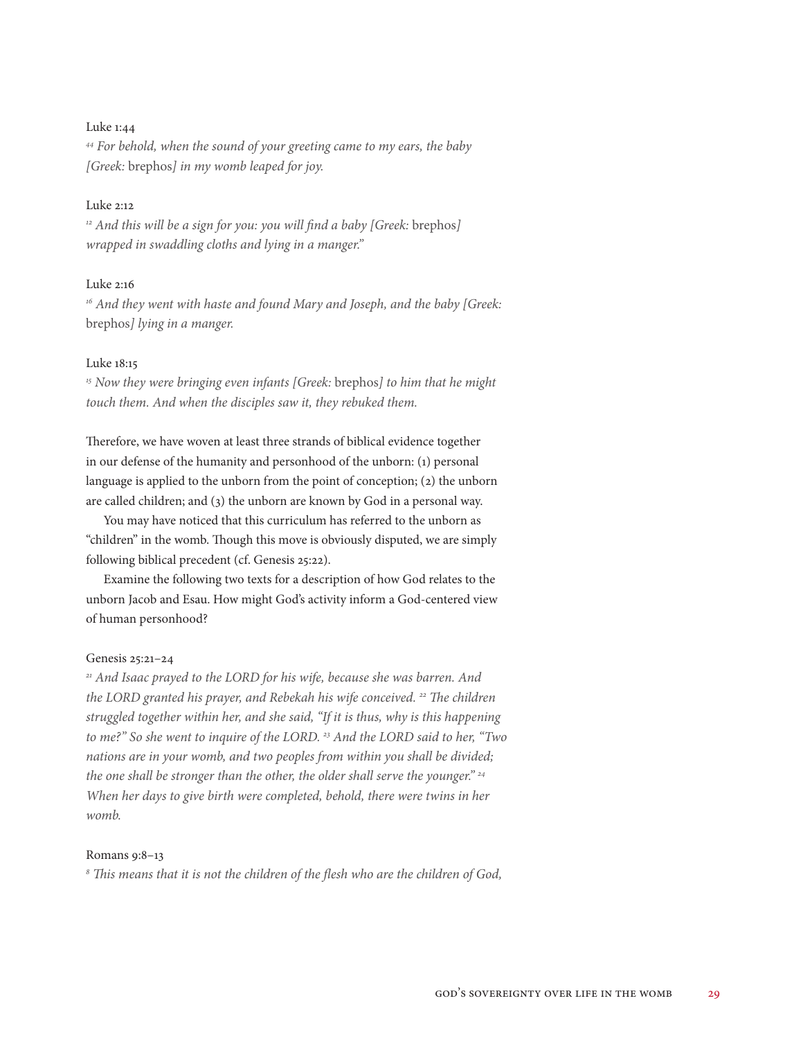Luke 1:44

*[44] For behold, when the sound of your greeting came to my ears, the baby [Greek:* brephos*] in my womb leaped for joy.*

Luke 2:12

*[12] And this will be a sign for you: you will find a baby [Greek:* brephos*] wrapped in swaddling cloths and lying in a manger."*

Luke 2:16

*[16] And they went with haste and found Mary and Joseph, and the baby [Greek:* brephos*] lying in a manger.*

Luke 18:15

*[15] Now they were bringing even infants [Greek:* brephos*] to him that he might touch them. And when the disciples saw it, they rebuked them.*

Therefore, we have woven at least three strands of biblical evidence together in our defense of the humanity and personhood of the unborn: (1) personal language is applied to the unborn from the point of conception; (2) the unborn are called children; and (3) the unborn are known by God in a personal way.

You may have noticed that this curriculum has referred to the unborn as "children" in the womb. Though this move is obviously disputed, we are simply following biblical precedent (cf. Genesis 25:22).

Examine the following two texts for a description of how God relates to the unborn Jacob and Esau. How might God's activity inform a God-centered view of human personhood?

Genesis 25:21–24

*[21] And Isaac prayed to the LORD for his wife, because she was barren. And the LORD granted his prayer, and Rebekah his wife conceived. [22] The children struggled together within her, and she said, "If it is thus, why is this happening to me?" So she went to inquire of the LORD. [23] And the LORD said to her, "Two nations are in your womb, and two peoples from within you shall be divided; the one shall be stronger than the other, the older shall serve the younger." [24] When her days to give birth were completed, behold, there were twins in her womb.*

Romans 9:8–13

*[8] This means that it is not the children of the flesh who are the children of God,*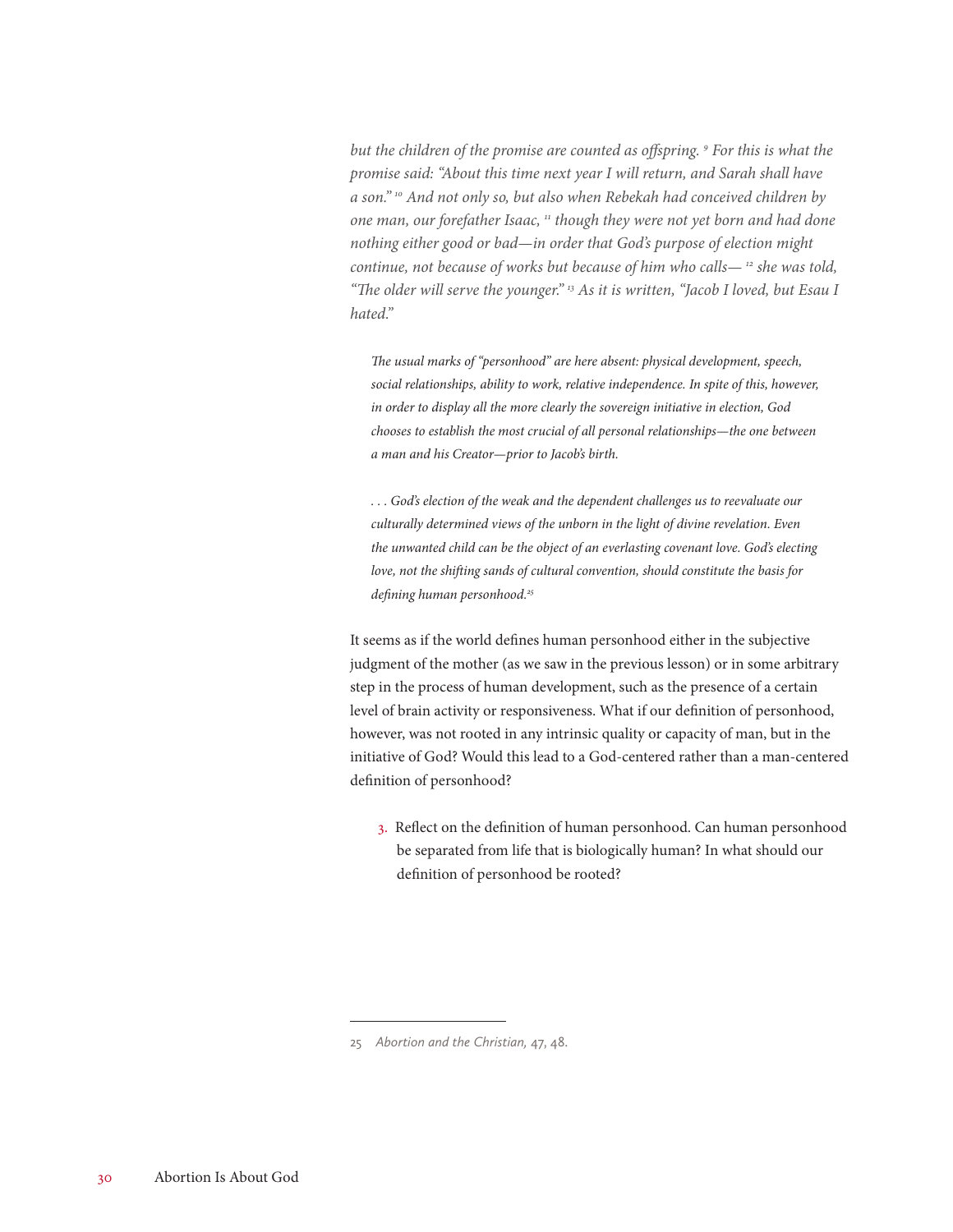*but the children of the promise are counted as offspring. [9] For this is what the promise said: "About this time next year I will return, and Sarah shall have a son." [10] And not only so, but also when Rebekah had conceived children by one man, our forefather Isaac, [11] though they were not yet born and had done nothing either good or bad—in order that God's purpose of election might continue, not because of works but because of him who calls— [12] she was told, "The older will serve the younger." [13] As it is written, "Jacob I loved, but Esau I hated."*

> *The usual marks of "personhood" are here absent: physical development, speech, social relationships, ability to work, relative independence. In spite of this, however, in order to display all the more clearly the sovereign initiative in election, God chooses to establish the most crucial of all personal relationships—the one between a man and his Creator—prior to Jacob's birth.*
>
> *. . . God's election of the weak and the dependent challenges us to reevaluate our culturally determined views of the unborn in the light of divine revelation. Even the unwanted child can be the object of an everlasting covenant love. God's electing love, not the shifting sands of cultural convention, should constitute the basis for defining human personhood.*[25]

It seems as if the world defines human personhood either in the subjective judgment of the mother (as we saw in the previous lesson) or in some arbitrary step in the process of human development, such as the presence of a certain level of brain activity or responsiveness. What if our definition of personhood, however, was not rooted in any intrinsic quality or capacity of man, but in the initiative of God? Would this lead to a God-centered rather than a man-centered definition of personhood?

3. Reflect on the definition of human personhood. Can human personhood be separated from life that is biologically human? In what should our definition of personhood be rooted?

---

25 *Abortion and the Christian,* 47, 48.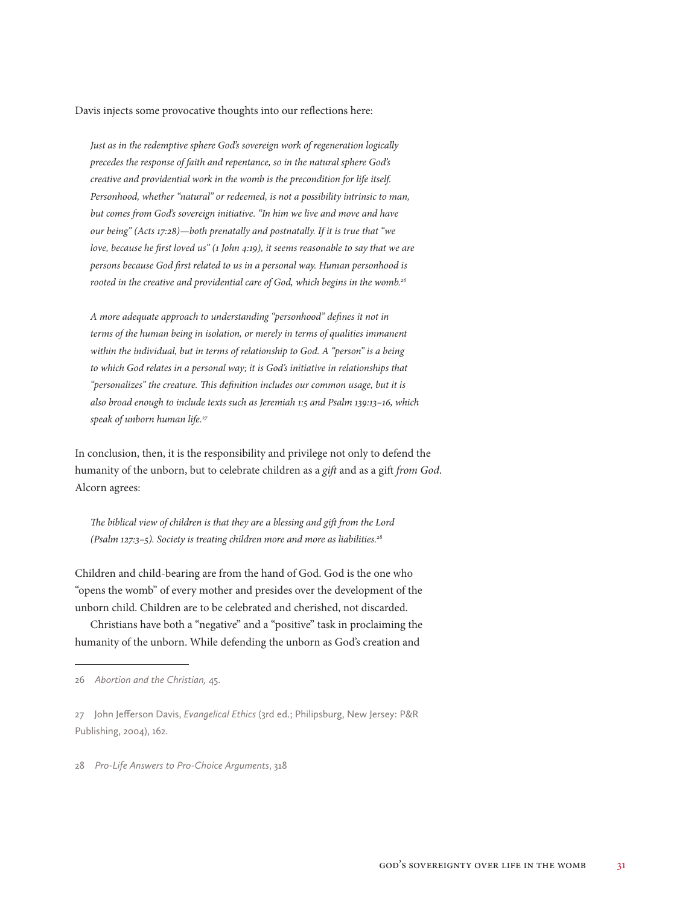Davis injects some provocative thoughts into our reflections here:

> *Just as in the redemptive sphere God's sovereign work of regeneration logically precedes the response of faith and repentance, so in the natural sphere God's creative and providential work in the womb is the precondition for life itself. Personhood, whether "natural" or redeemed, is not a possibility intrinsic to man, but comes from God's sovereign initiative. "In him we live and move and have our being" (Acts 17:28)—both prenatally and postnatally. If it is true that "we love, because he first loved us" (1 John 4:19), it seems reasonable to say that we are persons because God first related to us in a personal way. Human personhood is rooted in the creative and providential care of God, which begins in the womb.*[26]

> *A more adequate approach to understanding "personhood" defines it not in terms of the human being in isolation, or merely in terms of qualities immanent within the individual, but in terms of relationship to God. A "person" is a being to which God relates in a personal way; it is God's initiative in relationships that "personalizes" the creature. This definition includes our common usage, but it is also broad enough to include texts such as Jeremiah 1:5 and Psalm 139:13–16, which speak of unborn human life.*[27]

In conclusion, then, it is the responsibility and privilege not only to defend the humanity of the unborn, but to celebrate children as a *gift* and as a gift *from God*. Alcorn agrees:

> *The biblical view of children is that they are a blessing and gift from the Lord (Psalm 127:3–5). Society is treating children more and more as liabilities.*[28]

Children and child-bearing are from the hand of God. God is the one who "opens the womb" of every mother and presides over the development of the unborn child. Children are to be celebrated and cherished, not discarded.

Christians have both a "negative" and a "positive" task in proclaiming the humanity of the unborn. While defending the unborn as God's creation and

---

26 *Abortion and the Christian,* 45.

27 John Jefferson Davis, *Evangelical Ethics* (3rd ed.; Philipsburg, New Jersey: P&R Publishing, 2004), 162.

28 *Pro-Life Answers to Pro-Choice Arguments*, 318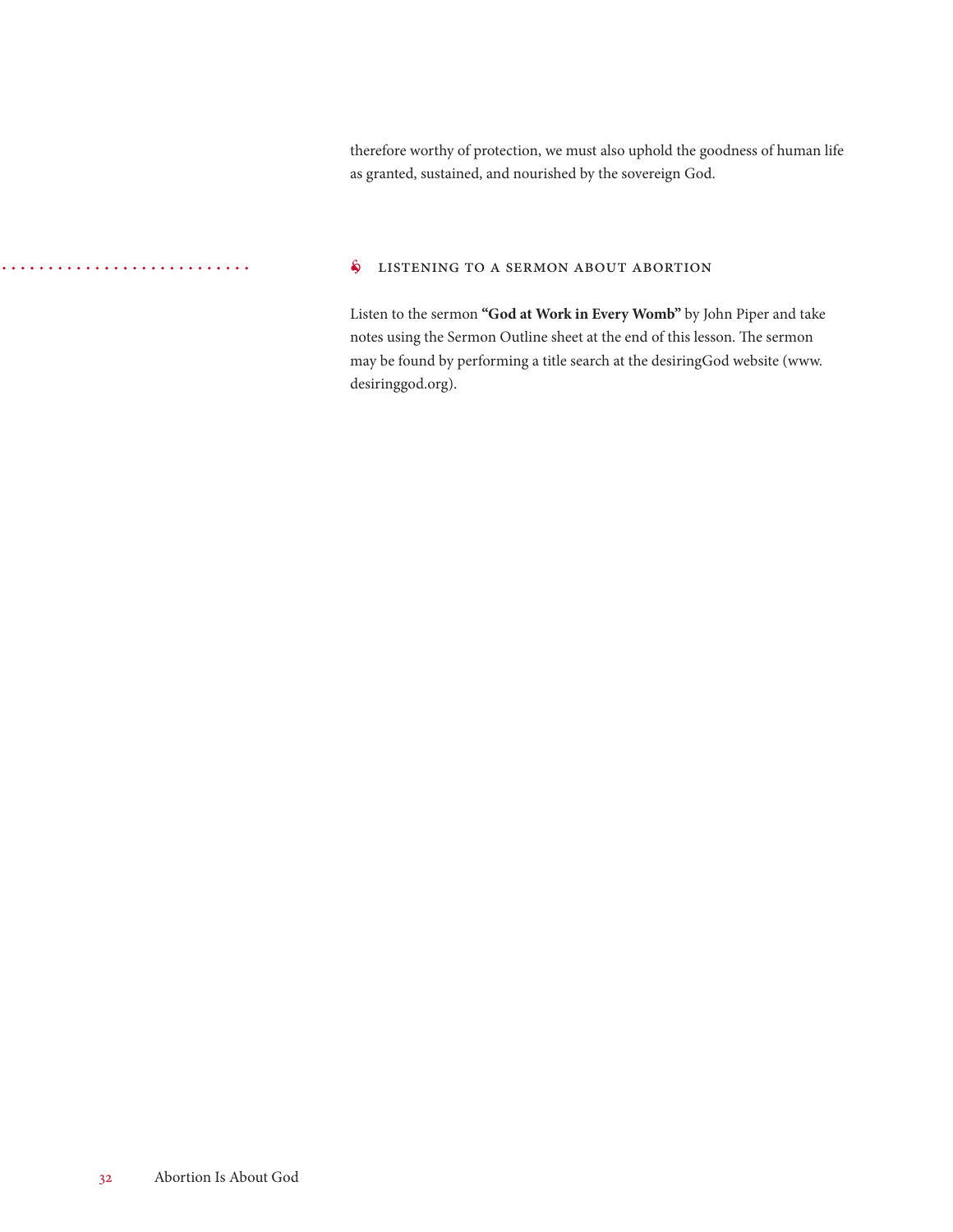therefore worthy of protection, we must also uphold the goodness of human life as granted, sustained, and nourished by the sovereign God.

## LISTENING TO A SERMON ABOUT ABORTION

Listen to the sermon **"God at Work in Every Womb"** by John Piper and take notes using the Sermon Outline sheet at the end of this lesson. The sermon may be found by performing a title search at the desiringGod website (www.desiringgod.org).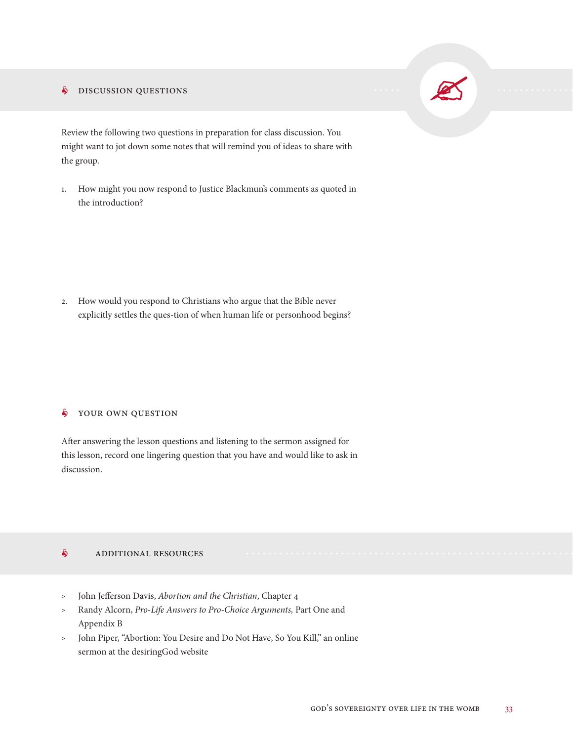## DISCUSSION QUESTIONS

Review the following two questions in preparation for class discussion. You might want to jot down some notes that will remind you of ideas to share with the group.

1. How might you now respond to Justice Blackmun's comments as quoted in the introduction?

2. How would you respond to Christians who argue that the Bible never explicitly settles the ques-tion of when human life or personhood begins?

## YOUR OWN QUESTION

After answering the lesson questions and listening to the sermon assigned for this lesson, record one lingering question that you have and would like to ask in discussion.

## ADDITIONAL RESOURCES

- John Jefferson Davis, *Abortion and the Christian*, Chapter 4
- Randy Alcorn, *Pro-Life Answers to Pro-Choice Arguments,* Part One and Appendix B
- John Piper, "Abortion: You Desire and Do Not Have, So You Kill," an online sermon at the desiringGod website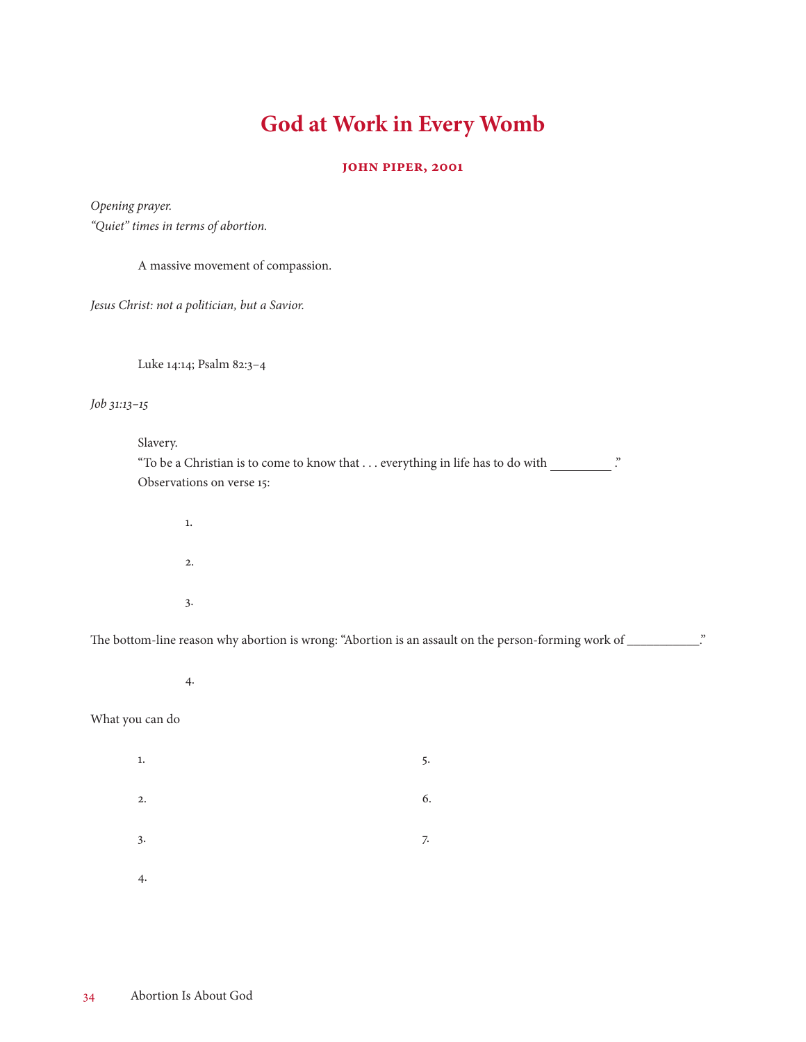# God at Work in Every Womb

### John Piper, 2001

*Opening prayer.*
*"Quiet" times in terms of abortion.*

A massive movement of compassion.

*Jesus Christ: not a politician, but a Savior.*

Luke 14:14; Psalm 82:3–4

*Job 31:13–15*

Slavery.
"To be a Christian is to come to know that . . . everything in life has to do with _________ ."
Observations on verse 15:

1.

2.

3.

The bottom-line reason why abortion is wrong: "Abortion is an assault on the person-forming work of ___________."

4.

What you can do

1.

2.

3.

4.

5.

6.

7.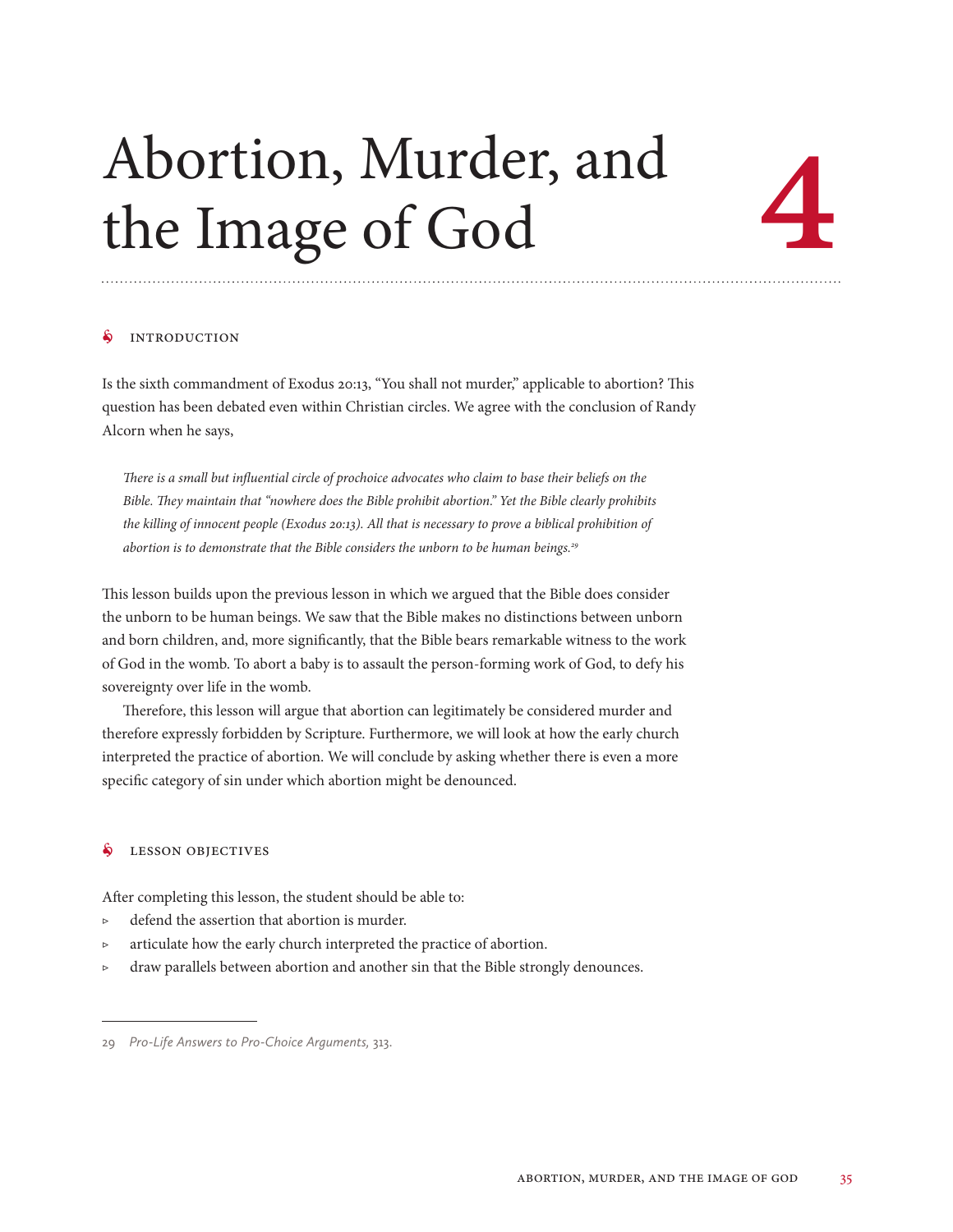# Abortion, Murder, and the Image of God

# 4

## INTRODUCTION

Is the sixth commandment of Exodus 20:13, "You shall not murder," applicable to abortion? This question has been debated even within Christian circles. We agree with the conclusion of Randy Alcorn when he says,

> *There is a small but influential circle of prochoice advocates who claim to base their beliefs on the Bible. They maintain that "nowhere does the Bible prohibit abortion." Yet the Bible clearly prohibits the killing of innocent people (Exodus 20:13). All that is necessary to prove a biblical prohibition of abortion is to demonstrate that the Bible considers the unborn to be human beings.*[29]

This lesson builds upon the previous lesson in which we argued that the Bible does consider the unborn to be human beings. We saw that the Bible makes no distinctions between unborn and born children, and, more significantly, that the Bible bears remarkable witness to the work of God in the womb. To abort a baby is to assault the person-forming work of God, to defy his sovereignty over life in the womb.

Therefore, this lesson will argue that abortion can legitimately be considered murder and therefore expressly forbidden by Scripture. Furthermore, we will look at how the early church interpreted the practice of abortion. We will conclude by asking whether there is even a more specific category of sin under which abortion might be denounced.

## LESSON OBJECTIVES

After completing this lesson, the student should be able to:

- defend the assertion that abortion is murder.
- articulate how the early church interpreted the practice of abortion.
- draw parallels between abortion and another sin that the Bible strongly denounces.

---

29 *Pro-Life Answers to Pro-Choice Arguments,* 313.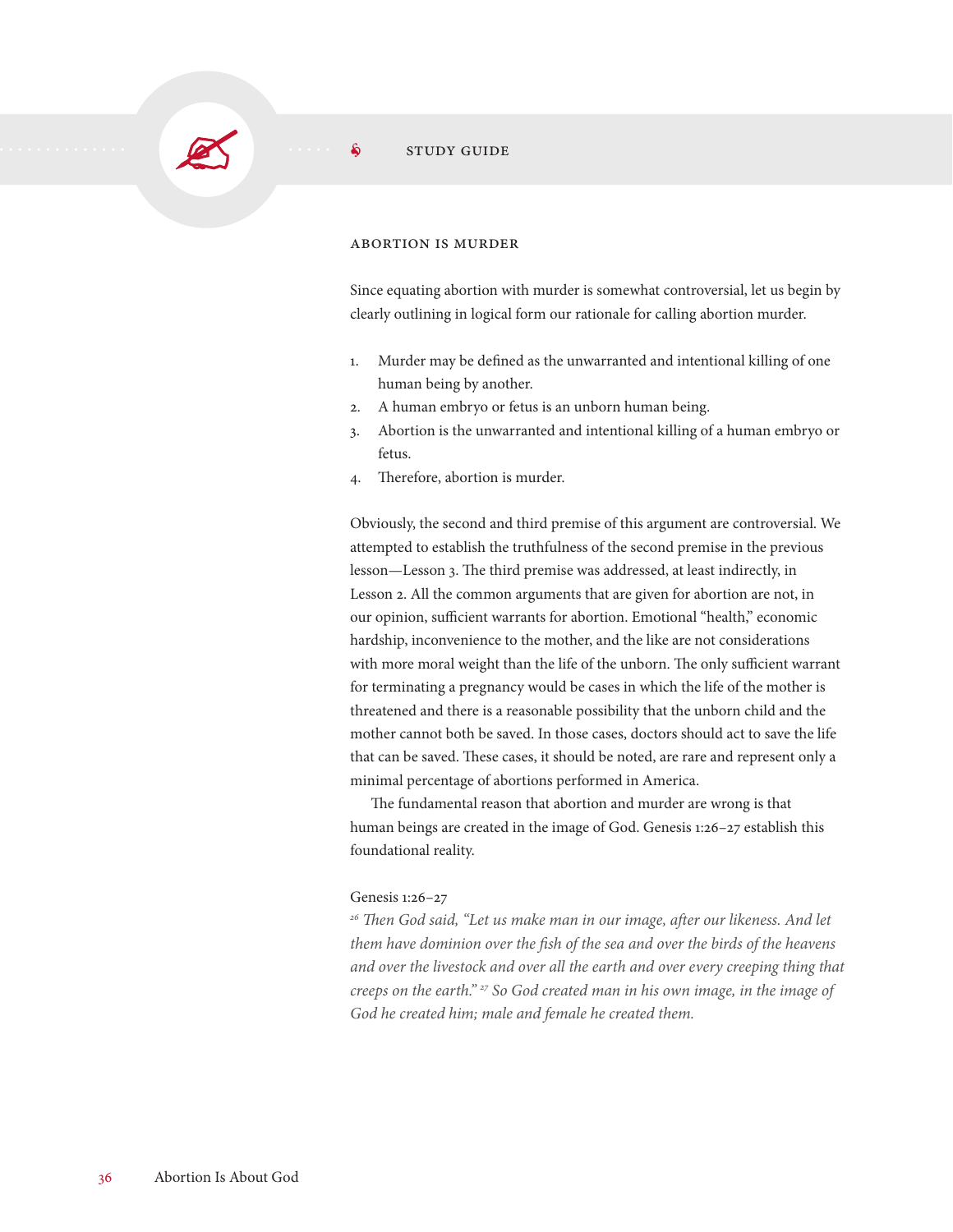STUDY GUIDE

## ABORTION IS MURDER

Since equating abortion with murder is somewhat controversial, let us begin by clearly outlining in logical form our rationale for calling abortion murder.

1. Murder may be defined as the unwarranted and intentional killing of one human being by another.
2. A human embryo or fetus is an unborn human being.
3. Abortion is the unwarranted and intentional killing of a human embryo or fetus.
4. Therefore, abortion is murder.

Obviously, the second and third premise of this argument are controversial. We attempted to establish the truthfulness of the second premise in the previous lesson—Lesson 3. The third premise was addressed, at least indirectly, in Lesson 2. All the common arguments that are given for abortion are not, in our opinion, sufficient warrants for abortion. Emotional "health," economic hardship, inconvenience to the mother, and the like are not considerations with more moral weight than the life of the unborn. The only sufficient warrant for terminating a pregnancy would be cases in which the life of the mother is threatened and there is a reasonable possibility that the unborn child and the mother cannot both be saved. In those cases, doctors should act to save the life that can be saved. These cases, it should be noted, are rare and represent only a minimal percentage of abortions performed in America.

The fundamental reason that abortion and murder are wrong is that human beings are created in the image of God. Genesis 1:26–27 establish this foundational reality.

Genesis 1:26–27

*[26] Then God said, "Let us make man in our image, after our likeness. And let them have dominion over the fish of the sea and over the birds of the heavens and over the livestock and over all the earth and over every creeping thing that creeps on the earth." [27] So God created man in his own image, in the image of God he created him; male and female he created them.*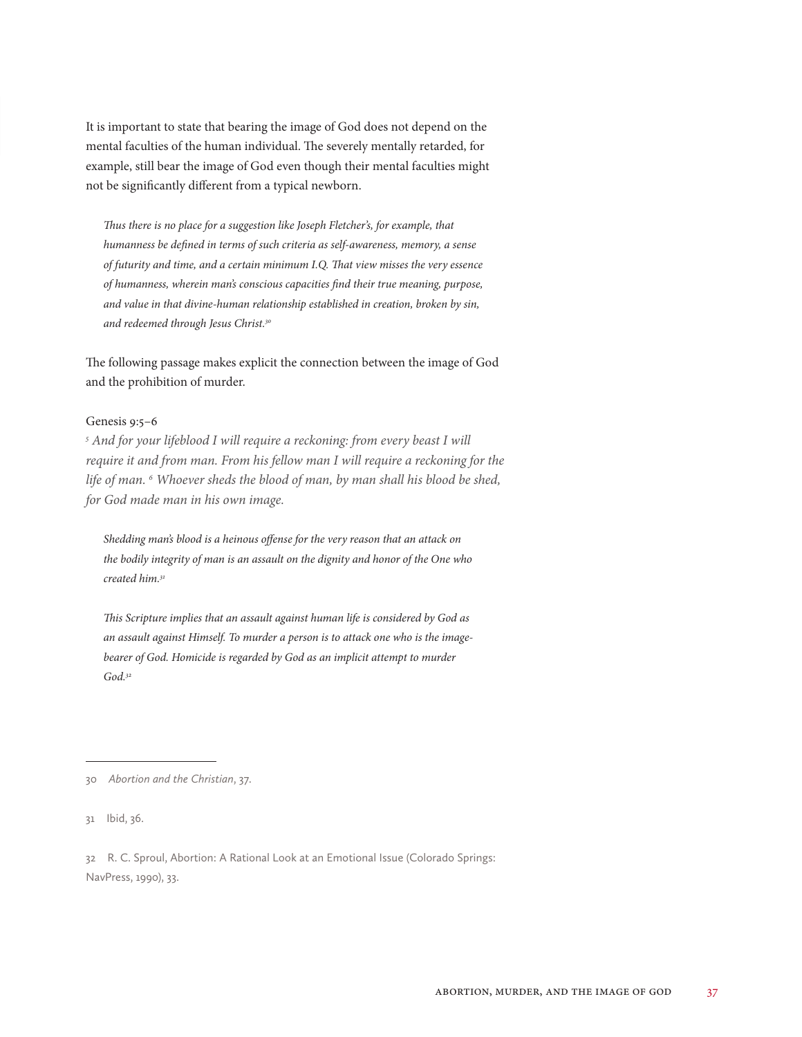It is important to state that bearing the image of God does not depend on the mental faculties of the human individual. The severely mentally retarded, for example, still bear the image of God even though their mental faculties might not be significantly different from a typical newborn.

> *Thus there is no place for a suggestion like Joseph Fletcher's, for example, that humanness be defined in terms of such criteria as self-awareness, memory, a sense of futurity and time, and a certain minimum I.Q. That view misses the very essence of humanness, wherein man's conscious capacities find their true meaning, purpose, and value in that divine-human relationship established in creation, broken by sin, and redeemed through Jesus Christ.*[30]

The following passage makes explicit the connection between the image of God and the prohibition of murder.

Genesis 9:5–6

*[5] And for your lifeblood I will require a reckoning: from every beast I will require it and from man. From his fellow man I will require a reckoning for the life of man. [6] Whoever sheds the blood of man, by man shall his blood be shed, for God made man in his own image.*

> *Shedding man's blood is a heinous offense for the very reason that an attack on the bodily integrity of man is an assault on the dignity and honor of the One who created him.*[31]

> *This Scripture implies that an assault against human life is considered by God as an assault against Himself. To murder a person is to attack one who is the image-bearer of God. Homicide is regarded by God as an implicit attempt to murder God.*[32]

---

30 *Abortion and the Christian*, 37.

31 Ibid, 36.

32 R. C. Sproul, Abortion: A Rational Look at an Emotional Issue (Colorado Springs: NavPress, 1990), 33.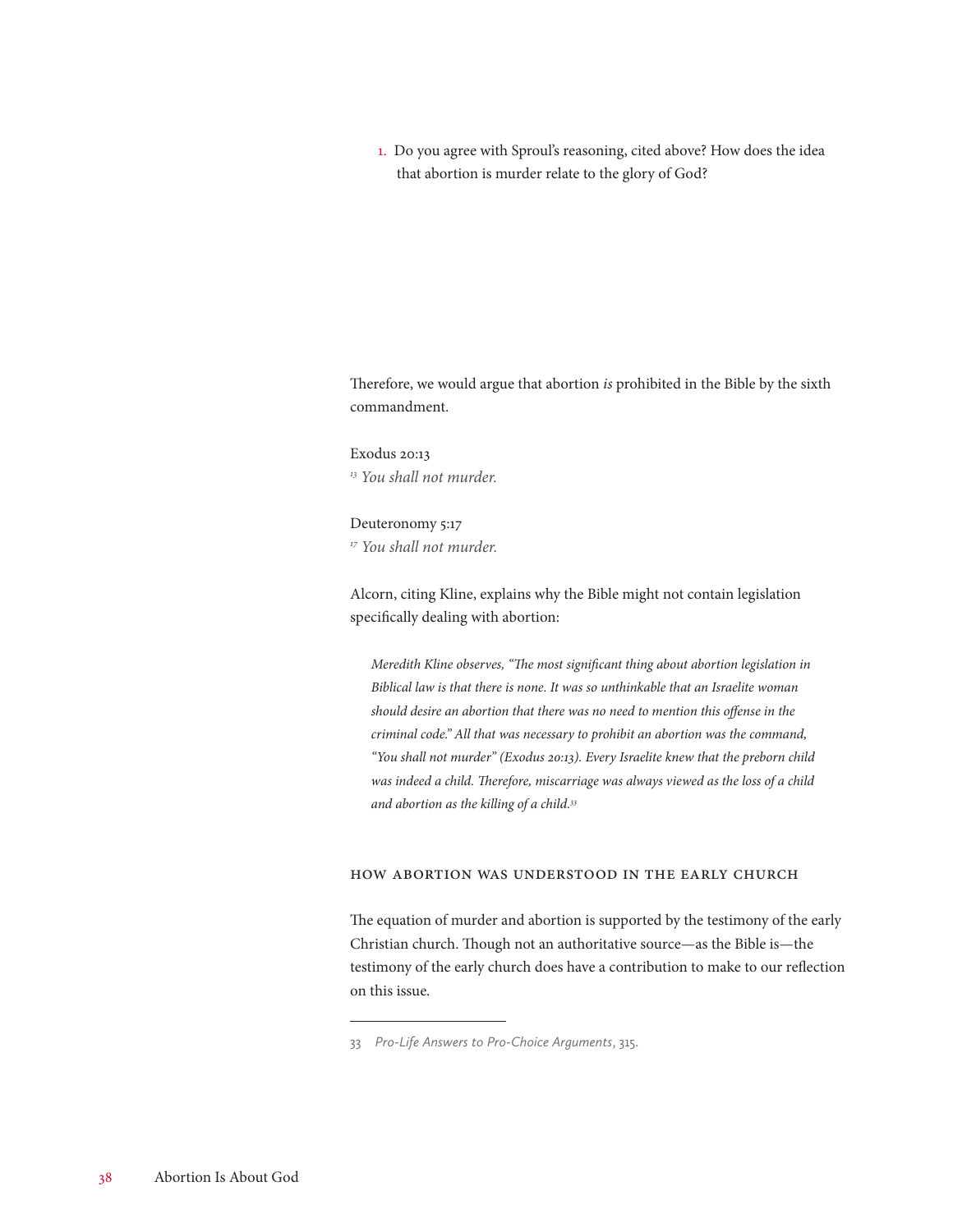1. Do you agree with Sproul's reasoning, cited above? How does the idea that abortion is murder relate to the glory of God?

Therefore, we would argue that abortion *is* prohibited in the Bible by the sixth commandment.

Exodus 20:13
[13] *You shall not murder.*

Deuteronomy 5:17
[17] *You shall not murder.*

Alcorn, citing Kline, explains why the Bible might not contain legislation specifically dealing with abortion:

> *Meredith Kline observes, "The most significant thing about abortion legislation in Biblical law is that there is none. It was so unthinkable that an Israelite woman should desire an abortion that there was no need to mention this offense in the criminal code." All that was necessary to prohibit an abortion was the command, "You shall not murder" (Exodus 20:13). Every Israelite knew that the preborn child was indeed a child. Therefore, miscarriage was always viewed as the loss of a child and abortion as the killing of a child.*[33]

## How Abortion Was Understood in the Early Church

The equation of murder and abortion is supported by the testimony of the early Christian church. Though not an authoritative source—as the Bible is—the testimony of the early church does have a contribution to make to our reflection on this issue.

---

33 *Pro-Life Answers to Pro-Choice Arguments*, 315.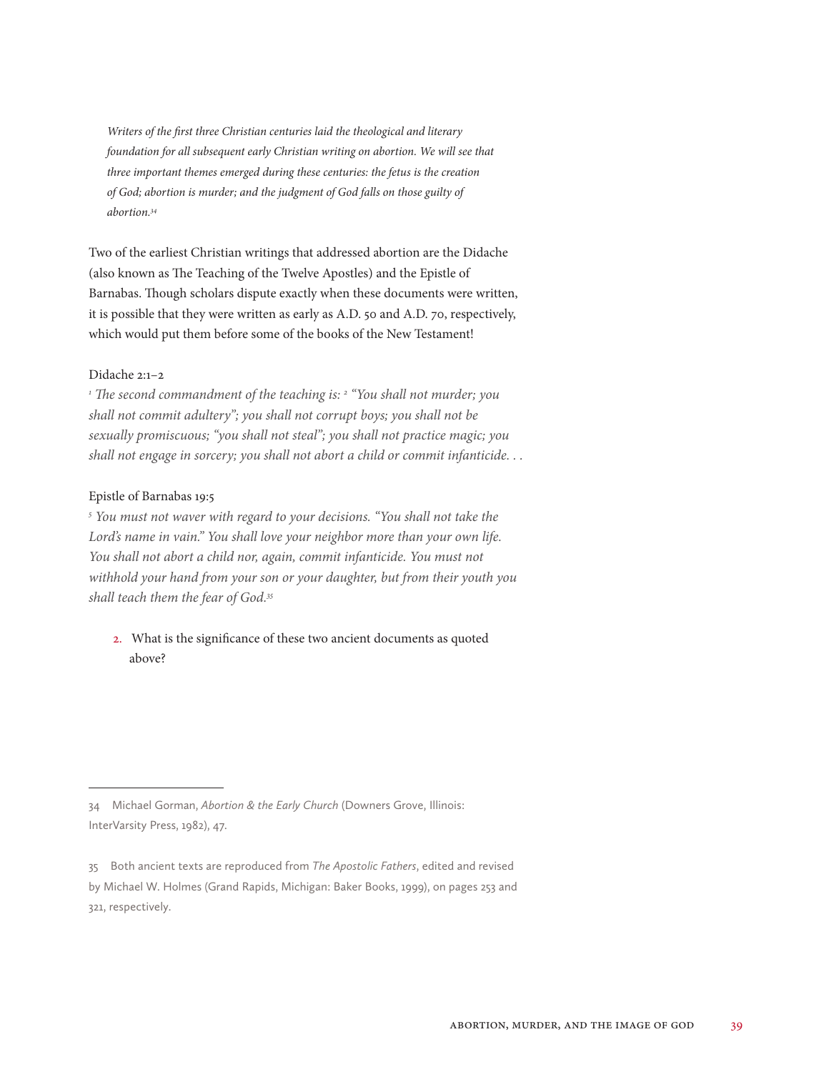*Writers of the first three Christian centuries laid the theological and literary foundation for all subsequent early Christian writing on abortion. We will see that three important themes emerged during these centuries: the fetus is the creation of God; abortion is murder; and the judgment of God falls on those guilty of abortion.*[34]

Two of the earliest Christian writings that addressed abortion are the Didache (also known as The Teaching of the Twelve Apostles) and the Epistle of Barnabas. Though scholars dispute exactly when these documents were written, it is possible that they were written as early as A.D. 50 and A.D. 70, respectively, which would put them before some of the books of the New Testament!

Didache 2:1–2

*[1] The second commandment of the teaching is: [2] "You shall not murder; you shall not commit adultery"; you shall not corrupt boys; you shall not be sexually promiscuous; "you shall not steal"; you shall not practice magic; you shall not engage in sorcery; you shall not abort a child or commit infanticide. . .*

Epistle of Barnabas 19:5

*[5] You must not waver with regard to your decisions. "You shall not take the Lord's name in vain." You shall love your neighbor more than your own life. You shall not abort a child nor, again, commit infanticide. You must not withhold your hand from your son or your daughter, but from their youth you shall teach them the fear of God.*[35]

2. What is the significance of these two ancient documents as quoted above?

---

34 Michael Gorman, *Abortion & the Early Church* (Downers Grove, Illinois: InterVarsity Press, 1982), 47.

35 Both ancient texts are reproduced from *The Apostolic Fathers*, edited and revised by Michael W. Holmes (Grand Rapids, Michigan: Baker Books, 1999), on pages 253 and 321, respectively.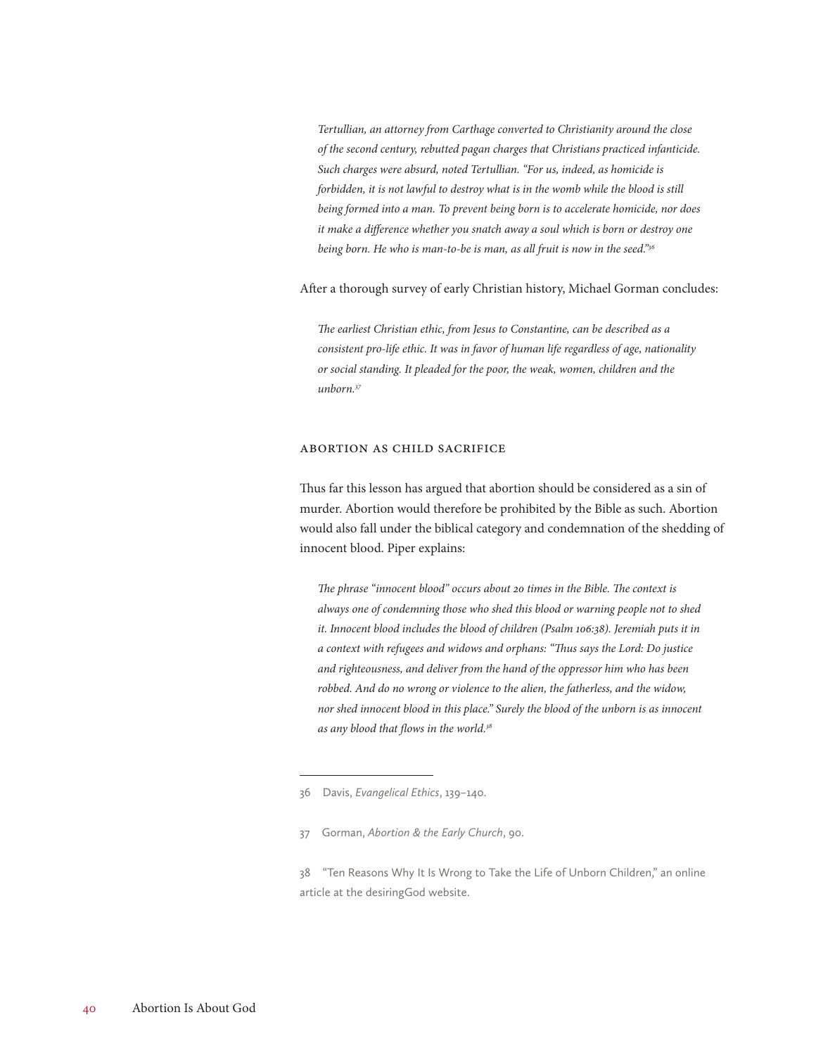*Tertullian, an attorney from Carthage converted to Christianity around the close of the second century, rebutted pagan charges that Christians practiced infanticide. Such charges were absurd, noted Tertullian. "For us, indeed, as homicide is forbidden, it is not lawful to destroy what is in the womb while the blood is still being formed into a man. To prevent being born is to accelerate homicide, nor does it make a difference whether you snatch away a soul which is born or destroy one being born. He who is man-to-be is man, as all fruit is now in the seed."*[36]

After a thorough survey of early Christian history, Michael Gorman concludes:

*The earliest Christian ethic, from Jesus to Constantine, can be described as a consistent pro-life ethic. It was in favor of human life regardless of age, nationality or social standing. It pleaded for the poor, the weak, women, children and the unborn.*[37]

## ABORTION AS CHILD SACRIFICE

Thus far this lesson has argued that abortion should be considered as a sin of murder. Abortion would therefore be prohibited by the Bible as such. Abortion would also fall under the biblical category and condemnation of the shedding of innocent blood. Piper explains:

*The phrase "innocent blood" occurs about 20 times in the Bible. The context is always one of condemning those who shed this blood or warning people not to shed it. Innocent blood includes the blood of children (Psalm 106:38). Jeremiah puts it in a context with refugees and widows and orphans: "Thus says the Lord: Do justice and righteousness, and deliver from the hand of the oppressor him who has been robbed. And do no wrong or violence to the alien, the fatherless, and the widow, nor shed innocent blood in this place." Surely the blood of the unborn is as innocent as any blood that flows in the world.*[38]

---

36 Davis, *Evangelical Ethics*, 139–140.

37 Gorman, *Abortion & the Early Church*, 90.

38 "Ten Reasons Why It Is Wrong to Take the Life of Unborn Children," an online article at the desiringGod website.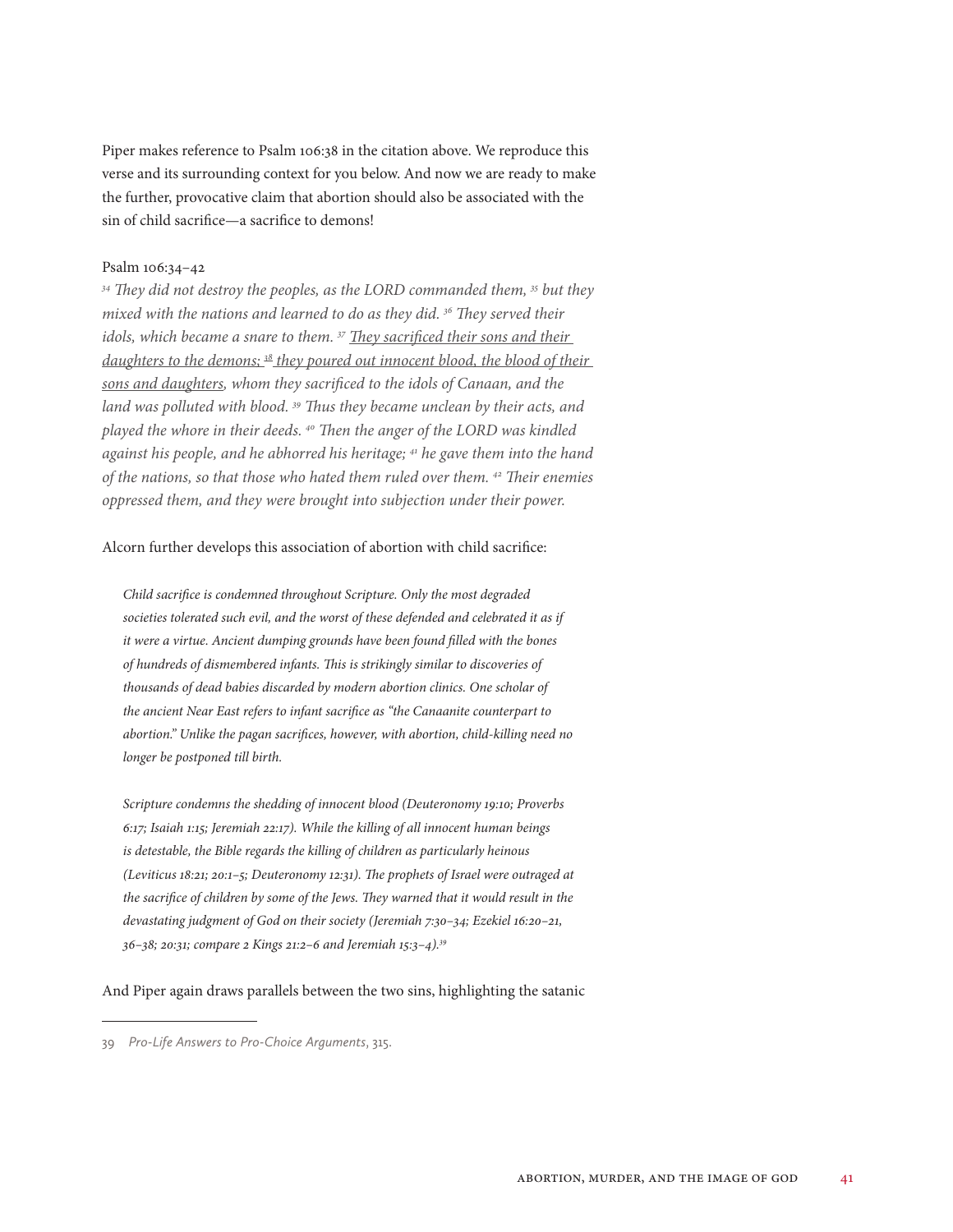Piper makes reference to Psalm 106:38 in the citation above. We reproduce this verse and its surrounding context for you below. And now we are ready to make the further, provocative claim that abortion should also be associated with the sin of child sacrifice—a sacrifice to demons!

Psalm 106:34–42

*[34] They did not destroy the peoples, as the LORD commanded them, [35] but they mixed with the nations and learned to do as they did. [36] They served their idols, which became a snare to them. [37] <u>They sacrificed their sons and their daughters to the demons; [38] they poured out innocent blood, the blood of their sons and daughters</u>, whom they sacrificed to the idols of Canaan, and the land was polluted with blood. [39] Thus they became unclean by their acts, and played the whore in their deeds. [40] Then the anger of the LORD was kindled against his people, and he abhorred his heritage; [41] he gave them into the hand of the nations, so that those who hated them ruled over them. [42] Their enemies oppressed them, and they were brought into subjection under their power.*

Alcorn further develops this association of abortion with child sacrifice:

> *Child sacrifice is condemned throughout Scripture. Only the most degraded societies tolerated such evil, and the worst of these defended and celebrated it as if it were a virtue. Ancient dumping grounds have been found filled with the bones of hundreds of dismembered infants. This is strikingly similar to discoveries of thousands of dead babies discarded by modern abortion clinics. One scholar of the ancient Near East refers to infant sacrifice as "the Canaanite counterpart to abortion." Unlike the pagan sacrifices, however, with abortion, child-killing need no longer be postponed till birth.*
>
> *Scripture condemns the shedding of innocent blood (Deuteronomy 19:10; Proverbs 6:17; Isaiah 1:15; Jeremiah 22:17). While the killing of all innocent human beings is detestable, the Bible regards the killing of children as particularly heinous (Leviticus 18:21; 20:1–5; Deuteronomy 12:31). The prophets of Israel were outraged at the sacrifice of children by some of the Jews. They warned that it would result in the devastating judgment of God on their society (Jeremiah 7:30–34; Ezekiel 16:20–21, 36–38; 20:31; compare 2 Kings 21:2–6 and Jeremiah 15:3–4).*[39]

And Piper again draws parallels between the two sins, highlighting the satanic

---

39 *Pro-Life Answers to Pro-Choice Arguments*, 315.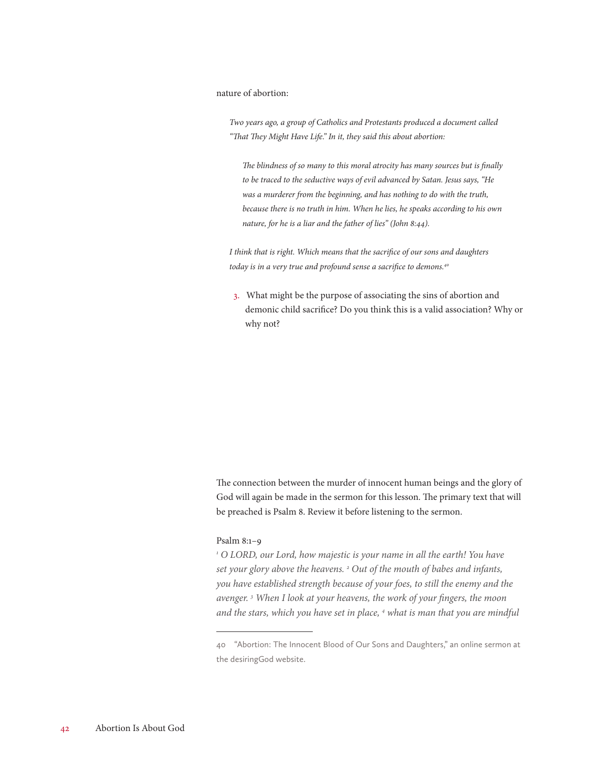nature of abortion:

> *Two years ago, a group of Catholics and Protestants produced a document called "That They Might Have Life." In it, they said this about abortion:*
>
> > *The blindness of so many to this moral atrocity has many sources but is finally to be traced to the seductive ways of evil advanced by Satan. Jesus says, "He was a murderer from the beginning, and has nothing to do with the truth, because there is no truth in him. When he lies, he speaks according to his own nature, for he is a liar and the father of lies" (John 8:44).*
>
> *I think that is right. Which means that the sacrifice of our sons and daughters today is in a very true and profound sense a sacrifice to demons.*[40]

3. What might be the purpose of associating the sins of abortion and demonic child sacrifice? Do you think this is a valid association? Why or why not?

The connection between the murder of innocent human beings and the glory of God will again be made in the sermon for this lesson. The primary text that will be preached is Psalm 8. Review it before listening to the sermon.

Psalm 8:1–9

*[1] O LORD, our Lord, how majestic is your name in all the earth! You have set your glory above the heavens. [2] Out of the mouth of babes and infants, you have established strength because of your foes, to still the enemy and the avenger. [3] When I look at your heavens, the work of your fingers, the moon and the stars, which you have set in place, [4] what is man that you are mindful*

---

40 "Abortion: The Innocent Blood of Our Sons and Daughters," an online sermon at the desiringGod website.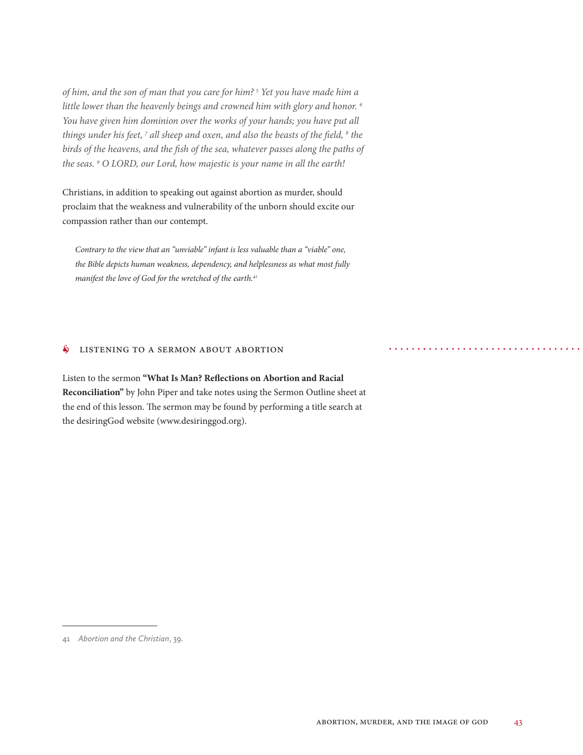*of him, and the son of man that you care for him? [5] Yet you have made him a little lower than the heavenly beings and crowned him with glory and honor. [6] You have given him dominion over the works of your hands; you have put all things under his feet, [7] all sheep and oxen, and also the beasts of the field, [8] the birds of the heavens, and the fish of the sea, whatever passes along the paths of the seas. [9] O LORD, our Lord, how majestic is your name in all the earth!*

Christians, in addition to speaking out against abortion as murder, should proclaim that the weakness and vulnerability of the unborn should excite our compassion rather than our contempt.

> *Contrary to the view that an "unviable" infant is less valuable than a "viable" one, the Bible depicts human weakness, dependency, and helplessness as what most fully manifest the love of God for the wretched of the earth.*[41]

## LISTENING TO A SERMON ABOUT ABORTION

Listen to the sermon **"What Is Man? Reflections on Abortion and Racial Reconciliation"** by John Piper and take notes using the Sermon Outline sheet at the end of this lesson. The sermon may be found by performing a title search at the desiringGod website (www.desiringgod.org).

---

41 *Abortion and the Christian*, 39.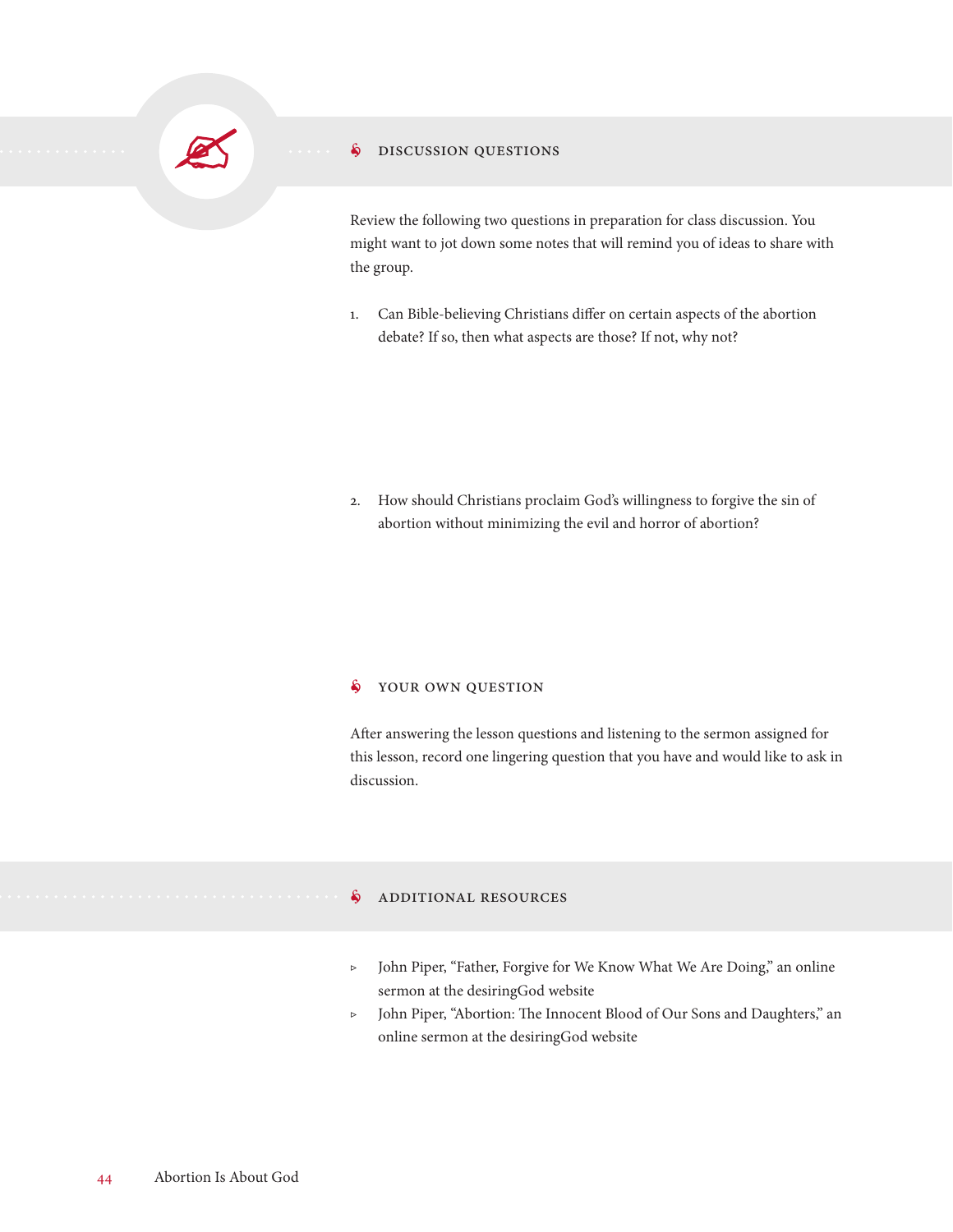## DISCUSSION QUESTIONS

Review the following two questions in preparation for class discussion. You might want to jot down some notes that will remind you of ideas to share with the group.

1. Can Bible-believing Christians differ on certain aspects of the abortion debate? If so, then what aspects are those? If not, why not?

2. How should Christians proclaim God's willingness to forgive the sin of abortion without minimizing the evil and horror of abortion?

## YOUR OWN QUESTION

After answering the lesson questions and listening to the sermon assigned for this lesson, record one lingering question that you have and would like to ask in discussion.

## ADDITIONAL RESOURCES

- John Piper, "Father, Forgive for We Know What We Are Doing," an online sermon at the desiringGod website
- John Piper, "Abortion: The Innocent Blood of Our Sons and Daughters," an online sermon at the desiringGod website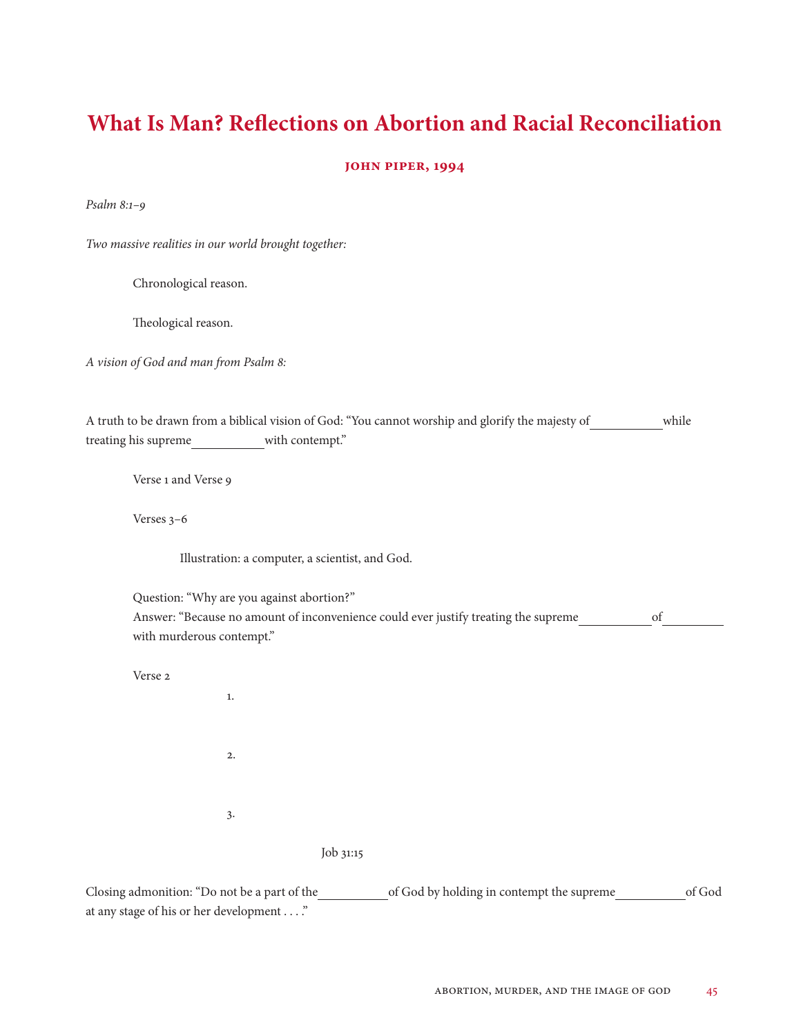# What Is Man? Reflections on Abortion and Racial Reconciliation

**John Piper, 1994**

*Psalm 8:1–9*

*Two massive realities in our world brought together:*

Chronological reason.

Theological reason.

*A vision of God and man from Psalm 8:*

A truth to be drawn from a biblical vision of God: "You cannot worship and glorify the majesty of __________ while treating his supreme __________ with contempt."

Verse 1 and Verse 9

Verses 3–6

Illustration: a computer, a scientist, and God.

Question: "Why are you against abortion?"
Answer: "Because no amount of inconvenience could ever justify treating the supreme __________ of __________ with murderous contempt."

Verse 2

1.

2.

3.

Job 31:15

Closing admonition: "Do not be a part of the __________ of God by holding in contempt the supreme __________ of God at any stage of his or her development . . . ."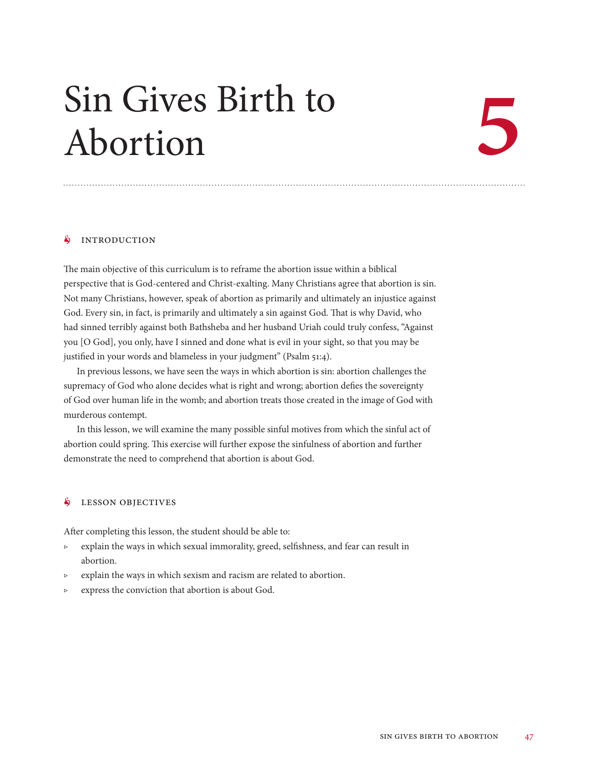# Sin Gives Birth to Abortion

# 5

## INTRODUCTION

The main objective of this curriculum is to reframe the abortion issue within a biblical perspective that is God-centered and Christ-exalting. Many Christians agree that abortion is sin. Not many Christians, however, speak of abortion as primarily and ultimately an injustice against God. Every sin, in fact, is primarily and ultimately a sin against God. That is why David, who had sinned terribly against both Bathsheba and her husband Uriah could truly confess, "Against you [O God], you only, have I sinned and done what is evil in your sight, so that you may be justified in your words and blameless in your judgment" (Psalm 51:4).

In previous lessons, we have seen the ways in which abortion is sin: abortion challenges the supremacy of God who alone decides what is right and wrong; abortion defies the sovereignty of God over human life in the womb; and abortion treats those created in the image of God with murderous contempt.

In this lesson, we will examine the many possible sinful motives from which the sinful act of abortion could spring. This exercise will further expose the sinfulness of abortion and further demonstrate the need to comprehend that abortion is about God.

## LESSON OBJECTIVES

After completing this lesson, the student should be able to:

- explain the ways in which sexual immorality, greed, selfishness, and fear can result in abortion.
- explain the ways in which sexism and racism are related to abortion.
- express the conviction that abortion is about God.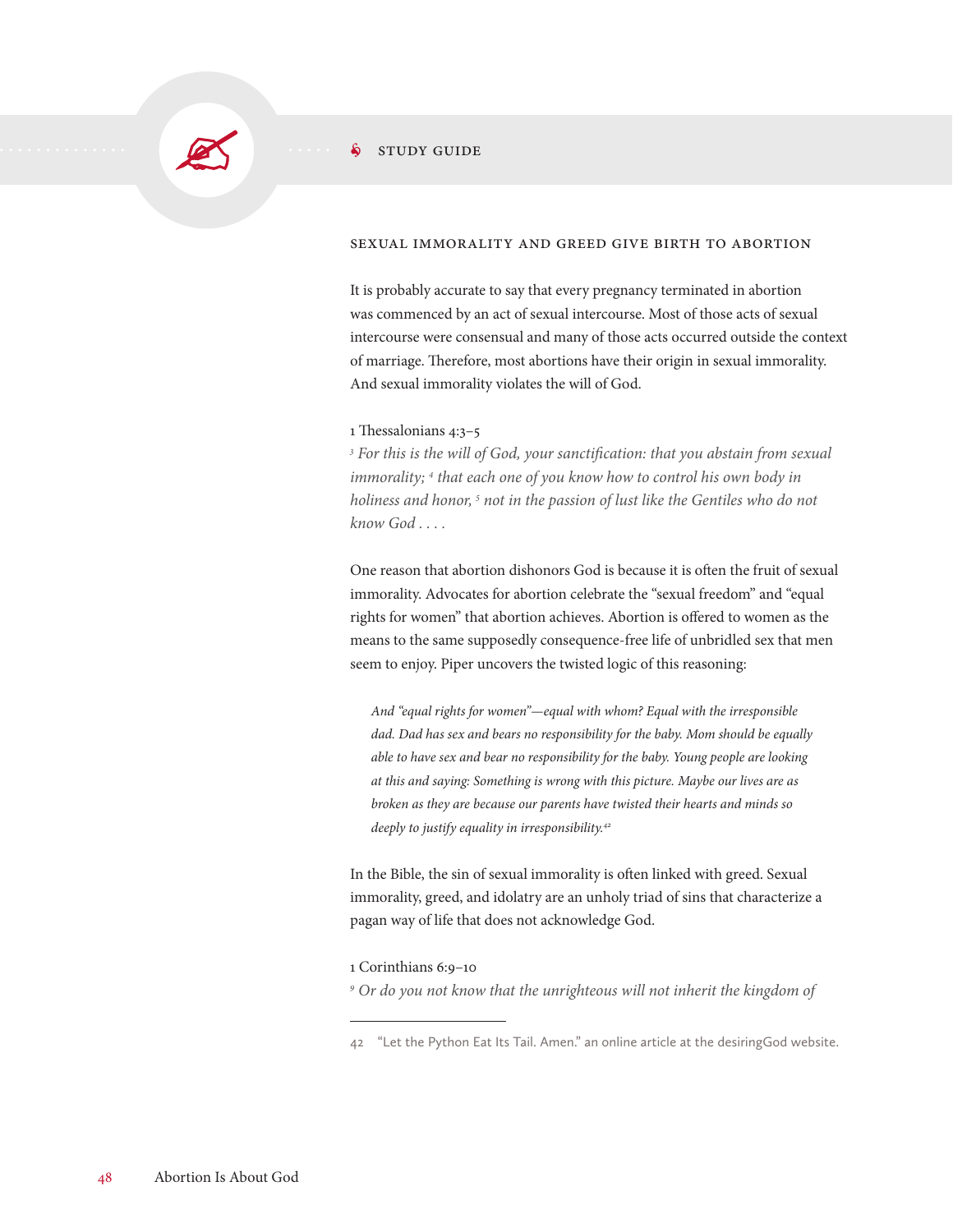STUDY GUIDE

## SEXUAL IMMORALITY AND GREED GIVE BIRTH TO ABORTION

It is probably accurate to say that every pregnancy terminated in abortion was commenced by an act of sexual intercourse. Most of those acts of sexual intercourse were consensual and many of those acts occurred outside the context of marriage. Therefore, most abortions have their origin in sexual immorality. And sexual immorality violates the will of God.

1 Thessalonians 4:3–5
[3] *For this is the will of God, your sanctification: that you abstain from sexual immorality;* [4] *that each one of you know how to control his own body in holiness and honor,* [5] *not in the passion of lust like the Gentiles who do not know God . . . .*

One reason that abortion dishonors God is because it is often the fruit of sexual immorality. Advocates for abortion celebrate the "sexual freedom" and "equal rights for women" that abortion achieves. Abortion is offered to women as the means to the same supposedly consequence-free life of unbridled sex that men seem to enjoy. Piper uncovers the twisted logic of this reasoning:

> *And "equal rights for women"—equal with whom? Equal with the irresponsible dad. Dad has sex and bears no responsibility for the baby. Mom should be equally able to have sex and bear no responsibility for the baby. Young people are looking at this and saying: Something is wrong with this picture. Maybe our lives are as broken as they are because our parents have twisted their hearts and minds so deeply to justify equality in irresponsibility.*[42]

In the Bible, the sin of sexual immorality is often linked with greed. Sexual immorality, greed, and idolatry are an unholy triad of sins that characterize a pagan way of life that does not acknowledge God.

1 Corinthians 6:9–10
[9] *Or do you not know that the unrighteous will not inherit the kingdom of*

---

42 "Let the Python Eat Its Tail. Amen." an online article at the desiringGod website.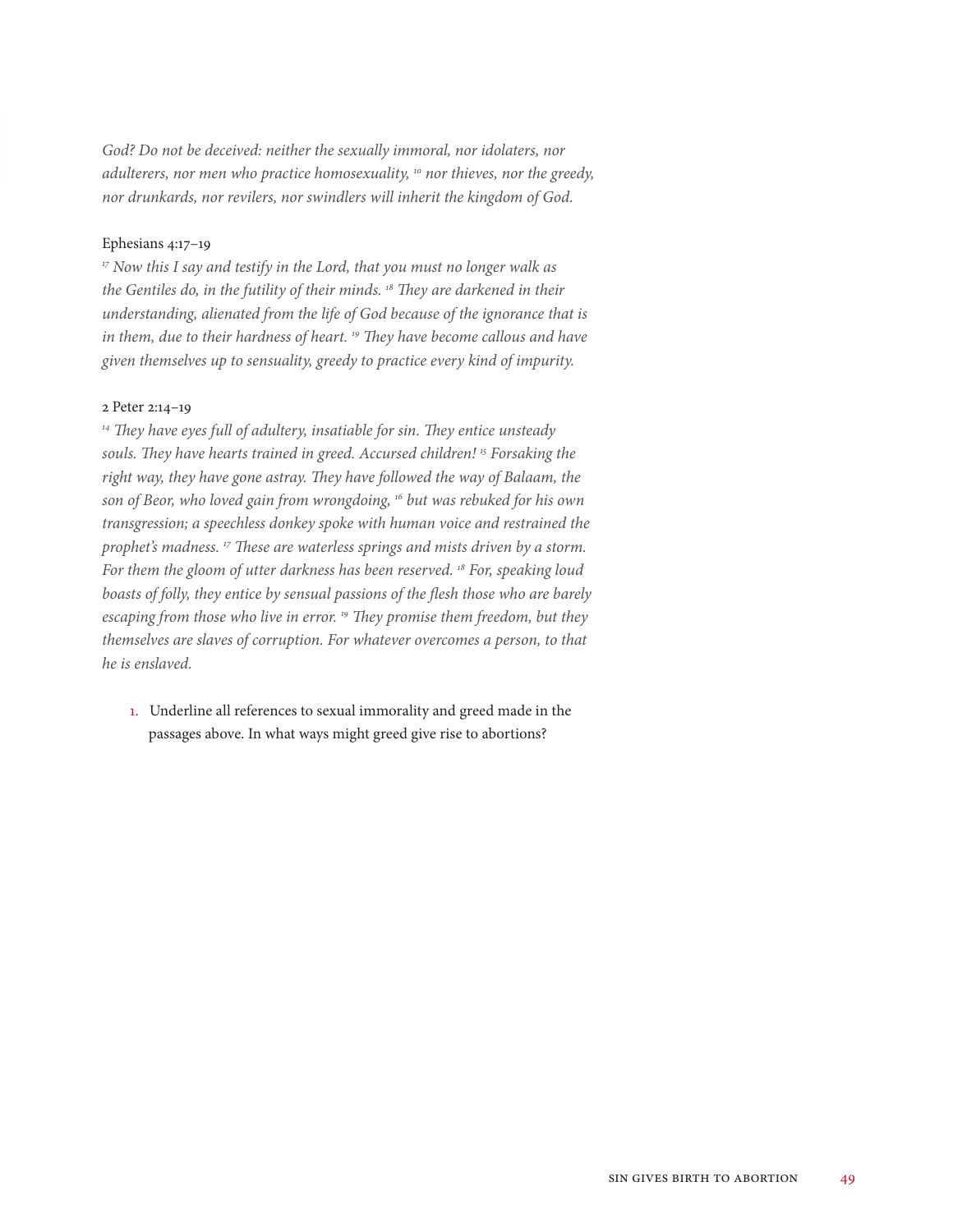*God? Do not be deceived: neither the sexually immoral, nor idolaters, nor adulterers, nor men who practice homosexuality, [10] nor thieves, nor the greedy, nor drunkards, nor revilers, nor swindlers will inherit the kingdom of God.*

Ephesians 4:17–19

*[17] Now this I say and testify in the Lord, that you must no longer walk as the Gentiles do, in the futility of their minds. [18] They are darkened in their understanding, alienated from the life of God because of the ignorance that is in them, due to their hardness of heart. [19] They have become callous and have given themselves up to sensuality, greedy to practice every kind of impurity.*

2 Peter 2:14–19

*[14] They have eyes full of adultery, insatiable for sin. They entice unsteady souls. They have hearts trained in greed. Accursed children! [15] Forsaking the right way, they have gone astray. They have followed the way of Balaam, the son of Beor, who loved gain from wrongdoing, [16] but was rebuked for his own transgression; a speechless donkey spoke with human voice and restrained the prophet's madness. [17] These are waterless springs and mists driven by a storm. For them the gloom of utter darkness has been reserved. [18] For, speaking loud boasts of folly, they entice by sensual passions of the flesh those who are barely escaping from those who live in error. [19] They promise them freedom, but they themselves are slaves of corruption. For whatever overcomes a person, to that he is enslaved.*

1. Underline all references to sexual immorality and greed made in the passages above. In what ways might greed give rise to abortions?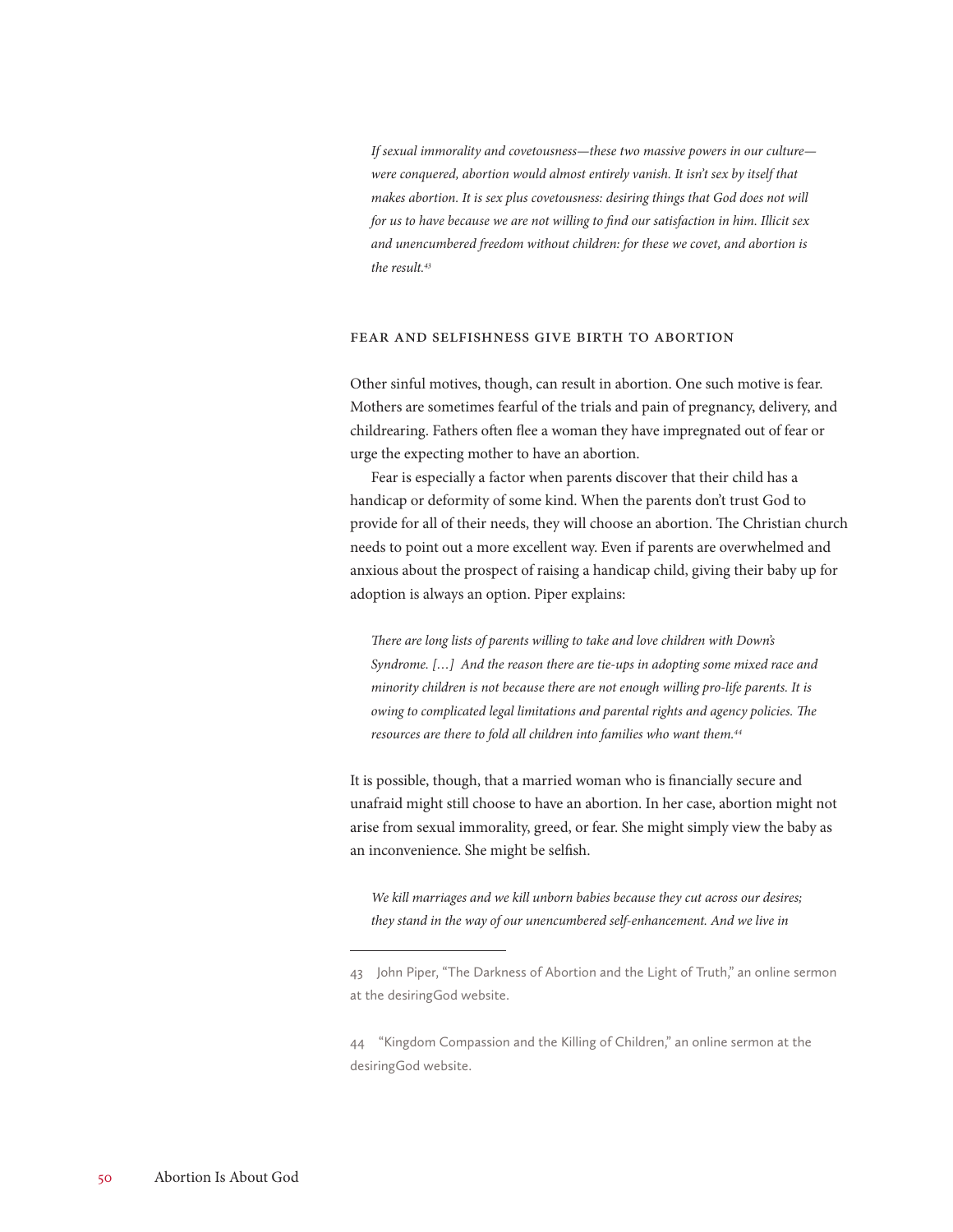*If sexual immorality and covetousness—these two massive powers in our culture—were conquered, abortion would almost entirely vanish. It isn't sex by itself that makes abortion. It is sex plus covetousness: desiring things that God does not will for us to have because we are not willing to find our satisfaction in him. Illicit sex and unencumbered freedom without children: for these we covet, and abortion is the result.*[43]

### Fear and Selfishness Give Birth to Abortion

Other sinful motives, though, can result in abortion. One such motive is fear. Mothers are sometimes fearful of the trials and pain of pregnancy, delivery, and childrearing. Fathers often flee a woman they have impregnated out of fear or urge the expecting mother to have an abortion.

Fear is especially a factor when parents discover that their child has a handicap or deformity of some kind. When the parents don't trust God to provide for all of their needs, they will choose an abortion. The Christian church needs to point out a more excellent way. Even if parents are overwhelmed and anxious about the prospect of raising a handicap child, giving their baby up for adoption is always an option. Piper explains:

*There are long lists of parents willing to take and love children with Down's Syndrome. […] And the reason there are tie-ups in adopting some mixed race and minority children is not because there are not enough willing pro-life parents. It is owing to complicated legal limitations and parental rights and agency policies. The resources are there to fold all children into families who want them.*[44]

It is possible, though, that a married woman who is financially secure and unafraid might still choose to have an abortion. In her case, abortion might not arise from sexual immorality, greed, or fear. She might simply view the baby as an inconvenience. She might be selfish.

*We kill marriages and we kill unborn babies because they cut across our desires; they stand in the way of our unencumbered self-enhancement. And we live in*

43 John Piper, "The Darkness of Abortion and the Light of Truth," an online sermon at the desiringGod website.

44 "Kingdom Compassion and the Killing of Children," an online sermon at the desiringGod website.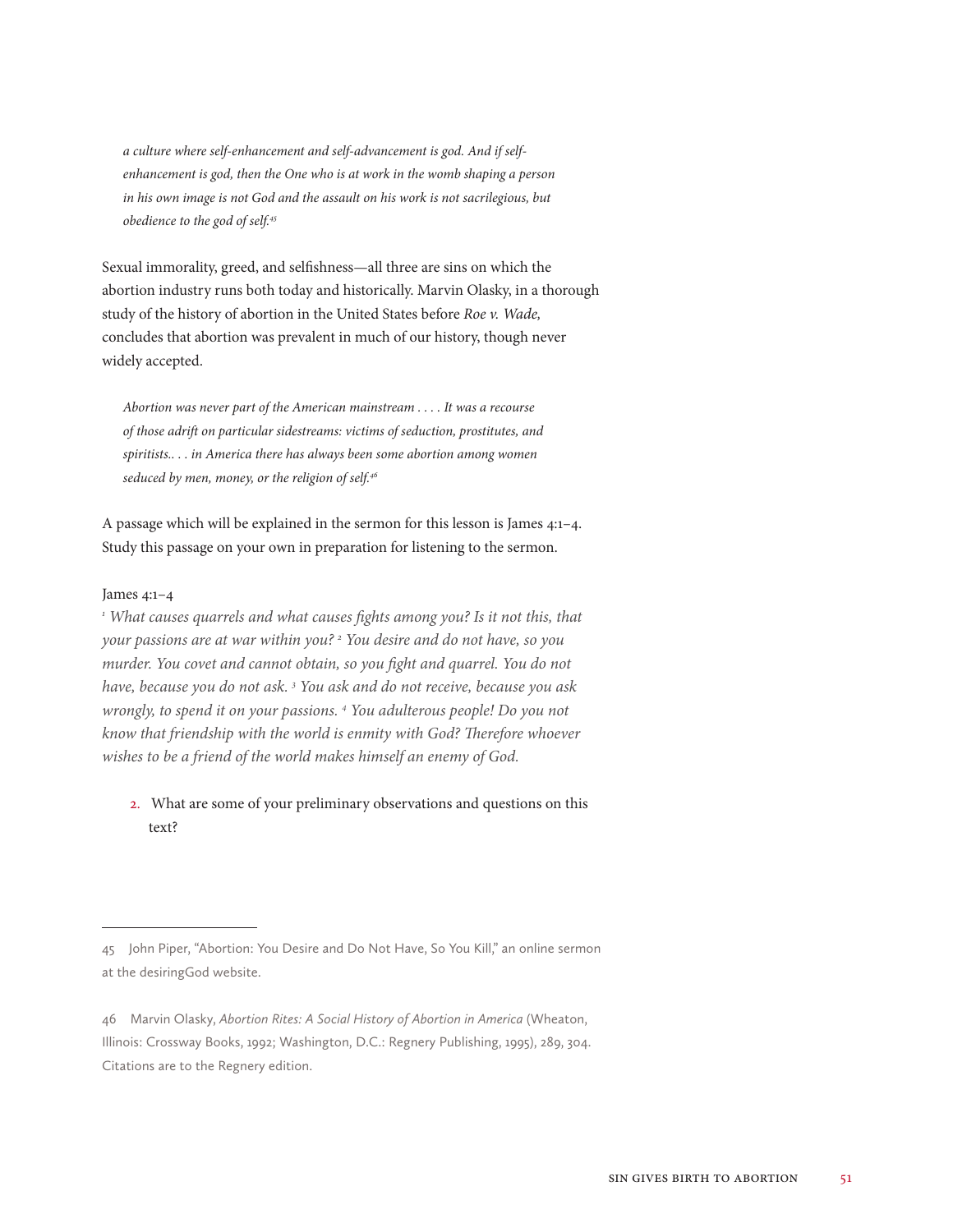> *a culture where self-enhancement and self-advancement is god. And if self-enhancement is god, then the One who is at work in the womb shaping a person in his own image is not God and the assault on his work is not sacrilegious, but obedience to the god of self.*[45]

Sexual immorality, greed, and selfishness—all three are sins on which the abortion industry runs both today and historically. Marvin Olasky, in a thorough study of the history of abortion in the United States before *Roe v. Wade,* concludes that abortion was prevalent in much of our history, though never widely accepted.

> *Abortion was never part of the American mainstream . . . . It was a recourse of those adrift on particular sidestreams: victims of seduction, prostitutes, and spiritists.. . . in America there has always been some abortion among women seduced by men, money, or the religion of self.*[46]

A passage which will be explained in the sermon for this lesson is James 4:1–4. Study this passage on your own in preparation for listening to the sermon.

James 4:1–4

*[1] What causes quarrels and what causes fights among you? Is it not this, that your passions are at war within you? [2] You desire and do not have, so you murder. You covet and cannot obtain, so you fight and quarrel. You do not have, because you do not ask. [3] You ask and do not receive, because you ask wrongly, to spend it on your passions. [4] You adulterous people! Do you not know that friendship with the world is enmity with God? Therefore whoever wishes to be a friend of the world makes himself an enemy of God.*

2. What are some of your preliminary observations and questions on this text?

---

45 John Piper, "Abortion: You Desire and Do Not Have, So You Kill," an online sermon at the desiringGod website.

46 Marvin Olasky, *Abortion Rites: A Social History of Abortion in America* (Wheaton, Illinois: Crossway Books, 1992; Washington, D.C.: Regnery Publishing, 1995), 289, 304. Citations are to the Regnery edition.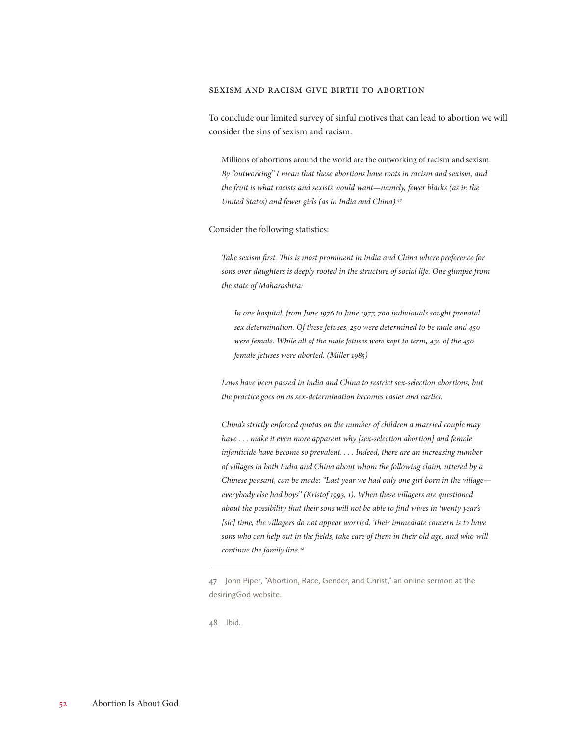### SEXISM AND RACISM GIVE BIRTH TO ABORTION

To conclude our limited survey of sinful motives that can lead to abortion we will consider the sins of sexism and racism.

> Millions of abortions around the world are the outworking of racism and sexism. *By "outworking" I mean that these abortions have roots in racism and sexism, and the fruit is what racists and sexists would want—namely, fewer blacks (as in the United States) and fewer girls (as in India and China).*[47]

Consider the following statistics:

> *Take sexism first. This is most prominent in India and China where preference for sons over daughters is deeply rooted in the structure of social life. One glimpse from the state of Maharashtra:*
>
> > *In one hospital, from June 1976 to June 1977, 700 individuals sought prenatal sex determination. Of these fetuses, 250 were determined to be male and 450 were female. While all of the male fetuses were kept to term, 430 of the 450 female fetuses were aborted. (Miller 1985)*
>
> *Laws have been passed in India and China to restrict sex-selection abortions, but the practice goes on as sex-determination becomes easier and earlier.*
>
> *China's strictly enforced quotas on the number of children a married couple may have . . . make it even more apparent why [sex-selection abortion] and female infanticide have become so prevalent. . . . Indeed, there are an increasing number of villages in both India and China about whom the following claim, uttered by a Chinese peasant, can be made: "Last year we had only one girl born in the village—everybody else had boys" (Kristof 1993, 1). When these villagers are questioned about the possibility that their sons will not be able to find wives in twenty year's [sic] time, the villagers do not appear worried. Their immediate concern is to have sons who can help out in the fields, take care of them in their old age, and who will continue the family line.*[48]

---

47 John Piper, "Abortion, Race, Gender, and Christ," an online sermon at the desiringGod website.

48 Ibid.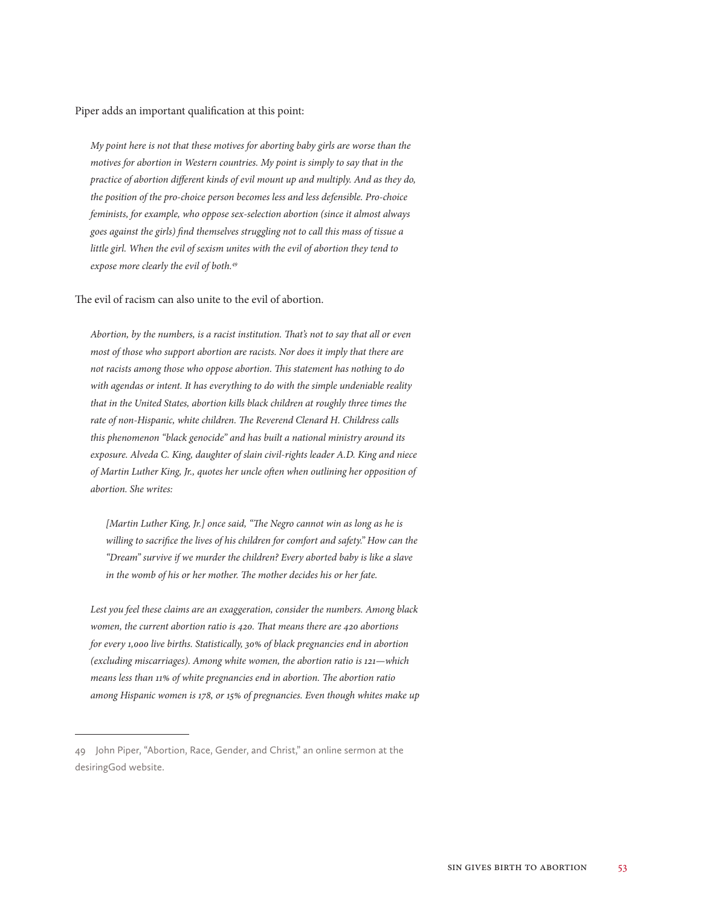Piper adds an important qualification at this point:

> *My point here is not that these motives for aborting baby girls are worse than the motives for abortion in Western countries. My point is simply to say that in the practice of abortion different kinds of evil mount up and multiply. And as they do, the position of the pro-choice person becomes less and less defensible. Pro-choice feminists, for example, who oppose sex-selection abortion (since it almost always goes against the girls) find themselves struggling not to call this mass of tissue a little girl. When the evil of sexism unites with the evil of abortion they tend to expose more clearly the evil of both.*[49]

The evil of racism can also unite to the evil of abortion.

> *Abortion, by the numbers, is a racist institution. That's not to say that all or even most of those who support abortion are racists. Nor does it imply that there are not racists among those who oppose abortion. This statement has nothing to do with agendas or intent. It has everything to do with the simple undeniable reality that in the United States, abortion kills black children at roughly three times the rate of non-Hispanic, white children. The Reverend Clenard H. Childress calls this phenomenon "black genocide" and has built a national ministry around its exposure. Alveda C. King, daughter of slain civil-rights leader A.D. King and niece of Martin Luther King, Jr., quotes her uncle often when outlining her opposition of abortion. She writes:*
>
> > *[Martin Luther King, Jr.] once said, "The Negro cannot win as long as he is willing to sacrifice the lives of his children for comfort and safety." How can the "Dream" survive if we murder the children? Every aborted baby is like a slave in the womb of his or her mother. The mother decides his or her fate.*
>
> *Lest you feel these claims are an exaggeration, consider the numbers. Among black women, the current abortion ratio is 420. That means there are 420 abortions for every 1,000 live births. Statistically, 30% of black pregnancies end in abortion (excluding miscarriages). Among white women, the abortion ratio is 121—which means less than 11% of white pregnancies end in abortion. The abortion ratio among Hispanic women is 178, or 15% of pregnancies. Even though whites make up*

---

49 John Piper, "Abortion, Race, Gender, and Christ," an online sermon at the desiringGod website.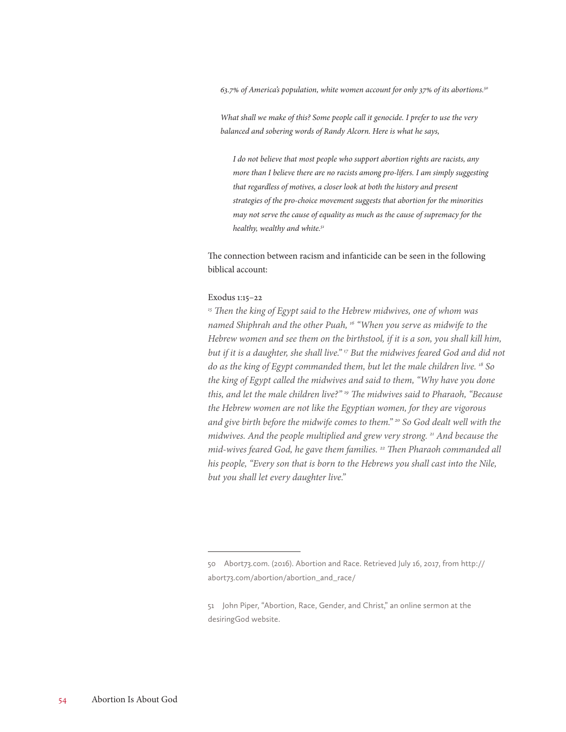*63.7% of America's population, white women account for only 37% of its abortions.*[50]

*What shall we make of this? Some people call it genocide. I prefer to use the very balanced and sobering words of Randy Alcorn. Here is what he says,*

> *I do not believe that most people who support abortion rights are racists, any more than I believe there are no racists among pro-lifers. I am simply suggesting that regardless of motives, a closer look at both the history and present strategies of the pro-choice movement suggests that abortion for the minorities may not serve the cause of equality as much as the cause of supremacy for the healthy, wealthy and white.*[51]

The connection between racism and infanticide can be seen in the following biblical account:

Exodus 1:15–22

*[15] Then the king of Egypt said to the Hebrew midwives, one of whom was named Shiphrah and the other Puah, [16] "When you serve as midwife to the Hebrew women and see them on the birthstool, if it is a son, you shall kill him, but if it is a daughter, she shall live." [17] But the midwives feared God and did not do as the king of Egypt commanded them, but let the male children live. [18] So the king of Egypt called the midwives and said to them, "Why have you done this, and let the male children live?" [19] The midwives said to Pharaoh, "Because the Hebrew women are not like the Egyptian women, for they are vigorous and give birth before the midwife comes to them." [20] So God dealt well with the midwives. And the people multiplied and grew very strong. [21] And because the mid-wives feared God, he gave them families. [22] Then Pharaoh commanded all his people, "Every son that is born to the Hebrews you shall cast into the Nile, but you shall let every daughter live."*

---

50 Abort73.com. (2016). Abortion and Race. Retrieved July 16, 2017, from http://abort73.com/abortion/abortion_and_race/

51 John Piper, "Abortion, Race, Gender, and Christ," an online sermon at the desiringGod website.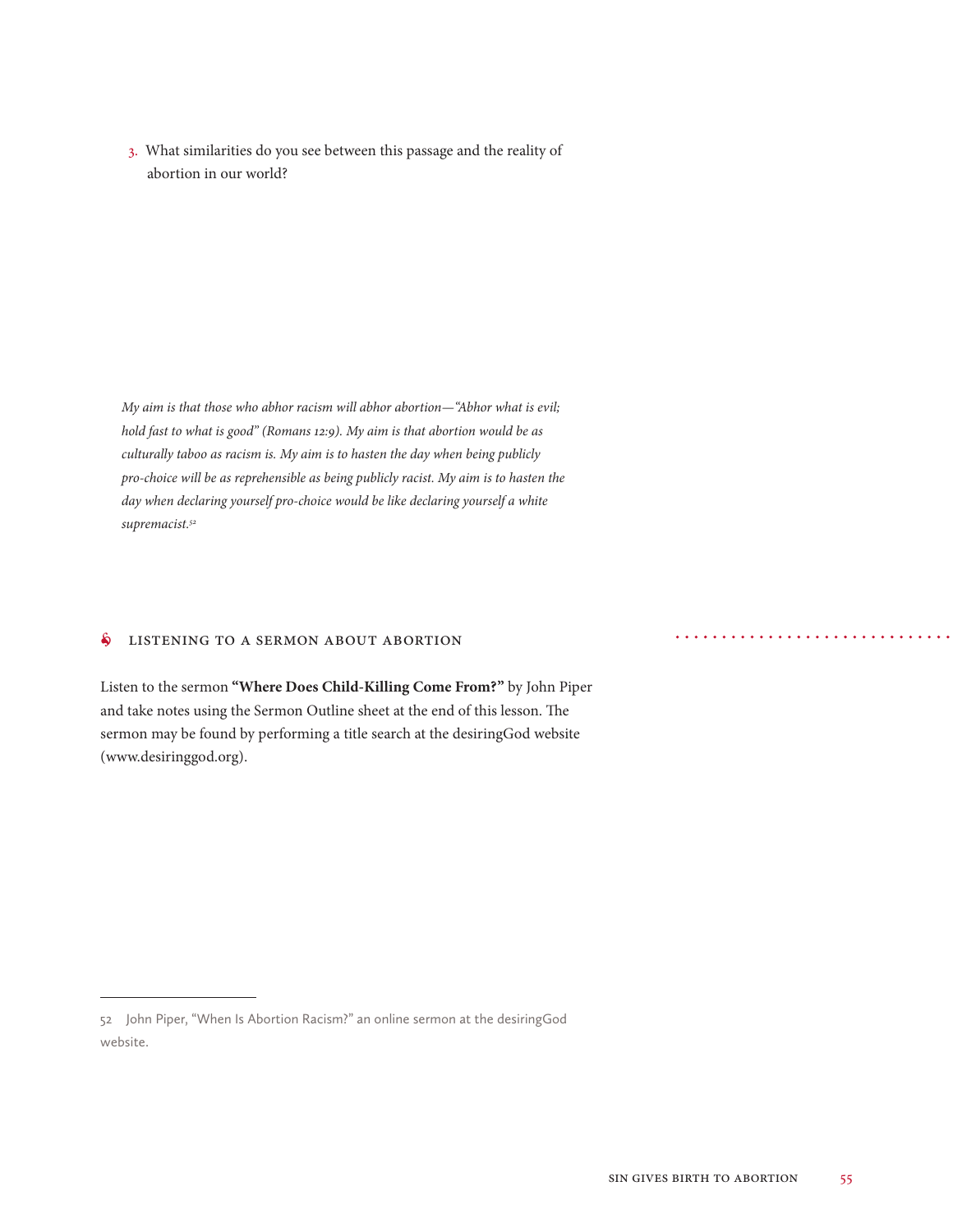3. What similarities do you see between this passage and the reality of abortion in our world?

*My aim is that those who abhor racism will abhor abortion—"Abhor what is evil; hold fast to what is good" (Romans 12:9). My aim is that abortion would be as culturally taboo as racism is. My aim is to hasten the day when being publicly pro-choice will be as reprehensible as being publicly racist. My aim is to hasten the day when declaring yourself pro-choice would be like declaring yourself a white supremacist.*[52]

## LISTENING TO A SERMON ABOUT ABORTION

Listen to the sermon **"Where Does Child-Killing Come From?"** by John Piper and take notes using the Sermon Outline sheet at the end of this lesson. The sermon may be found by performing a title search at the desiringGod website (www.desiringgod.org).

52 John Piper, "When Is Abortion Racism?" an online sermon at the desiringGod website.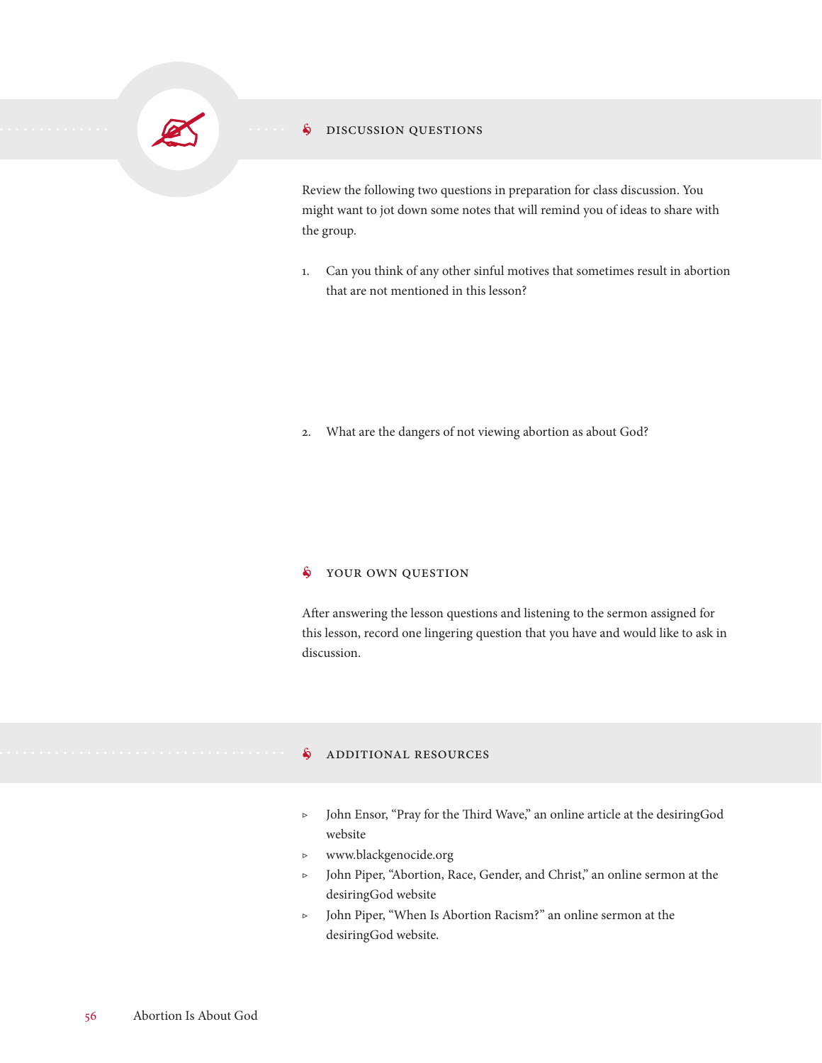## DISCUSSION QUESTIONS

Review the following two questions in preparation for class discussion. You might want to jot down some notes that will remind you of ideas to share with the group.

1. Can you think of any other sinful motives that sometimes result in abortion that are not mentioned in this lesson?

2. What are the dangers of not viewing abortion as about God?

## YOUR OWN QUESTION

After answering the lesson questions and listening to the sermon assigned for this lesson, record one lingering question that you have and would like to ask in discussion.

## ADDITIONAL RESOURCES

- John Ensor, "Pray for the Third Wave," an online article at the desiringGod website
- www.blackgenocide.org
- John Piper, "Abortion, Race, Gender, and Christ," an online sermon at the desiringGod website
- John Piper, "When Is Abortion Racism?" an online sermon at the desiringGod website.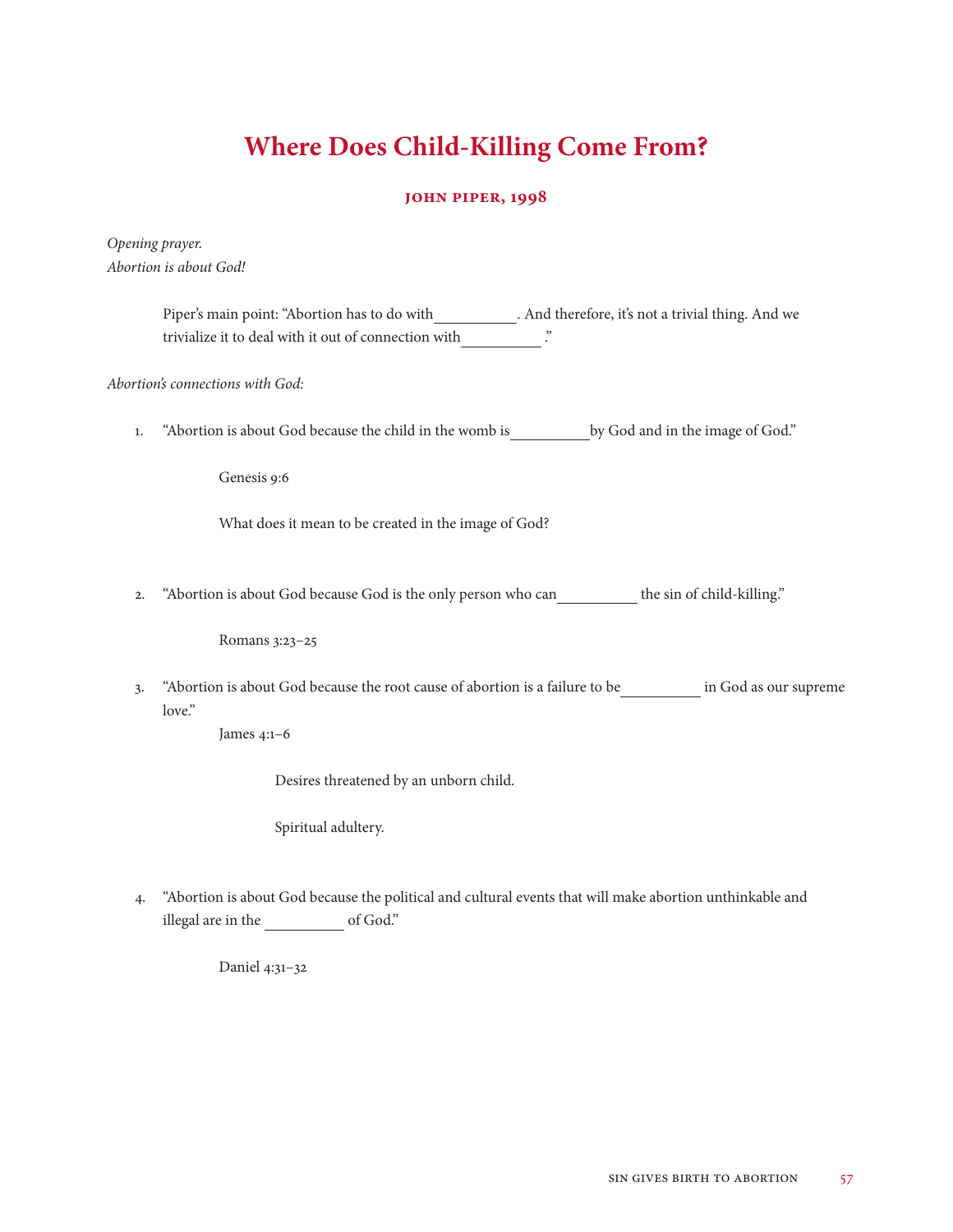# Where Does Child-Killing Come From?

### JOHN PIPER, 1998

*Opening prayer.*
*Abortion is about God!*

> Piper's main point: "Abortion has to do with__________. And therefore, it's not a trivial thing. And we trivialize it to deal with it out of connection with__________."

*Abortion's connections with God:*

1. "Abortion is about God because the child in the womb is__________by God and in the image of God."

   Genesis 9:6

   What does it mean to be created in the image of God?

2. "Abortion is about God because God is the only person who can__________ the sin of child-killing."

   Romans 3:23–25

3. "Abortion is about God because the root cause of abortion is a failure to be__________ in God as our supreme love."

   James 4:1–6

   Desires threatened by an unborn child.

   Spiritual adultery.

4. "Abortion is about God because the political and cultural events that will make abortion unthinkable and illegal are in the __________ of God."

   Daniel 4:31–32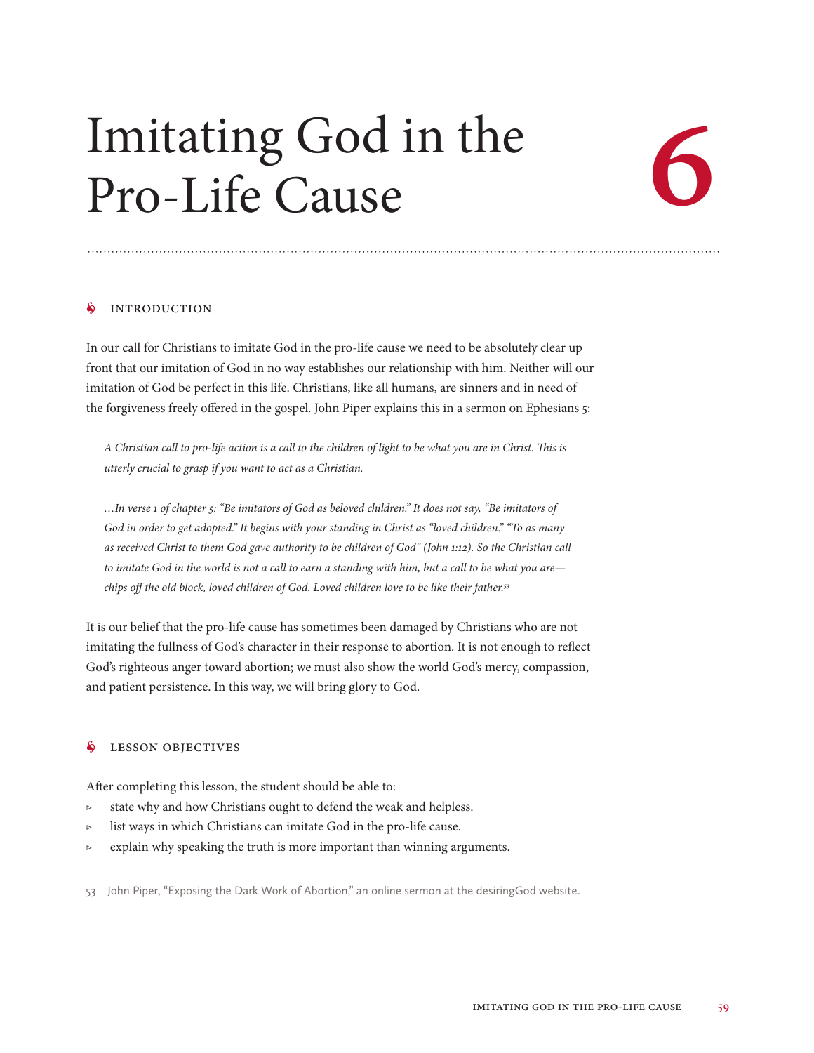# Imitating God in the Pro-Life Cause

# 6

## INTRODUCTION

In our call for Christians to imitate God in the pro-life cause we need to be absolutely clear up front that our imitation of God in no way establishes our relationship with him. Neither will our imitation of God be perfect in this life. Christians, like all humans, are sinners and in need of the forgiveness freely offered in the gospel. John Piper explains this in a sermon on Ephesians 5:

> *A Christian call to pro-life action is a call to the children of light to be what you are in Christ. This is utterly crucial to grasp if you want to act as a Christian.*
>
> *…In verse 1 of chapter 5: "Be imitators of God as beloved children." It does not say, "Be imitators of God in order to get adopted." It begins with your standing in Christ as "loved children." "To as many as received Christ to them God gave authority to be children of God" (John 1:12). So the Christian call to imitate God in the world is not a call to earn a standing with him, but a call to be what you are—chips off the old block, loved children of God. Loved children love to be like their father.*[53]

It is our belief that the pro-life cause has sometimes been damaged by Christians who are not imitating the fullness of God's character in their response to abortion. It is not enough to reflect God's righteous anger toward abortion; we must also show the world God's mercy, compassion, and patient persistence. In this way, we will bring glory to God.

## LESSON OBJECTIVES

After completing this lesson, the student should be able to:

- state why and how Christians ought to defend the weak and helpless.
- list ways in which Christians can imitate God in the pro-life cause.
- explain why speaking the truth is more important than winning arguments.

---

53 John Piper, "Exposing the Dark Work of Abortion," an online sermon at the desiringGod website.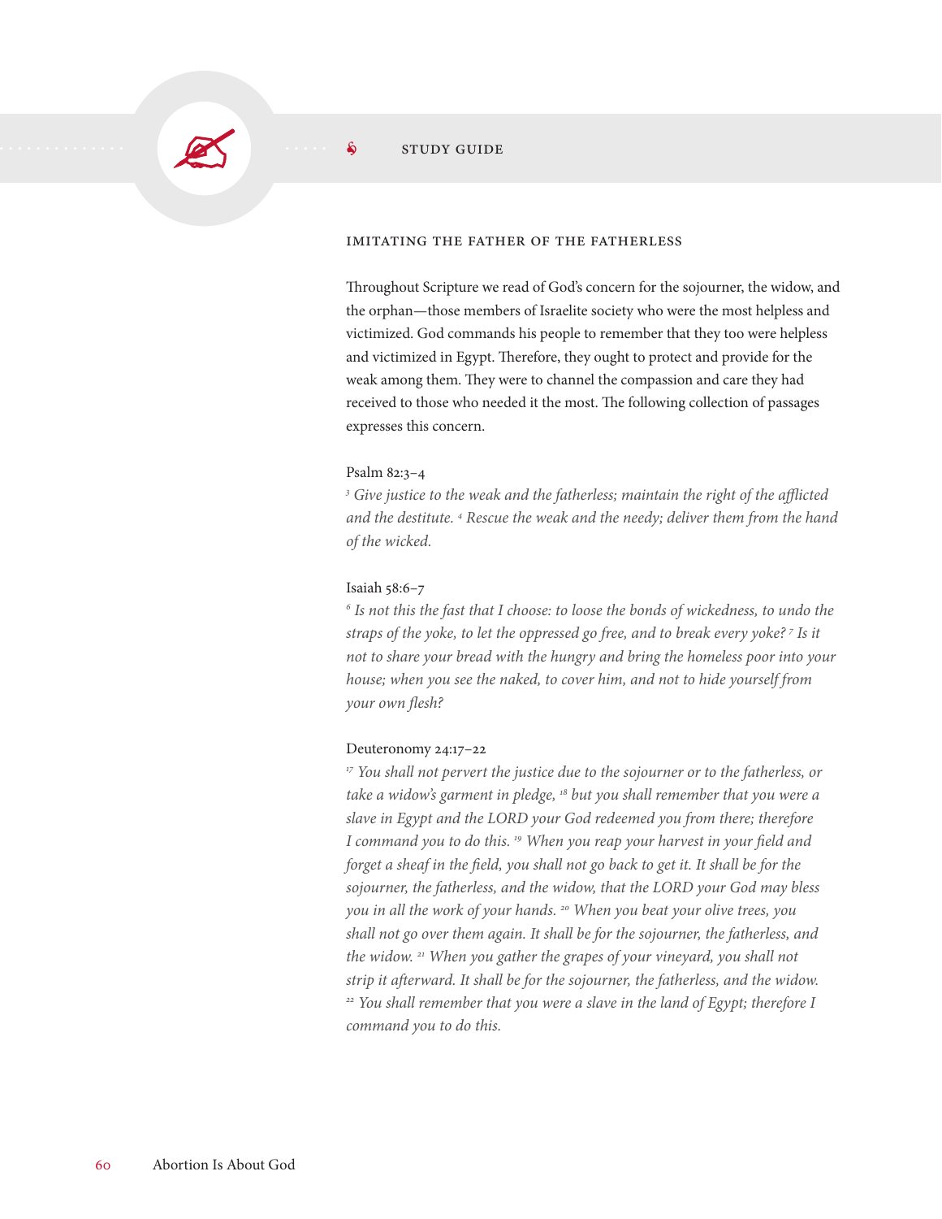## STUDY GUIDE

### IMITATING THE FATHER OF THE FATHERLESS

Throughout Scripture we read of God's concern for the sojourner, the widow, and the orphan—those members of Israelite society who were the most helpless and victimized. God commands his people to remember that they too were helpless and victimized in Egypt. Therefore, they ought to protect and provide for the weak among them. They were to channel the compassion and care they had received to those who needed it the most. The following collection of passages expresses this concern.

Psalm 82:3–4

*[3] Give justice to the weak and the fatherless; maintain the right of the afflicted and the destitute. [4] Rescue the weak and the needy; deliver them from the hand of the wicked.*

Isaiah 58:6–7

*[6] Is not this the fast that I choose: to loose the bonds of wickedness, to undo the straps of the yoke, to let the oppressed go free, and to break every yoke? [7] Is it not to share your bread with the hungry and bring the homeless poor into your house; when you see the naked, to cover him, and not to hide yourself from your own flesh?*

Deuteronomy 24:17–22

*[17] You shall not pervert the justice due to the sojourner or to the fatherless, or take a widow's garment in pledge, [18] but you shall remember that you were a slave in Egypt and the LORD your God redeemed you from there; therefore I command you to do this. [19] When you reap your harvest in your field and forget a sheaf in the field, you shall not go back to get it. It shall be for the sojourner, the fatherless, and the widow, that the LORD your God may bless you in all the work of your hands. [20] When you beat your olive trees, you shall not go over them again. It shall be for the sojourner, the fatherless, and the widow. [21] When you gather the grapes of your vineyard, you shall not strip it afterward. It shall be for the sojourner, the fatherless, and the widow. [22] You shall remember that you were a slave in the land of Egypt; therefore I command you to do this.*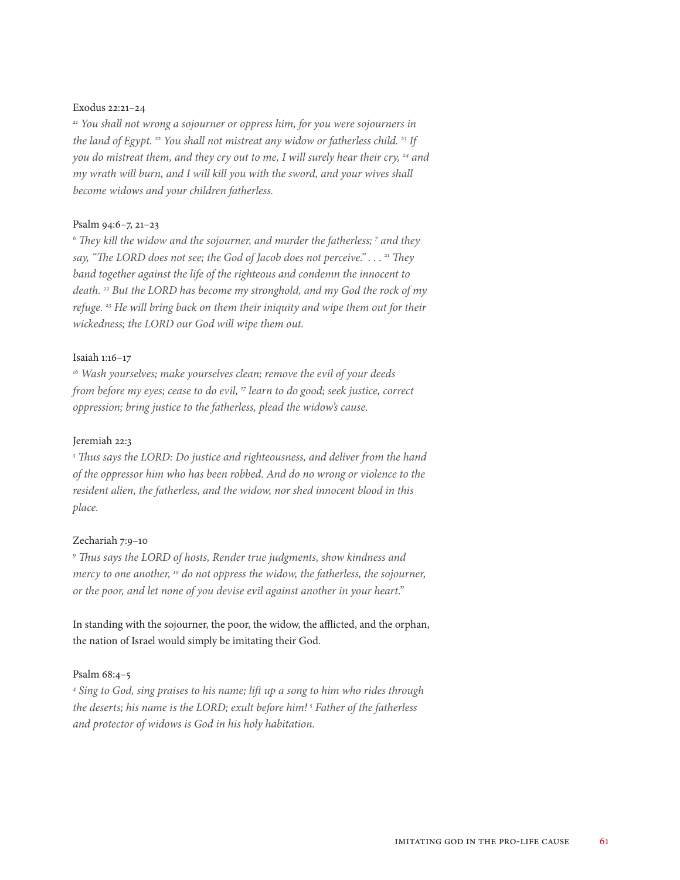Exodus 22:21–24

*[21] You shall not wrong a sojourner or oppress him, for you were sojourners in the land of Egypt. [22] You shall not mistreat any widow or fatherless child. [23] If you do mistreat them, and they cry out to me, I will surely hear their cry, [24] and my wrath will burn, and I will kill you with the sword, and your wives shall become widows and your children fatherless.*

Psalm 94:6–7, 21–23

*[6] They kill the widow and the sojourner, and murder the fatherless; [7] and they say, "The LORD does not see; the God of Jacob does not perceive." . . . [21] They band together against the life of the righteous and condemn the innocent to death. [22] But the LORD has become my stronghold, and my God the rock of my refuge. [23] He will bring back on them their iniquity and wipe them out for their wickedness; the LORD our God will wipe them out.*

Isaiah 1:16–17

*[16] Wash yourselves; make yourselves clean; remove the evil of your deeds from before my eyes; cease to do evil, [17] learn to do good; seek justice, correct oppression; bring justice to the fatherless, plead the widow's cause.*

Jeremiah 22:3

*[3] Thus says the LORD: Do justice and righteousness, and deliver from the hand of the oppressor him who has been robbed. And do no wrong or violence to the resident alien, the fatherless, and the widow, nor shed innocent blood in this place.*

Zechariah 7:9–10

*[9] Thus says the LORD of hosts, Render true judgments, show kindness and mercy to one another, [10] do not oppress the widow, the fatherless, the sojourner, or the poor, and let none of you devise evil against another in your heart."*

In standing with the sojourner, the poor, the widow, the afflicted, and the orphan, the nation of Israel would simply be imitating their God.

Psalm 68:4–5

*[4] Sing to God, sing praises to his name; lift up a song to him who rides through the deserts; his name is the LORD; exult before him! [5] Father of the fatherless and protector of widows is God in his holy habitation.*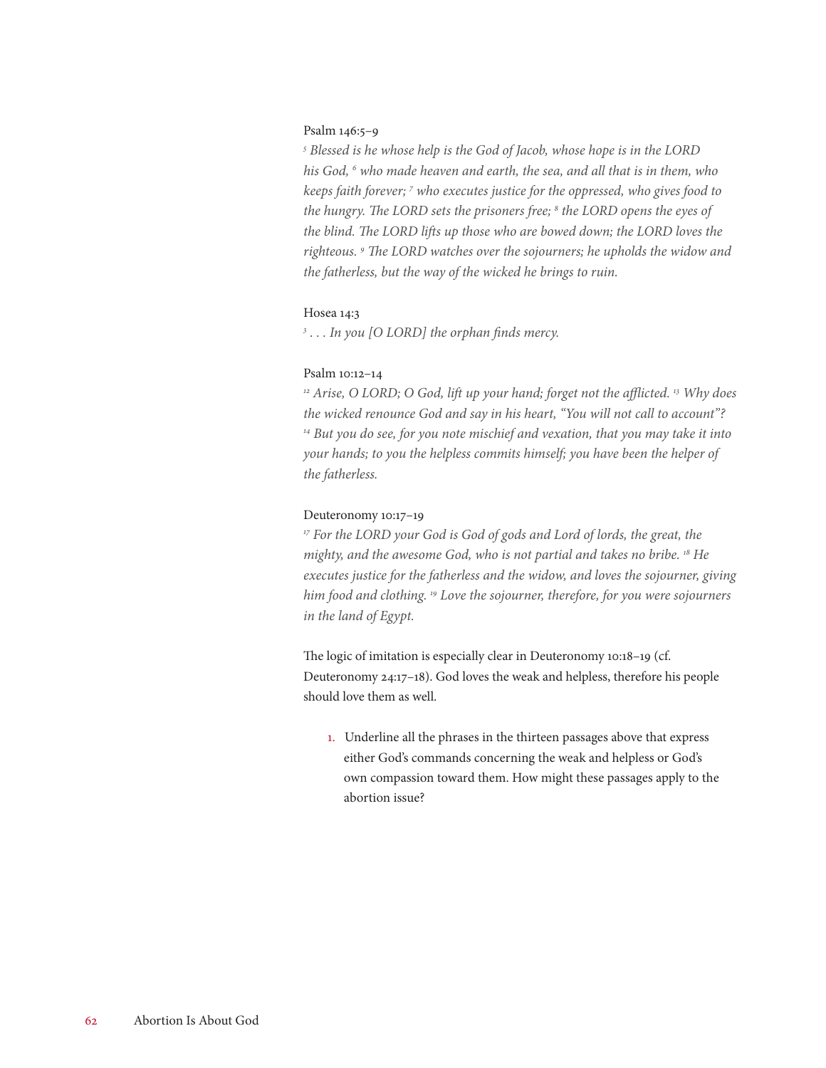Psalm 146:5–9

*[5] Blessed is he whose help is the God of Jacob, whose hope is in the LORD his God, [6] who made heaven and earth, the sea, and all that is in them, who keeps faith forever; [7] who executes justice for the oppressed, who gives food to the hungry. The LORD sets the prisoners free; [8] the LORD opens the eyes of the blind. The LORD lifts up those who are bowed down; the LORD loves the righteous. [9] The LORD watches over the sojourners; he upholds the widow and the fatherless, but the way of the wicked he brings to ruin.*

Hosea 14:3

*[3] . . . In you [O LORD] the orphan finds mercy.*

Psalm 10:12–14

*[12] Arise, O LORD; O God, lift up your hand; forget not the afflicted. [13] Why does the wicked renounce God and say in his heart, "You will not call to account"? [14] But you do see, for you note mischief and vexation, that you may take it into your hands; to you the helpless commits himself; you have been the helper of the fatherless.*

Deuteronomy 10:17–19

*[17] For the LORD your God is God of gods and Lord of lords, the great, the mighty, and the awesome God, who is not partial and takes no bribe. [18] He executes justice for the fatherless and the widow, and loves the sojourner, giving him food and clothing. [19] Love the sojourner, therefore, for you were sojourners in the land of Egypt.*

The logic of imitation is especially clear in Deuteronomy 10:18–19 (cf. Deuteronomy 24:17–18). God loves the weak and helpless, therefore his people should love them as well.

1. Underline all the phrases in the thirteen passages above that express either God's commands concerning the weak and helpless or God's own compassion toward them. How might these passages apply to the abortion issue?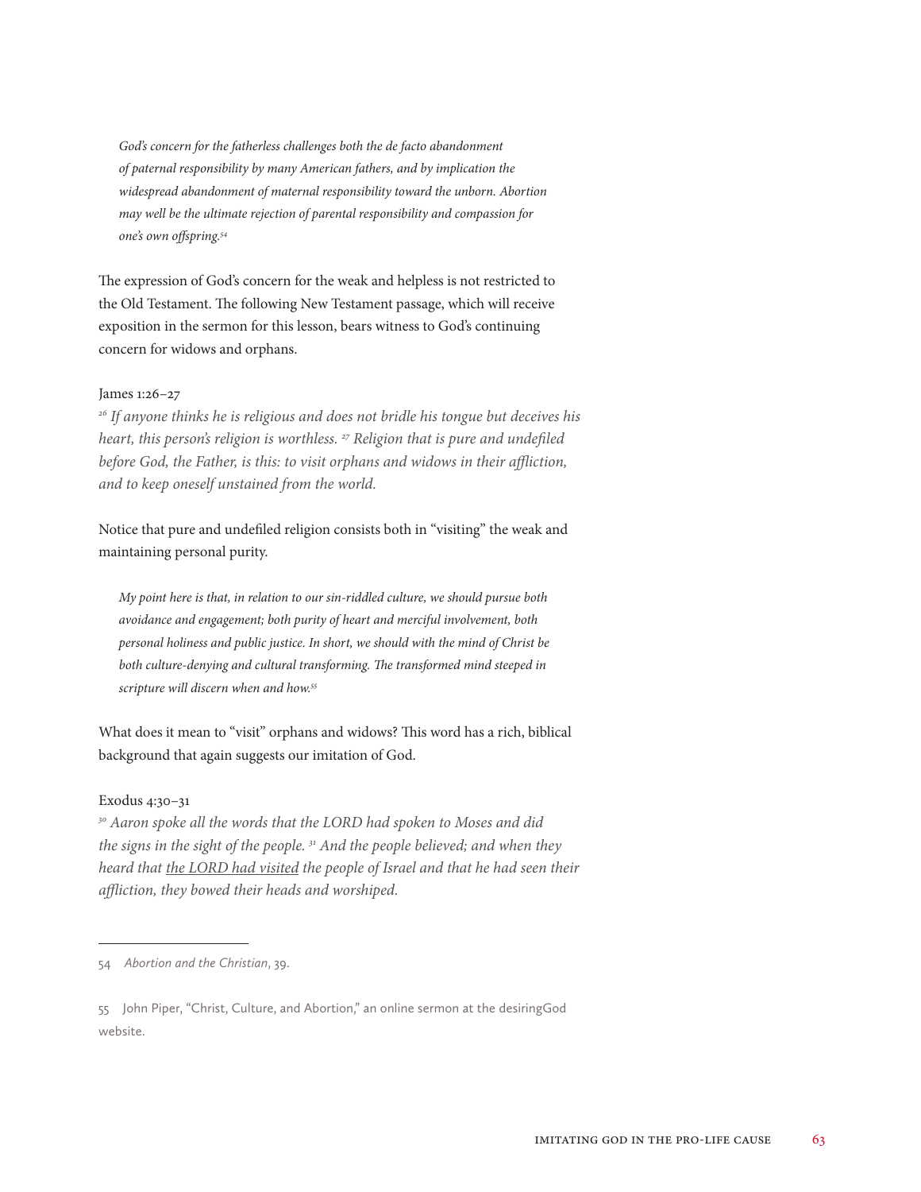> *God's concern for the fatherless challenges both the de facto abandonment of paternal responsibility by many American fathers, and by implication the widespread abandonment of maternal responsibility toward the unborn. Abortion may well be the ultimate rejection of parental responsibility and compassion for one's own offspring.*[54]

The expression of God's concern for the weak and helpless is not restricted to the Old Testament. The following New Testament passage, which will receive exposition in the sermon for this lesson, bears witness to God's continuing concern for widows and orphans.

James 1:26–27

*[26] If anyone thinks he is religious and does not bridle his tongue but deceives his heart, this person's religion is worthless. [27] Religion that is pure and undefiled before God, the Father, is this: to visit orphans and widows in their affliction, and to keep oneself unstained from the world.*

Notice that pure and undefiled religion consists both in "visiting" the weak and maintaining personal purity.

> *My point here is that, in relation to our sin-riddled culture, we should pursue both avoidance and engagement; both purity of heart and merciful involvement, both personal holiness and public justice. In short, we should with the mind of Christ be both culture-denying and cultural transforming. The transformed mind steeped in scripture will discern when and how.*[55]

What does it mean to "visit" orphans and widows? This word has a rich, biblical background that again suggests our imitation of God.

Exodus 4:30–31

*[30] Aaron spoke all the words that the LORD had spoken to Moses and did the signs in the sight of the people. [31] And the people believed; and when they heard that <u>the LORD had visited</u> the people of Israel and that he had seen their affliction, they bowed their heads and worshiped.*

---

54 *Abortion and the Christian*, 39.

55 John Piper, "Christ, Culture, and Abortion," an online sermon at the desiringGod website.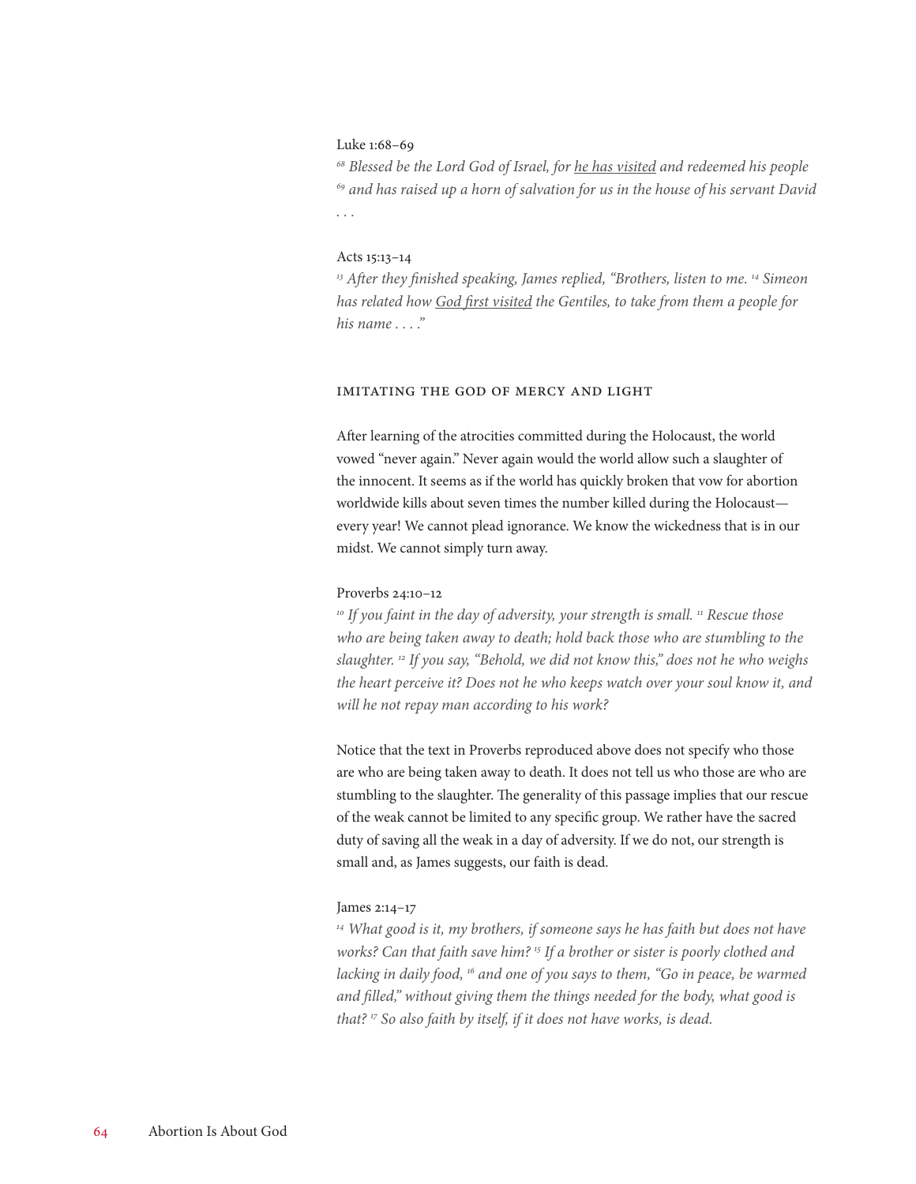Luke 1:68–69

*[68] Blessed be the Lord God of Israel, for <u>he has visited</u> and redeemed his people [69] and has raised up a horn of salvation for us in the house of his servant David . . .*

Acts 15:13–14

*[13] After they finished speaking, James replied, "Brothers, listen to me. [14] Simeon has related how <u>God first visited</u> the Gentiles, to take from them a people for his name . . . ."*

## Imitating the God of Mercy and Light

After learning of the atrocities committed during the Holocaust, the world vowed "never again." Never again would the world allow such a slaughter of the innocent. It seems as if the world has quickly broken that vow for abortion worldwide kills about seven times the number killed during the Holocaust—every year! We cannot plead ignorance. We know the wickedness that is in our midst. We cannot simply turn away.

Proverbs 24:10–12

*[10] If you faint in the day of adversity, your strength is small. [11] Rescue those who are being taken away to death; hold back those who are stumbling to the slaughter. [12] If you say, "Behold, we did not know this," does not he who weighs the heart perceive it? Does not he who keeps watch over your soul know it, and will he not repay man according to his work?*

Notice that the text in Proverbs reproduced above does not specify who those are who are being taken away to death. It does not tell us who those are who are stumbling to the slaughter. The generality of this passage implies that our rescue of the weak cannot be limited to any specific group. We rather have the sacred duty of saving all the weak in a day of adversity. If we do not, our strength is small and, as James suggests, our faith is dead.

James 2:14–17

*[14] What good is it, my brothers, if someone says he has faith but does not have works? Can that faith save him? [15] If a brother or sister is poorly clothed and lacking in daily food, [16] and one of you says to them, "Go in peace, be warmed and filled," without giving them the things needed for the body, what good is that? [17] So also faith by itself, if it does not have works, is dead.*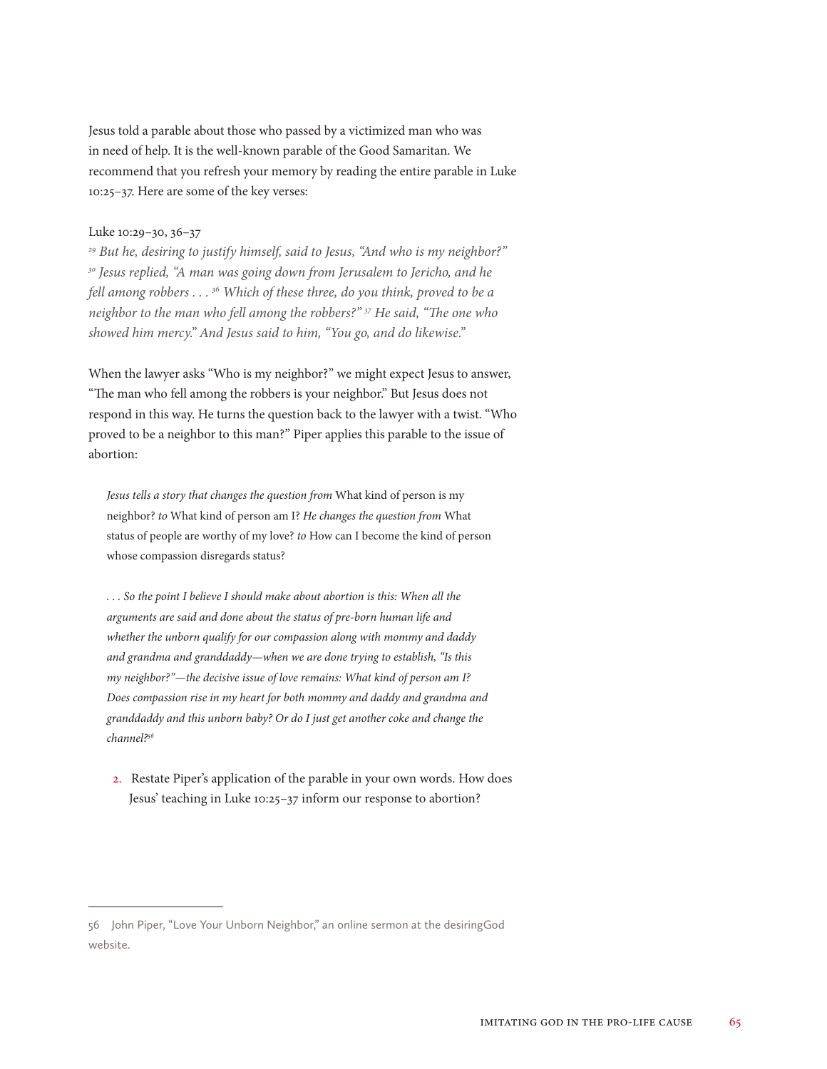Jesus told a parable about those who passed by a victimized man who was in need of help. It is the well-known parable of the Good Samaritan. We recommend that you refresh your memory by reading the entire parable in Luke 10:25–37. Here are some of the key verses:

Luke 10:29–30, 36–37

*[29] But he, desiring to justify himself, said to Jesus, "And who is my neighbor?" [30] Jesus replied, "A man was going down from Jerusalem to Jericho, and he fell among robbers . . . [36] Which of these three, do you think, proved to be a neighbor to the man who fell among the robbers?" [37] He said, "The one who showed him mercy." And Jesus said to him, "You go, and do likewise."*

When the lawyer asks "Who is my neighbor?" we might expect Jesus to answer, "The man who fell among the robbers is your neighbor." But Jesus does not respond in this way. He turns the question back to the lawyer with a twist. "Who proved to be a neighbor to this man?" Piper applies this parable to the issue of abortion:

> *Jesus tells a story that changes the question from* What kind of person is my neighbor? *to* What kind of person am I? *He changes the question from* What status of people are worthy of my love? *to* How can I become the kind of person whose compassion disregards status?
>
> *. . . So the point I believe I should make about abortion is this: When all the arguments are said and done about the status of pre-born human life and whether the unborn qualify for our compassion along with mommy and daddy and grandma and granddaddy—when we are done trying to establish, "Is this my neighbor?"—the decisive issue of love remains: What kind of person am I? Does compassion rise in my heart for both mommy and daddy and grandma and granddaddy and this unborn baby? Or do I just get another coke and change the channel?*[56]

2. Restate Piper's application of the parable in your own words. How does Jesus' teaching in Luke 10:25–37 inform our response to abortion?

---

56 John Piper, "Love Your Unborn Neighbor," an online sermon at the desiringGod website.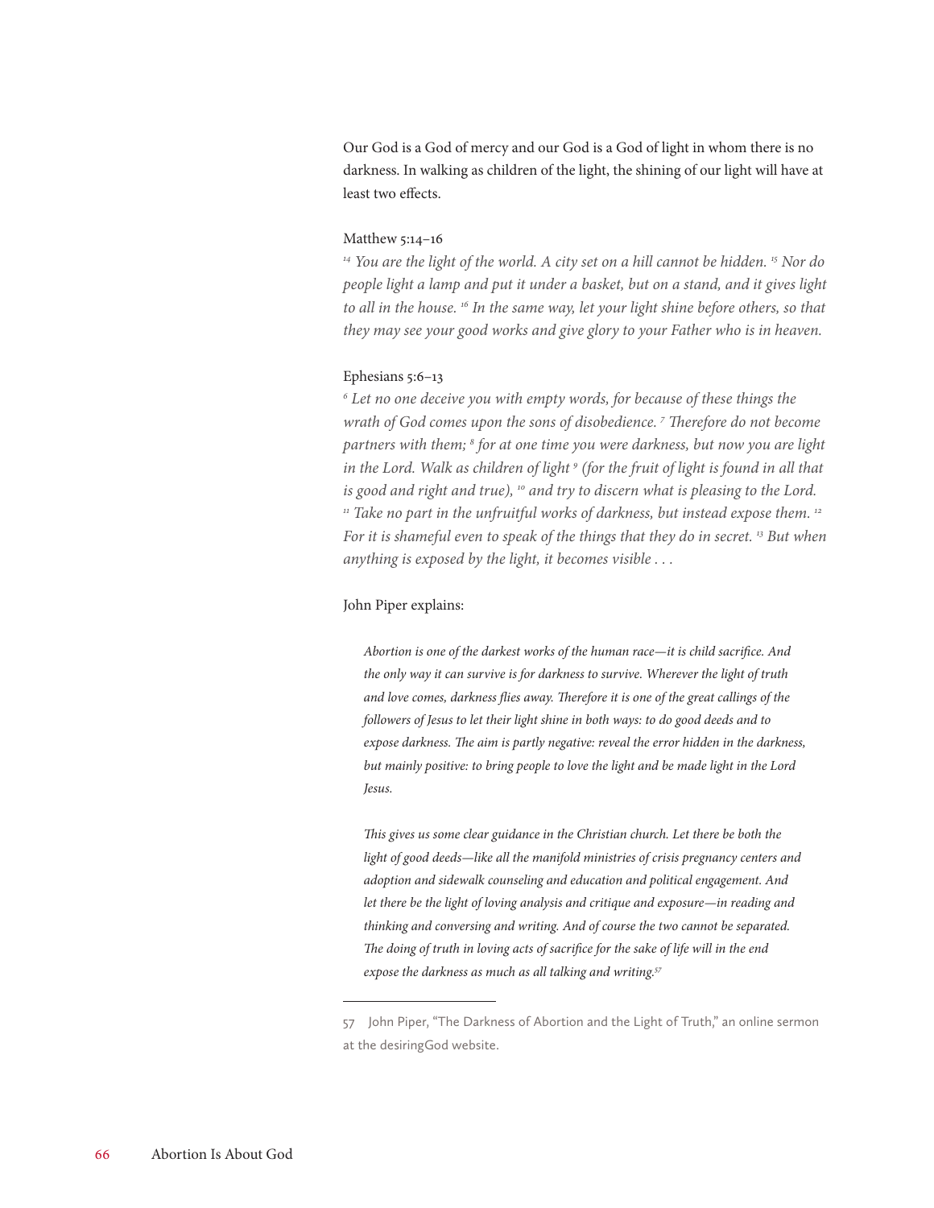Our God is a God of mercy and our God is a God of light in whom there is no darkness. In walking as children of the light, the shining of our light will have at least two effects.

Matthew 5:14–16

*[14] You are the light of the world. A city set on a hill cannot be hidden. [15] Nor do people light a lamp and put it under a basket, but on a stand, and it gives light to all in the house. [16] In the same way, let your light shine before others, so that they may see your good works and give glory to your Father who is in heaven.*

Ephesians 5:6–13

*[6] Let no one deceive you with empty words, for because of these things the wrath of God comes upon the sons of disobedience. [7] Therefore do not become partners with them; [8] for at one time you were darkness, but now you are light in the Lord. Walk as children of light [9] (for the fruit of light is found in all that is good and right and true), [10] and try to discern what is pleasing to the Lord. [11] Take no part in the unfruitful works of darkness, but instead expose them. [12] For it is shameful even to speak of the things that they do in secret. [13] But when anything is exposed by the light, it becomes visible . . .*

John Piper explains:

> *Abortion is one of the darkest works of the human race—it is child sacrifice. And the only way it can survive is for darkness to survive. Wherever the light of truth and love comes, darkness flies away. Therefore it is one of the great callings of the followers of Jesus to let their light shine in both ways: to do good deeds and to expose darkness. The aim is partly negative: reveal the error hidden in the darkness, but mainly positive: to bring people to love the light and be made light in the Lord Jesus.*
>
> *This gives us some clear guidance in the Christian church. Let there be both the light of good deeds—like all the manifold ministries of crisis pregnancy centers and adoption and sidewalk counseling and education and political engagement. And let there be the light of loving analysis and critique and exposure—in reading and thinking and conversing and writing. And of course the two cannot be separated. The doing of truth in loving acts of sacrifice for the sake of life will in the end expose the darkness as much as all talking and writing.*[57]

---

57 John Piper, "The Darkness of Abortion and the Light of Truth," an online sermon at the desiringGod website.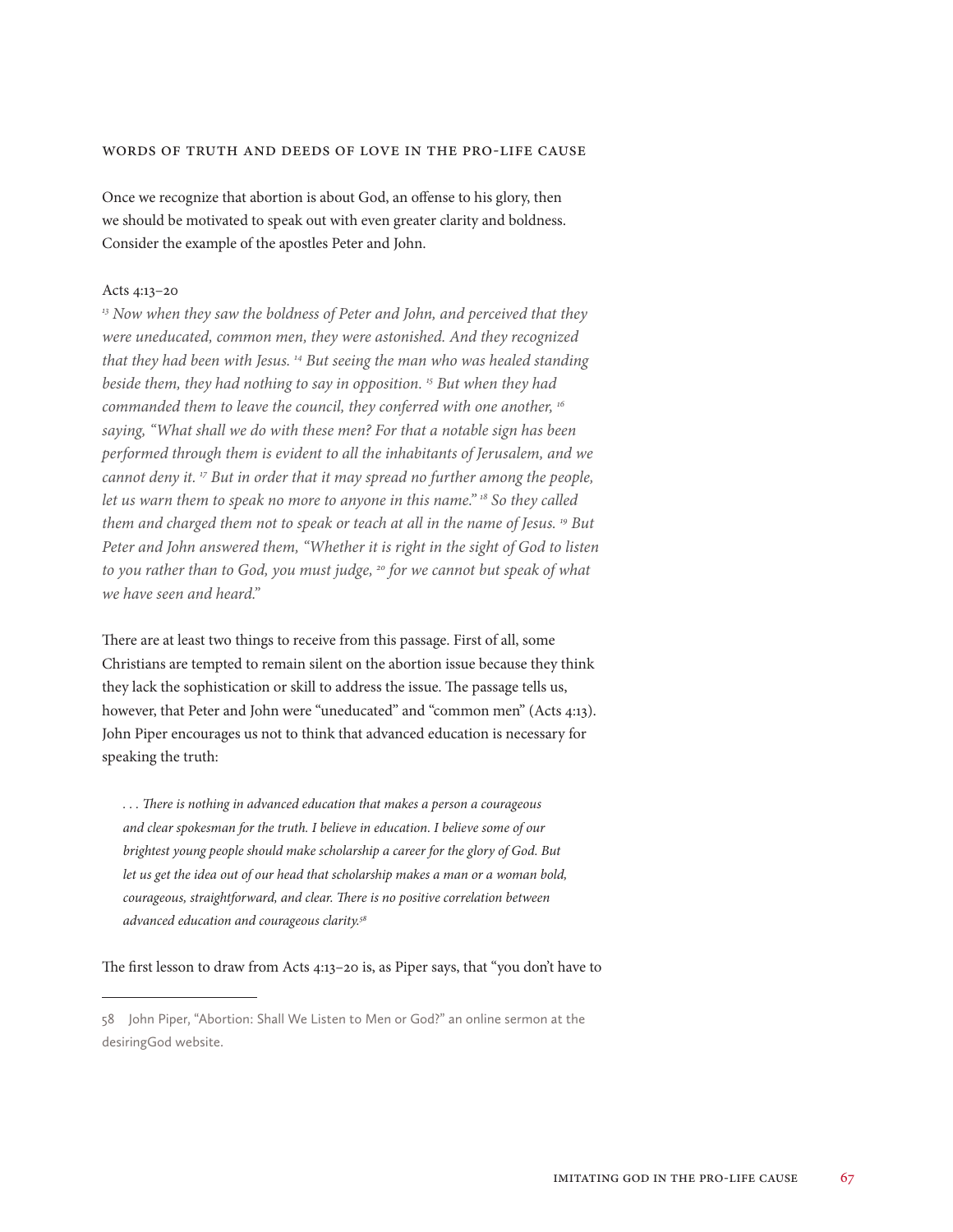## Words of Truth and Deeds of Love in the Pro-Life Cause

Once we recognize that abortion is about God, an offense to his glory, then we should be motivated to speak out with even greater clarity and boldness. Consider the example of the apostles Peter and John.

Acts 4:13–20

*[13] Now when they saw the boldness of Peter and John, and perceived that they were uneducated, common men, they were astonished. And they recognized that they had been with Jesus. [14] But seeing the man who was healed standing beside them, they had nothing to say in opposition. [15] But when they had commanded them to leave the council, they conferred with one another, [16] saying, "What shall we do with these men? For that a notable sign has been performed through them is evident to all the inhabitants of Jerusalem, and we cannot deny it. [17] But in order that it may spread no further among the people, let us warn them to speak no more to anyone in this name." [18] So they called them and charged them not to speak or teach at all in the name of Jesus. [19] But Peter and John answered them, "Whether it is right in the sight of God to listen to you rather than to God, you must judge, [20] for we cannot but speak of what we have seen and heard."*

There are at least two things to receive from this passage. First of all, some Christians are tempted to remain silent on the abortion issue because they think they lack the sophistication or skill to address the issue. The passage tells us, however, that Peter and John were "uneducated" and "common men" (Acts 4:13). John Piper encourages us not to think that advanced education is necessary for speaking the truth:

> *. . . There is nothing in advanced education that makes a person a courageous and clear spokesman for the truth. I believe in education. I believe some of our brightest young people should make scholarship a career for the glory of God. But let us get the idea out of our head that scholarship makes a man or a woman bold, courageous, straightforward, and clear. There is no positive correlation between advanced education and courageous clarity.*[58]

The first lesson to draw from Acts 4:13–20 is, as Piper says, that "you don't have to

---

58 John Piper, "Abortion: Shall We Listen to Men or God?" an online sermon at the desiringGod website.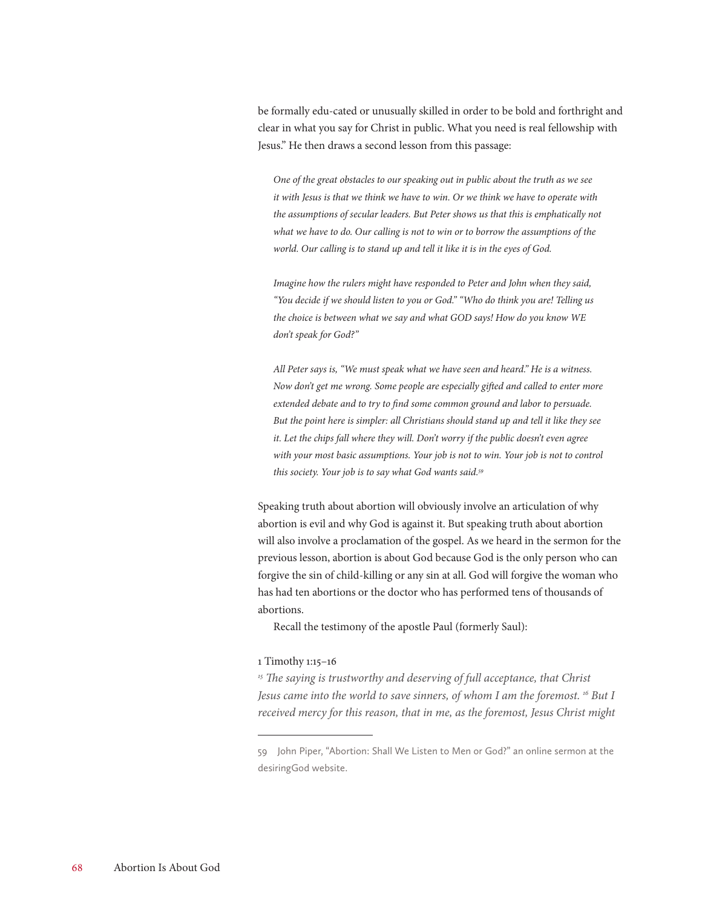be formally edu-cated or unusually skilled in order to be bold and forthright and clear in what you say for Christ in public. What you need is real fellowship with Jesus." He then draws a second lesson from this passage:

> *One of the great obstacles to our speaking out in public about the truth as we see it with Jesus is that we think we have to win. Or we think we have to operate with the assumptions of secular leaders. But Peter shows us that this is emphatically not what we have to do. Our calling is not to win or to borrow the assumptions of the world. Our calling is to stand up and tell it like it is in the eyes of God.*
>
> *Imagine how the rulers might have responded to Peter and John when they said, "You decide if we should listen to you or God." "Who do think you are! Telling us the choice is between what we say and what GOD says! How do you know WE don't speak for God?"*
>
> *All Peter says is, "We must speak what we have seen and heard." He is a witness. Now don't get me wrong. Some people are especially gifted and called to enter more extended debate and to try to find some common ground and labor to persuade. But the point here is simpler: all Christians should stand up and tell it like they see it. Let the chips fall where they will. Don't worry if the public doesn't even agree with your most basic assumptions. Your job is not to win. Your job is not to control this society. Your job is to say what God wants said.*[59]

Speaking truth about abortion will obviously involve an articulation of why abortion is evil and why God is against it. But speaking truth about abortion will also involve a proclamation of the gospel. As we heard in the sermon for the previous lesson, abortion is about God because God is the only person who can forgive the sin of child-killing or any sin at all. God will forgive the woman who has had ten abortions or the doctor who has performed tens of thousands of abortions.

Recall the testimony of the apostle Paul (formerly Saul):

1 Timothy 1:15–16

[15] *The saying is trustworthy and deserving of full acceptance, that Christ Jesus came into the world to save sinners, of whom I am the foremost.* [16] *But I received mercy for this reason, that in me, as the foremost, Jesus Christ might*

---

59 John Piper, "Abortion: Shall We Listen to Men or God?" an online sermon at the desiringGod website.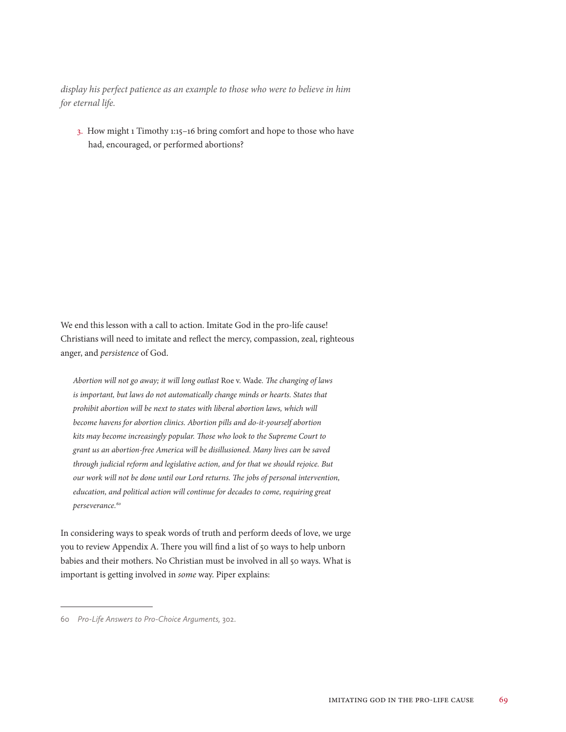*display his perfect patience as an example to those who were to believe in him for eternal life.*

3. How might 1 Timothy 1:15–16 bring comfort and hope to those who have had, encouraged, or performed abortions?

We end this lesson with a call to action. Imitate God in the pro-life cause! Christians will need to imitate and reflect the mercy, compassion, zeal, righteous anger, and *persistence* of God.

> *Abortion will not go away; it will long outlast* Roe v. Wade*. The changing of laws is important, but laws do not automatically change minds or hearts. States that prohibit abortion will be next to states with liberal abortion laws, which will become havens for abortion clinics. Abortion pills and do-it-yourself abortion kits may become increasingly popular. Those who look to the Supreme Court to grant us an abortion-free America will be disillusioned. Many lives can be saved through judicial reform and legislative action, and for that we should rejoice. But our work will not be done until our Lord returns. The jobs of personal intervention, education, and political action will continue for decades to come, requiring great perseverance.*[60]

In considering ways to speak words of truth and perform deeds of love, we urge you to review Appendix A. There you will find a list of 50 ways to help unborn babies and their mothers. No Christian must be involved in all 50 ways. What is important is getting involved in *some* way. Piper explains:

---

60 *Pro-Life Answers to Pro-Choice Arguments*, 302.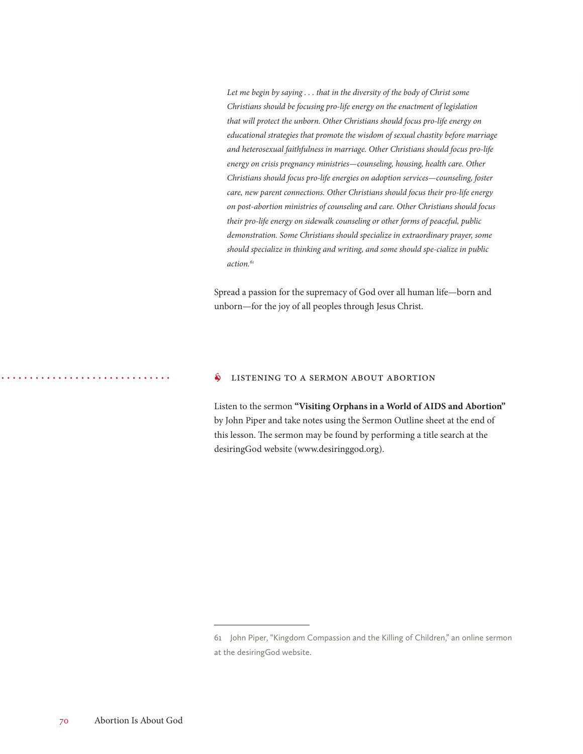> *Let me begin by saying . . . that in the diversity of the body of Christ some Christians should be focusing pro-life energy on the enactment of legislation that will protect the unborn. Other Christians should focus pro-life energy on educational strategies that promote the wisdom of sexual chastity before marriage and heterosexual faithfulness in marriage. Other Christians should focus pro-life energy on crisis pregnancy ministries—counseling, housing, health care. Other Christians should focus pro-life energies on adoption services—counseling, foster care, new parent connections. Other Christians should focus their pro-life energy on post-abortion ministries of counseling and care. Other Christians should focus their pro-life energy on sidewalk counseling or other forms of peaceful, public demonstration. Some Christians should specialize in extraordinary prayer, some should specialize in thinking and writing, and some should spe-cialize in public action.*[61]

Spread a passion for the supremacy of God over all human life—born and unborn—for the joy of all peoples through Jesus Christ.

## Listening to a Sermon about Abortion

Listen to the sermon **"Visiting Orphans in a World of AIDS and Abortion"** by John Piper and take notes using the Sermon Outline sheet at the end of this lesson. The sermon may be found by performing a title search at the desiringGod website (www.desiringgod.org).

---

61 John Piper, "Kingdom Compassion and the Killing of Children," an online sermon at the desiringGod website.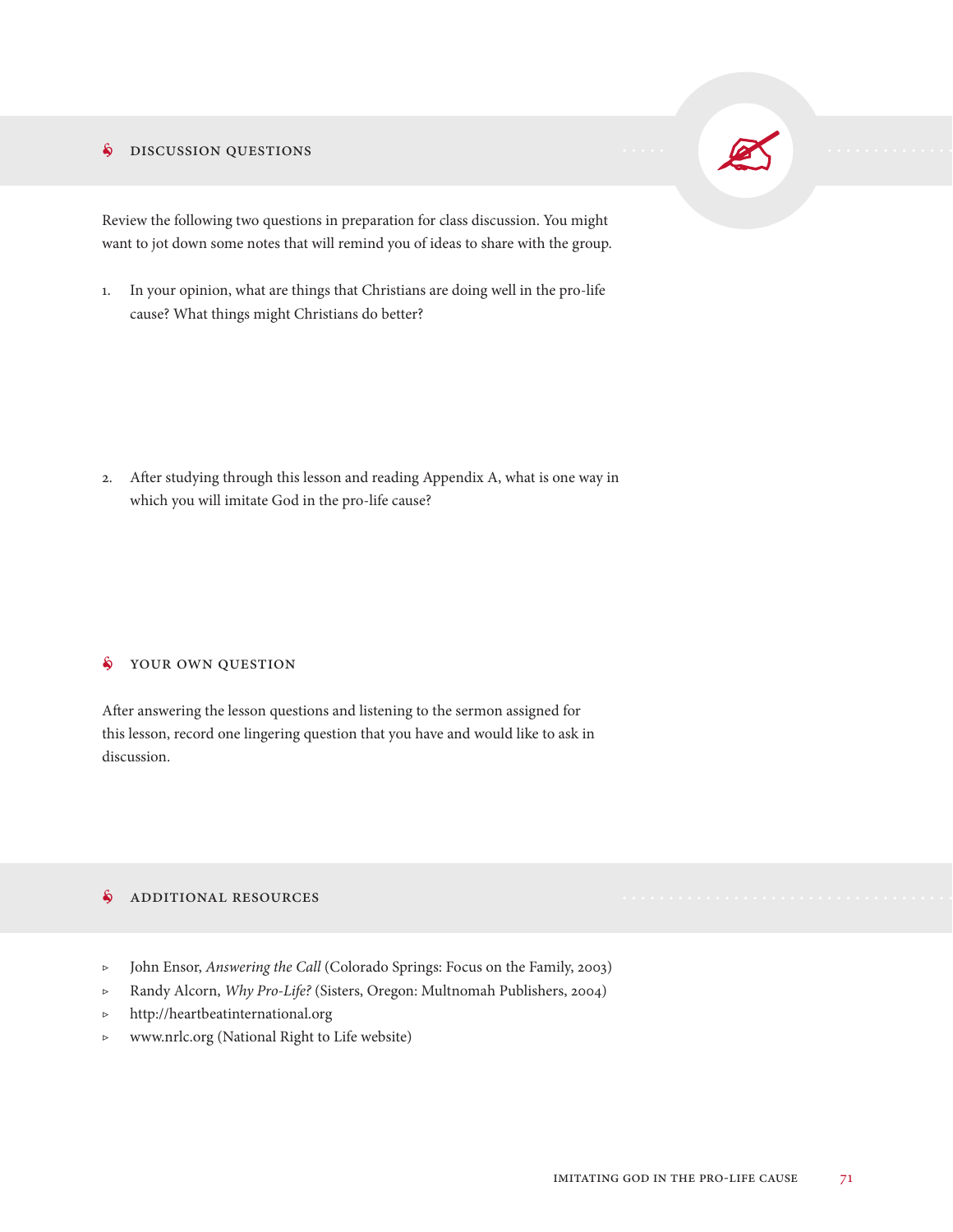## Discussion Questions

Review the following two questions in preparation for class discussion. You might want to jot down some notes that will remind you of ideas to share with the group.

1. In your opinion, what are things that Christians are doing well in the pro-life cause? What things might Christians do better?

2. After studying through this lesson and reading Appendix A, what is one way in which you will imitate God in the pro-life cause?

## Your Own Question

After answering the lesson questions and listening to the sermon assigned for this lesson, record one lingering question that you have and would like to ask in discussion.

## Additional Resources

- John Ensor, *Answering the Call* (Colorado Springs: Focus on the Family, 2003)
- Randy Alcorn, *Why Pro-Life?* (Sisters, Oregon: Multnomah Publishers, 2004)
- http://heartbeatinternational.org
- www.nrlc.org (National Right to Life website)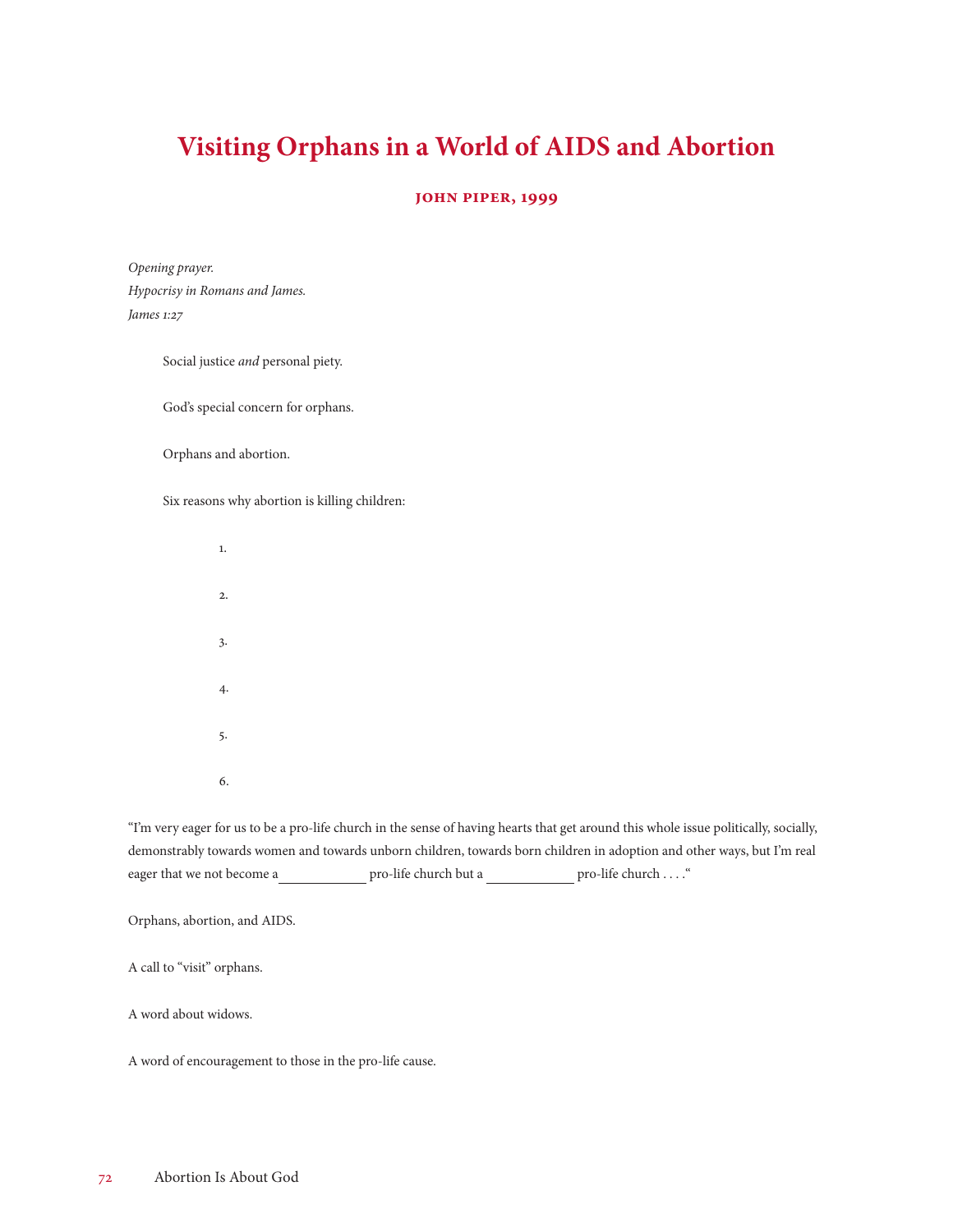# Visiting Orphans in a World of AIDS and Abortion

### John Piper, 1999

*Opening prayer.*
*Hypocrisy in Romans and James.*
*James 1:27*

Social justice *and* personal piety.

God's special concern for orphans.

Orphans and abortion.

Six reasons why abortion is killing children:

1.
2.
3.
4.
5.
6.

"I'm very eager for us to be a pro-life church in the sense of having hearts that get around this whole issue politically, socially, demonstrably towards women and towards unborn children, towards born children in adoption and other ways, but I'm real eager that we not become a____________ pro-life church but a ____________ pro-life church . . . ."

Orphans, abortion, and AIDS.

A call to "visit" orphans.

A word about widows.

A word of encouragement to those in the pro-life cause.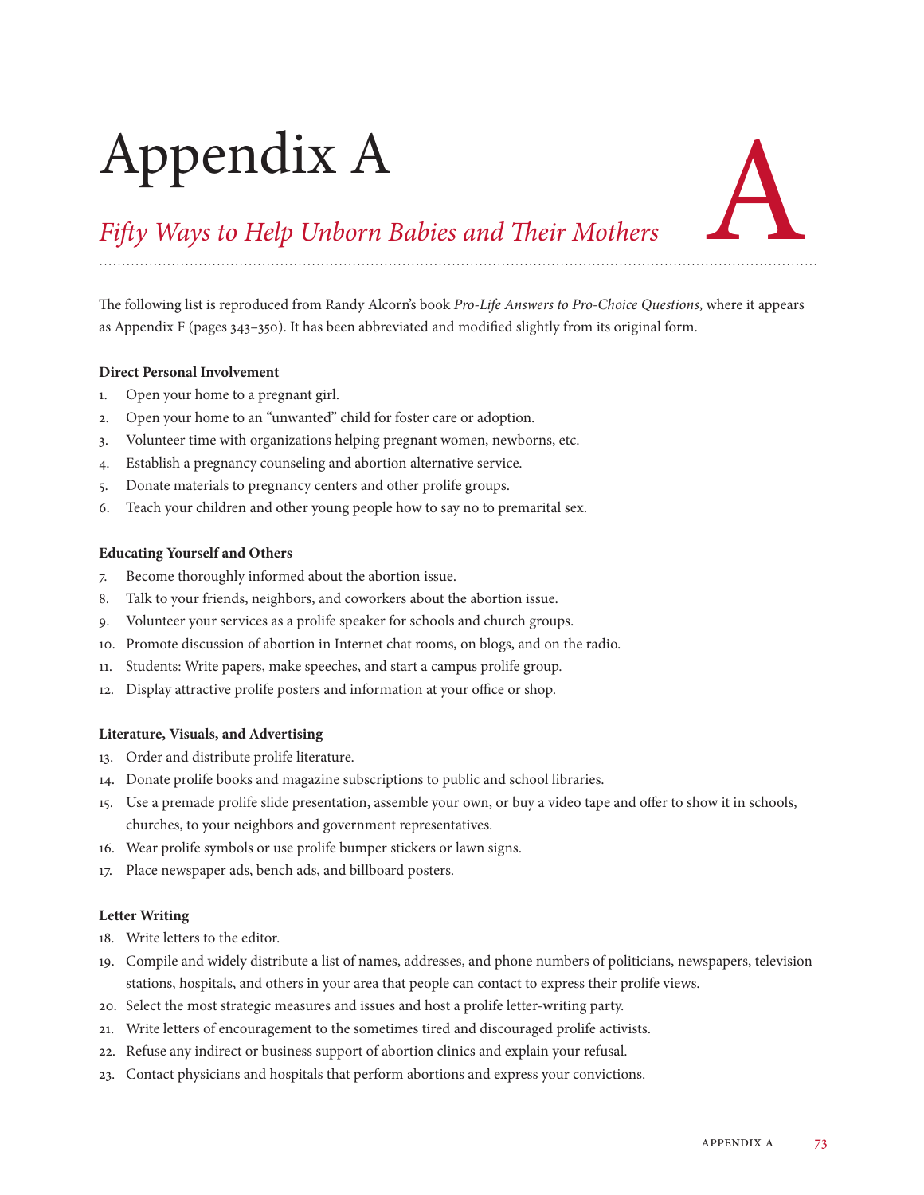# Appendix A

## *Fifty Ways to Help Unborn Babies and Their Mothers*

The following list is reproduced from Randy Alcorn's book *Pro-Life Answers to Pro-Choice Questions*, where it appears as Appendix F (pages 343–350). It has been abbreviated and modified slightly from its original form.

**Direct Personal Involvement**

1. Open your home to a pregnant girl.
2. Open your home to an "unwanted" child for foster care or adoption.
3. Volunteer time with organizations helping pregnant women, newborns, etc.
4. Establish a pregnancy counseling and abortion alternative service.
5. Donate materials to pregnancy centers and other prolife groups.
6. Teach your children and other young people how to say no to premarital sex.

**Educating Yourself and Others**

7. Become thoroughly informed about the abortion issue.
8. Talk to your friends, neighbors, and coworkers about the abortion issue.
9. Volunteer your services as a prolife speaker for schools and church groups.
10. Promote discussion of abortion in Internet chat rooms, on blogs, and on the radio.
11. Students: Write papers, make speeches, and start a campus prolife group.
12. Display attractive prolife posters and information at your office or shop.

**Literature, Visuals, and Advertising**

13. Order and distribute prolife literature.
14. Donate prolife books and magazine subscriptions to public and school libraries.
15. Use a premade prolife slide presentation, assemble your own, or buy a video tape and offer to show it in schools, churches, to your neighbors and government representatives.
16. Wear prolife symbols or use prolife bumper stickers or lawn signs.
17. Place newspaper ads, bench ads, and billboard posters.

**Letter Writing**

18. Write letters to the editor.
19. Compile and widely distribute a list of names, addresses, and phone numbers of politicians, newspapers, television stations, hospitals, and others in your area that people can contact to express their prolife views.
20. Select the most strategic measures and issues and host a prolife letter-writing party.
21. Write letters of encouragement to the sometimes tired and discouraged prolife activists.
22. Refuse any indirect or business support of abortion clinics and explain your refusal.
23. Contact physicians and hospitals that perform abortions and express your convictions.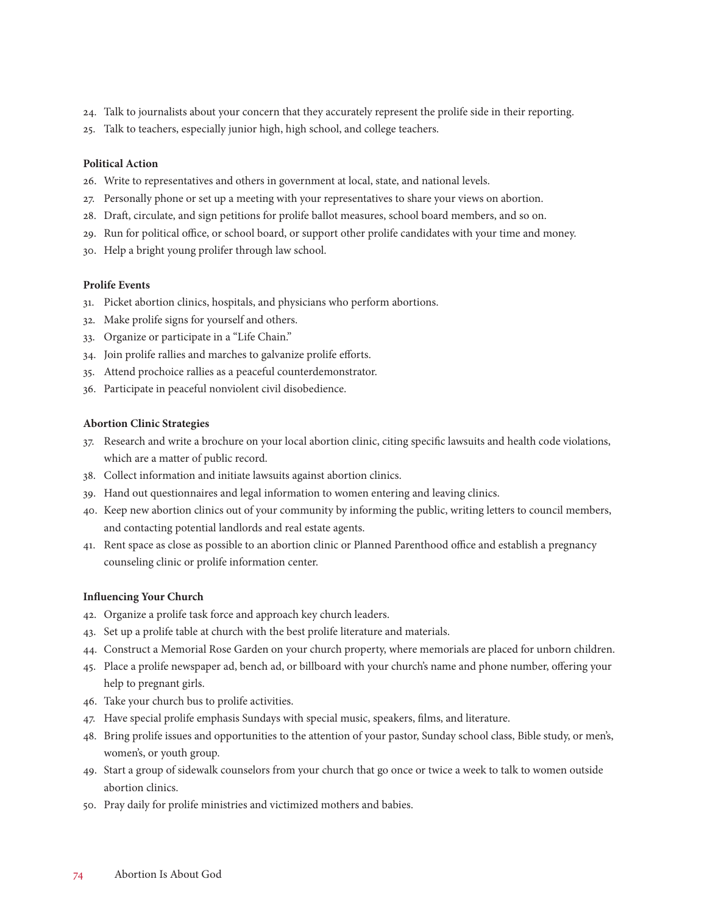24. Talk to journalists about your concern that they accurately represent the prolife side in their reporting.
25. Talk to teachers, especially junior high, high school, and college teachers.

**Political Action**

26. Write to representatives and others in government at local, state, and national levels.
27. Personally phone or set up a meeting with your representatives to share your views on abortion.
28. Draft, circulate, and sign petitions for prolife ballot measures, school board members, and so on.
29. Run for political office, or school board, or support other prolife candidates with your time and money.
30. Help a bright young prolifer through law school.

**Prolife Events**

31. Picket abortion clinics, hospitals, and physicians who perform abortions.
32. Make prolife signs for yourself and others.
33. Organize or participate in a "Life Chain."
34. Join prolife rallies and marches to galvanize prolife efforts.
35. Attend prochoice rallies as a peaceful counterdemonstrator.
36. Participate in peaceful nonviolent civil disobedience.

**Abortion Clinic Strategies**

37. Research and write a brochure on your local abortion clinic, citing specific lawsuits and health code violations, which are a matter of public record.
38. Collect information and initiate lawsuits against abortion clinics.
39. Hand out questionnaires and legal information to women entering and leaving clinics.
40. Keep new abortion clinics out of your community by informing the public, writing letters to council members, and contacting potential landlords and real estate agents.
41. Rent space as close as possible to an abortion clinic or Planned Parenthood office and establish a pregnancy counseling clinic or prolife information center.

**Influencing Your Church**

42. Organize a prolife task force and approach key church leaders.
43. Set up a prolife table at church with the best prolife literature and materials.
44. Construct a Memorial Rose Garden on your church property, where memorials are placed for unborn children.
45. Place a prolife newspaper ad, bench ad, or billboard with your church's name and phone number, offering your help to pregnant girls.
46. Take your church bus to prolife activities.
47. Have special prolife emphasis Sundays with special music, speakers, films, and literature.
48. Bring prolife issues and opportunities to the attention of your pastor, Sunday school class, Bible study, or men's, women's, or youth group.
49. Start a group of sidewalk counselors from your church that go once or twice a week to talk to women outside abortion clinics.
50. Pray daily for prolife ministries and victimized mothers and babies.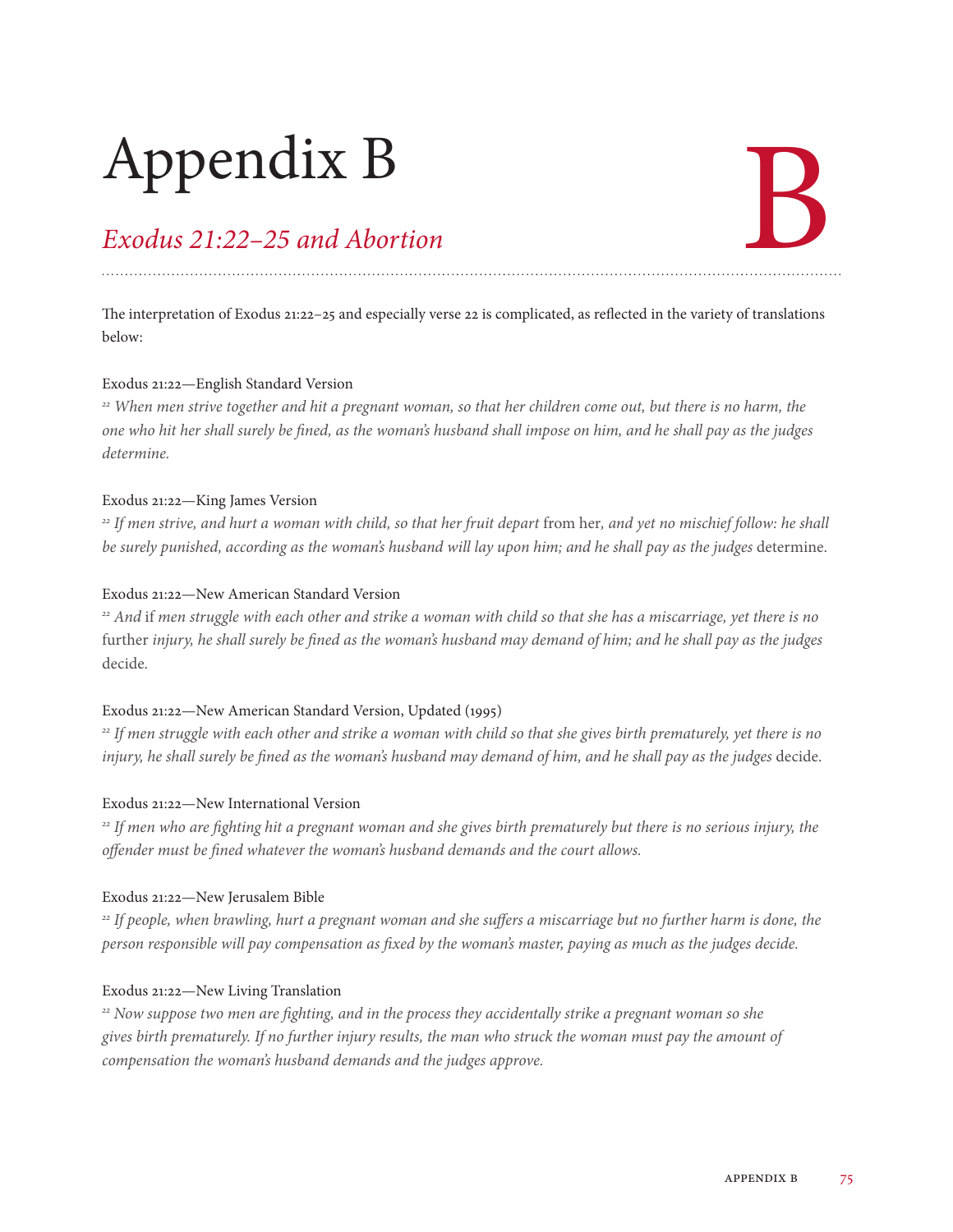# Appendix B

## *Exodus 21:22–25 and Abortion*

The interpretation of Exodus 21:22–25 and especially verse 22 is complicated, as reflected in the variety of translations below:

Exodus 21:22—English Standard Version

[22] *When men strive together and hit a pregnant woman, so that her children come out, but there is no harm, the one who hit her shall surely be fined, as the woman's husband shall impose on him, and he shall pay as the judges determine.*

Exodus 21:22—King James Version

[22] *If men strive, and hurt a woman with child, so that her fruit depart* from her*, and yet no mischief follow: he shall be surely punished, according as the woman's husband will lay upon him; and he shall pay as the judges* determine.

Exodus 21:22—New American Standard Version

[22] *And* if *men struggle with each other and strike a woman with child so that she has a miscarriage, yet there is no* further *injury, he shall surely be fined as the woman's husband may demand of him; and he shall pay as the judges* decide.

Exodus 21:22—New American Standard Version, Updated (1995)

[22] *If men struggle with each other and strike a woman with child so that she gives birth prematurely, yet there is no injury, he shall surely be fined as the woman's husband may demand of him, and he shall pay as the judges* decide.

Exodus 21:22—New International Version

[22] *If men who are fighting hit a pregnant woman and she gives birth prematurely but there is no serious injury, the offender must be fined whatever the woman's husband demands and the court allows.*

Exodus 21:22—New Jerusalem Bible

[22] *If people, when brawling, hurt a pregnant woman and she suffers a miscarriage but no further harm is done, the person responsible will pay compensation as fixed by the woman's master, paying as much as the judges decide.*

Exodus 21:22—New Living Translation

[22] *Now suppose two men are fighting, and in the process they accidentally strike a pregnant woman so she gives birth prematurely. If no further injury results, the man who struck the woman must pay the amount of compensation the woman's husband demands and the judges approve.*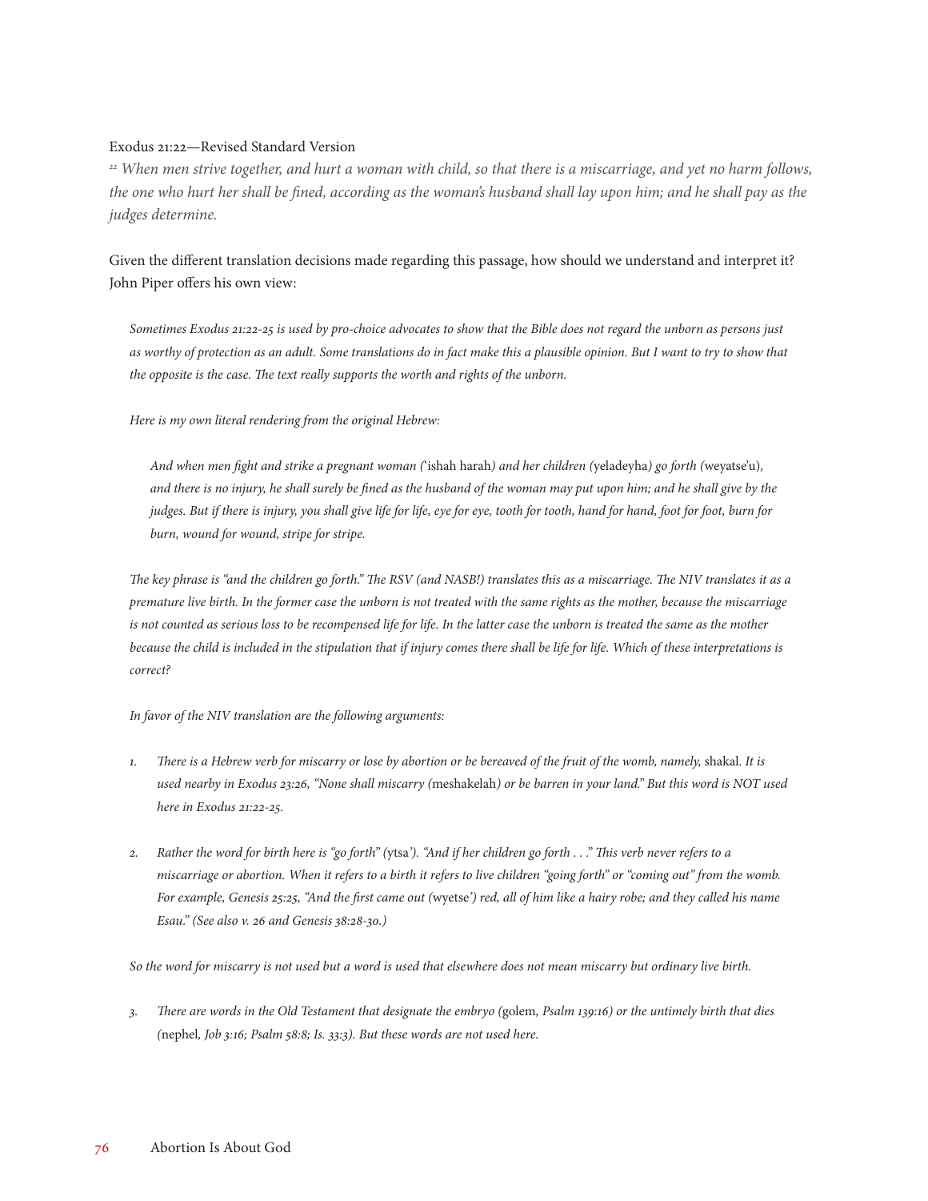Exodus 21:22—Revised Standard Version

*[22] When men strive together, and hurt a woman with child, so that there is a miscarriage, and yet no harm follows, the one who hurt her shall be fined, according as the woman's husband shall lay upon him; and he shall pay as the judges determine.*

Given the different translation decisions made regarding this passage, how should we understand and interpret it? John Piper offers his own view:

> *Sometimes Exodus 21:22-25 is used by pro-choice advocates to show that the Bible does not regard the unborn as persons just as worthy of protection as an adult. Some translations do in fact make this a plausible opinion. But I want to try to show that the opposite is the case. The text really supports the worth and rights of the unborn.*
>
> *Here is my own literal rendering from the original Hebrew:*
>
> > *And when men fight and strike a pregnant woman (*'ishah harah*) and her children (*yeladeyha*) go forth (*weyatse'u*), and there is no injury, he shall surely be fined as the husband of the woman may put upon him; and he shall give by the judges. But if there is injury, you shall give life for life, eye for eye, tooth for tooth, hand for hand, foot for foot, burn for burn, wound for wound, stripe for stripe.*
>
> *The key phrase is "and the children go forth." The RSV (and NASB!) translates this as a miscarriage. The NIV translates it as a premature live birth. In the former case the unborn is not treated with the same rights as the mother, because the miscarriage is not counted as serious loss to be recompensed life for life. In the latter case the unborn is treated the same as the mother because the child is included in the stipulation that if injury comes there shall be life for life. Which of these interpretations is correct?*
>
> *In favor of the NIV translation are the following arguments:*
>
> 1. *There is a Hebrew verb for miscarry or lose by abortion or be bereaved of the fruit of the womb, namely,* shakal*. It is used nearby in Exodus 23:26, "None shall miscarry (*meshakelah*) or be barren in your land." But this word is NOT used here in Exodus 21:22-25.*
>
> 2. *Rather the word for birth here is "go forth" (*ytsa'*). "And if her children go forth . . ." This verb never refers to a miscarriage or abortion. When it refers to a birth it refers to live children "going forth" or "coming out" from the womb. For example, Genesis 25:25, "And the first came out (*wyetse'*) red, all of him like a hairy robe; and they called his name Esau." (See also v. 26 and Genesis 38:28-30.)*
>
> *So the word for miscarry is not used but a word is used that elsewhere does not mean miscarry but ordinary live birth.*
>
> 3. *There are words in the Old Testament that designate the embryo (*golem*, Psalm 139:16) or the untimely birth that dies (*nephel*, Job 3:16; Psalm 58:8; Is. 33:3). But these words are not used here.*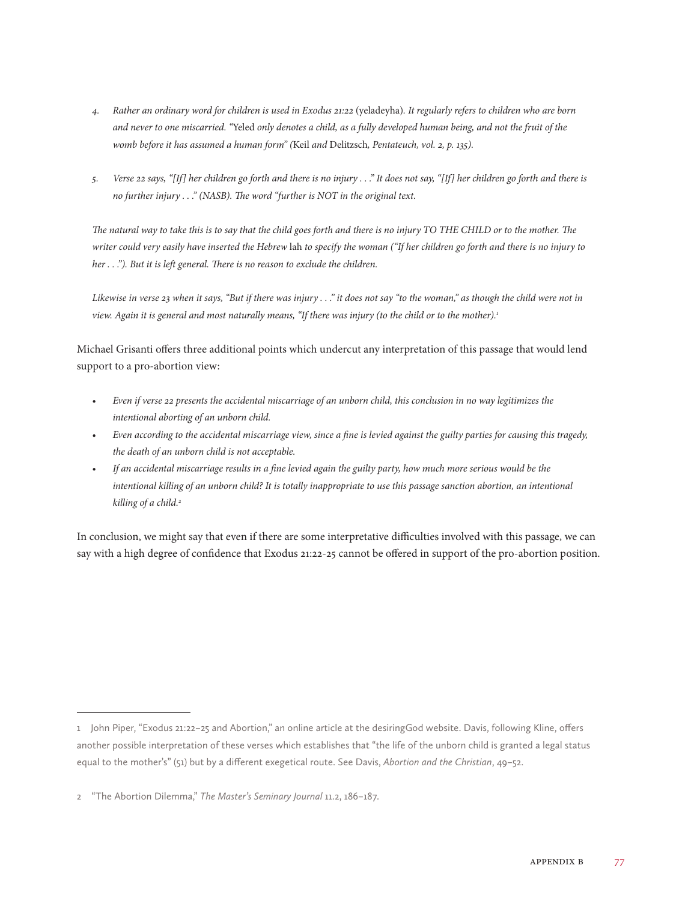4. *Rather an ordinary word for children is used in Exodus 21:22* (yeladeyha). *It regularly refers to children who are born and never to one miscarried. "*Yeled *only denotes a child, as a fully developed human being, and not the fruit of the womb before it has assumed a human form" (*Keil *and* Delitzsch*, Pentateuch, vol. 2, p. 135).*

5. *Verse 22 says, "[If] her children go forth and there is no injury . . ." It does not say, "[If] her children go forth and there is no further injury . . ." (NASB). The word "further is NOT in the original text.*

*The natural way to take this is to say that the child goes forth and there is no injury TO THE CHILD or to the mother. The writer could very easily have inserted the Hebrew* lah *to specify the woman ("If her children go forth and there is no injury to her . . ."). But it is left general. There is no reason to exclude the children.*

*Likewise in verse 23 when it says, "But if there was injury . . ." it does not say "to the woman," as though the child were not in view. Again it is general and most naturally means, "If there was injury (to the child or to the mother).*[1]

Michael Grisanti offers three additional points which undercut any interpretation of this passage that would lend support to a pro-abortion view:

- *Even if verse 22 presents the accidental miscarriage of an unborn child, this conclusion in no way legitimizes the intentional aborting of an unborn child.*
- *Even according to the accidental miscarriage view, since a fine is levied against the guilty parties for causing this tragedy, the death of an unborn child is not acceptable.*
- *If an accidental miscarriage results in a fine levied again the guilty party, how much more serious would be the intentional killing of an unborn child? It is totally inappropriate to use this passage sanction abortion, an intentional killing of a child.*[2]

In conclusion, we might say that even if there are some interpretative difficulties involved with this passage, we can say with a high degree of confidence that Exodus 21:22-25 cannot be offered in support of the pro-abortion position.

---

1 John Piper, "Exodus 21:22–25 and Abortion," an online article at the desiringGod website. Davis, following Kline, offers another possible interpretation of these verses which establishes that "the life of the unborn child is granted a legal status equal to the mother's" (51) but by a different exegetical route. See Davis, *Abortion and the Christian*, 49–52.

2 "The Abortion Dilemma," *The Master's Seminary Journal* 11.2, 186–187.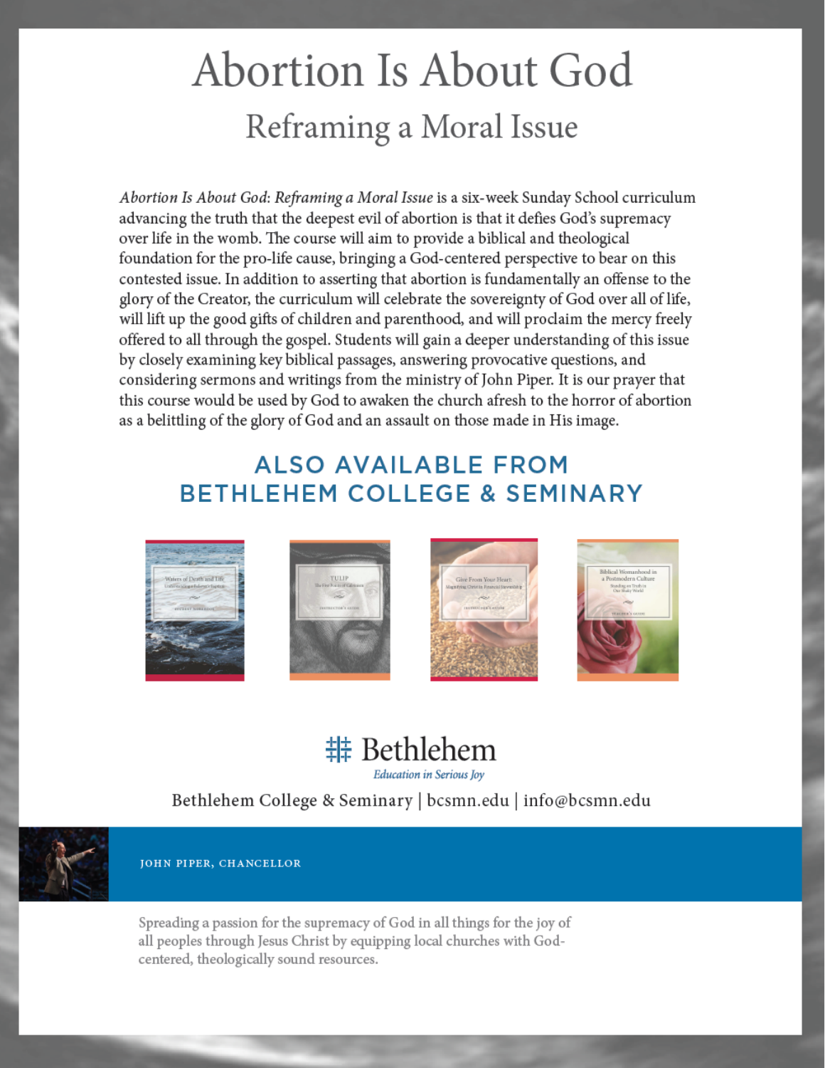# Abortion Is About God

## Reframing a Moral Issue

*Abortion Is About God: Reframing a Moral Issue* is a six-week Sunday School curriculum advancing the truth that the deepest evil of abortion is that it defies God's supremacy over life in the womb. The course will aim to provide a biblical and theological foundation for the pro-life cause, bringing a God-centered perspective to bear on this contested issue. In addition to asserting that abortion is fundamentally an offense to the glory of the Creator, the curriculum will celebrate the sovereignty of God over all of life, will lift up the good gifts of children and parenthood, and will proclaim the mercy freely offered to all through the gospel. Students will gain a deeper understanding of this issue by closely examining key biblical passages, answering provocative questions, and considering sermons and writings from the ministry of John Piper. It is our prayer that this course would be used by God to awaken the church afresh to the horror of abortion as a belittling of the glory of God and an assault on those made in His image.

## ALSO AVAILABLE FROM BETHLEHEM COLLEGE & SEMINARY

Bethlehem

*Education in Serious Joy*

Bethlehem College & Seminary | bcsmn.edu | info@bcsmn.edu

JOHN PIPER, CHANCELLOR

Spreading a passion for the supremacy of God in all things for the joy of all peoples through Jesus Christ by equipping local churches with God-centered, theologically sound resources.